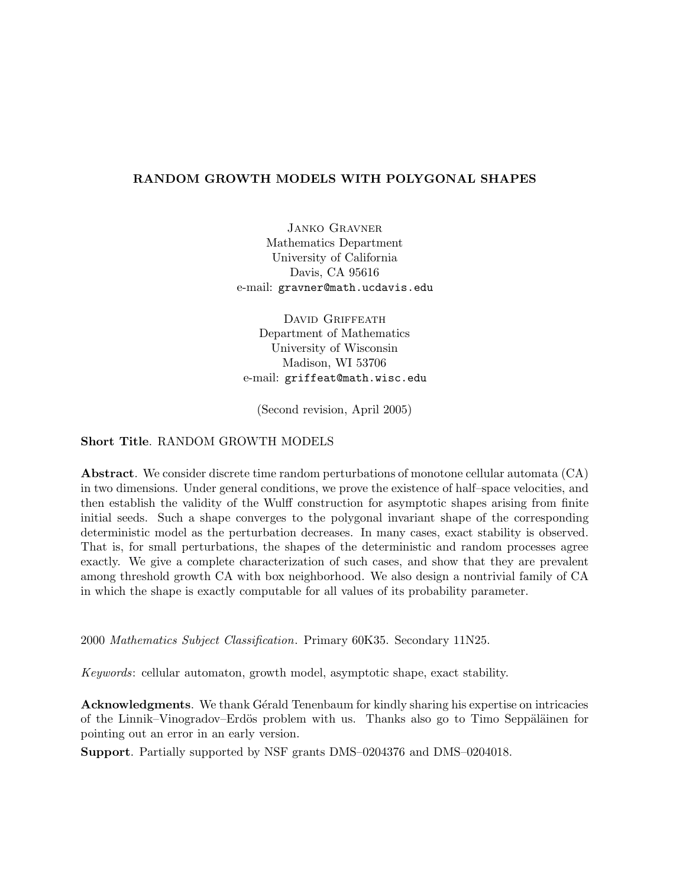# RANDOM GROWTH MODELS WITH POLYGONAL SHAPES

Janko Gravner
Mathematics Department
University of California
Davis, CA 95616
e-mail: gravner@math.ucdavis.edu

David Griffeath
Department of Mathematics
University of Wisconsin
Madison, WI 53706
e-mail: griffeat@math.wisc.edu

(Second revision, April 2005)

**Short Title**. RANDOM GROWTH MODELS

**Abstract**. We consider discrete time random perturbations of monotone cellular automata (CA) in two dimensions. Under general conditions, we prove the existence of half–space velocities, and then establish the validity of the Wulff construction for asymptotic shapes arising from finite initial seeds. Such a shape converges to the polygonal invariant shape of the corresponding deterministic model as the perturbation decreases. In many cases, exact stability is observed. That is, for small perturbations, the shapes of the deterministic and random processes agree exactly. We give a complete characterization of such cases, and show that they are prevalent among threshold growth CA with box neighborhood. We also design a nontrivial family of CA in which the shape is exactly computable for all values of its probability parameter.

2000 *Mathematics Subject Classification*. Primary 60K35. Secondary 11N25.

*Keywords*: cellular automaton, growth model, asymptotic shape, exact stability.

**Acknowledgments**. We thank Gérald Tenenbaum for kindly sharing his expertise on intricacies of the Linnik–Vinogradov–Erdös problem with us. Thanks also go to Timo Seppäläinen for pointing out an error in an early version.

**Support**. Partially supported by NSF grants DMS–0204376 and DMS–0204018.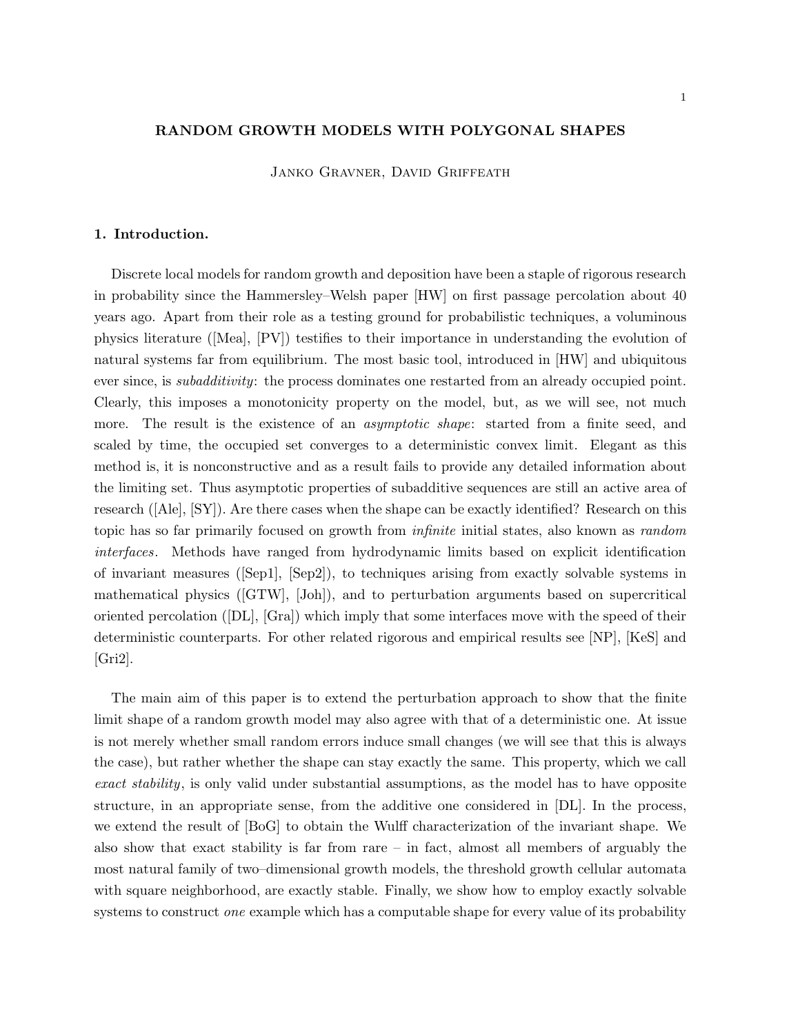**RANDOM GROWTH MODELS WITH POLYGONAL SHAPES**

Janko Gravner, David Griffeath

## 1. Introduction.

Discrete local models for random growth and deposition have been a staple of rigorous research in probability since the Hammersley–Welsh paper [HW] on first passage percolation about 40 years ago. Apart from their role as a testing ground for probabilistic techniques, a voluminous physics literature ([Mea], [PV]) testifies to their importance in understanding the evolution of natural systems far from equilibrium. The most basic tool, introduced in [HW] and ubiquitous ever since, is *subadditivity*: the process dominates one restarted from an already occupied point. Clearly, this imposes a monotonicity property on the model, but, as we will see, not much more. The result is the existence of an *asymptotic shape*: started from a finite seed, and scaled by time, the occupied set converges to a deterministic convex limit. Elegant as this method is, it is nonconstructive and as a result fails to provide any detailed information about the limiting set. Thus asymptotic properties of subadditive sequences are still an active area of research ([Ale], [SY]). Are there cases when the shape can be exactly identified? Research on this topic has so far primarily focused on growth from *infinite* initial states, also known as *random interfaces*. Methods have ranged from hydrodynamic limits based on explicit identification of invariant measures ([Sep1], [Sep2]), to techniques arising from exactly solvable systems in mathematical physics ([GTW], [Joh]), and to perturbation arguments based on supercritical oriented percolation ([DL], [Gra]) which imply that some interfaces move with the speed of their deterministic counterparts. For other related rigorous and empirical results see [NP], [KeS] and [Gri2].

The main aim of this paper is to extend the perturbation approach to show that the finite limit shape of a random growth model may also agree with that of a deterministic one. At issue is not merely whether small random errors induce small changes (we will see that this is always the case), but rather whether the shape can stay exactly the same. This property, which we call *exact stability*, is only valid under substantial assumptions, as the model has to have opposite structure, in an appropriate sense, from the additive one considered in [DL]. In the process, we extend the result of [BoG] to obtain the Wulff characterization of the invariant shape. We also show that exact stability is far from rare – in fact, almost all members of arguably the most natural family of two–dimensional growth models, the threshold growth cellular automata with square neighborhood, are exactly stable. Finally, we show how to employ exactly solvable systems to construct *one* example which has a computable shape for every value of its probability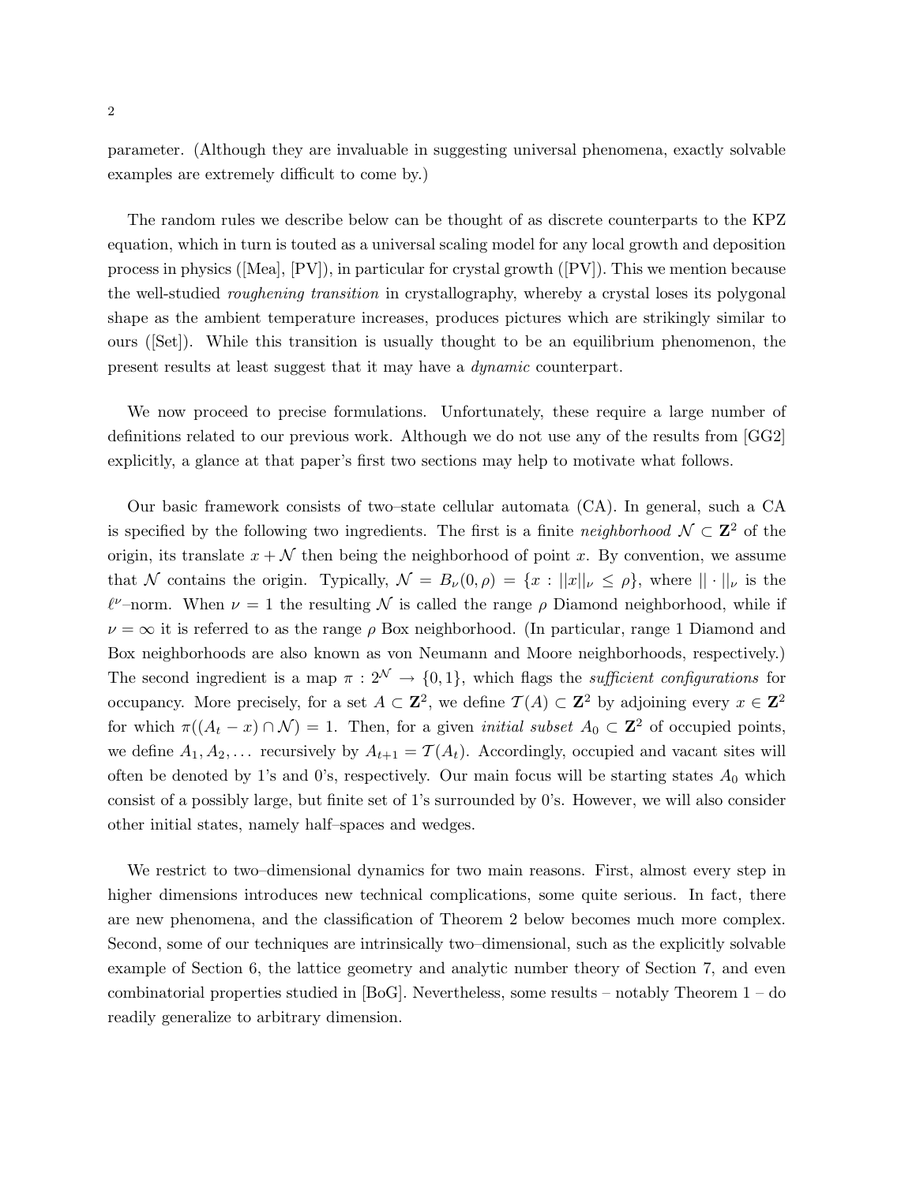parameter. (Although they are invaluable in suggesting universal phenomena, exactly solvable examples are extremely difficult to come by.)

The random rules we describe below can be thought of as discrete counterparts to the KPZ equation, which in turn is touted as a universal scaling model for any local growth and deposition process in physics ([Mea], [PV]), in particular for crystal growth ([PV]). This we mention because the well-studied *roughening transition* in crystallography, whereby a crystal loses its polygonal shape as the ambient temperature increases, produces pictures which are strikingly similar to ours ([Set]). While this transition is usually thought to be an equilibrium phenomenon, the present results at least suggest that it may have a *dynamic* counterpart.

We now proceed to precise formulations. Unfortunately, these require a large number of definitions related to our previous work. Although we do not use any of the results from [GG2] explicitly, a glance at that paper's first two sections may help to motivate what follows.

Our basic framework consists of two–state cellular automata (CA). In general, such a CA is specified by the following two ingredients. The first is a finite *neighborhood* $\mathcal{N} \subset \mathbf{Z}^2$ of the origin, its translate $x + \mathcal{N}$ then being the neighborhood of point $x$. By convention, we assume that $\mathcal{N}$ contains the origin. Typically, $\mathcal{N} = B_\nu(0, \rho) = \{x : ||x||_\nu \leq \rho\}$, where $|| \cdot ||_\nu$ is the $\ell^\nu$–norm. When $\nu = 1$ the resulting $\mathcal{N}$ is called the range $\rho$ Diamond neighborhood, while if $\nu = \infty$ it is referred to as the range $\rho$ Box neighborhood. (In particular, range 1 Diamond and Box neighborhoods are also known as von Neumann and Moore neighborhoods, respectively.) The second ingredient is a map $\pi : 2^{\mathcal{N}} \to \{0, 1\}$, which flags the *sufficient configurations* for occupancy. More precisely, for a set $A \subset \mathbf{Z}^2$, we define $\mathcal{T}(A) \subset \mathbf{Z}^2$ by adjoining every $x \in \mathbf{Z}^2$ for which $\pi((A_t - x) \cap \mathcal{N}) = 1$. Then, for a given *initial subset* $A_0 \subset \mathbf{Z}^2$ of occupied points, we define $A_1, A_2, \ldots$ recursively by $A_{t+1} = \mathcal{T}(A_t)$. Accordingly, occupied and vacant sites will often be denoted by 1's and 0's, respectively. Our main focus will be starting states $A_0$ which consist of a possibly large, but finite set of 1's surrounded by 0's. However, we will also consider other initial states, namely half–spaces and wedges.

We restrict to two–dimensional dynamics for two main reasons. First, almost every step in higher dimensions introduces new technical complications, some quite serious. In fact, there are new phenomena, and the classification of Theorem 2 below becomes much more complex. Second, some of our techniques are intrinsically two–dimensional, such as the explicitly solvable example of Section 6, the lattice geometry and analytic number theory of Section 7, and even combinatorial properties studied in [BoG]. Nevertheless, some results – notably Theorem 1 – do readily generalize to arbitrary dimension.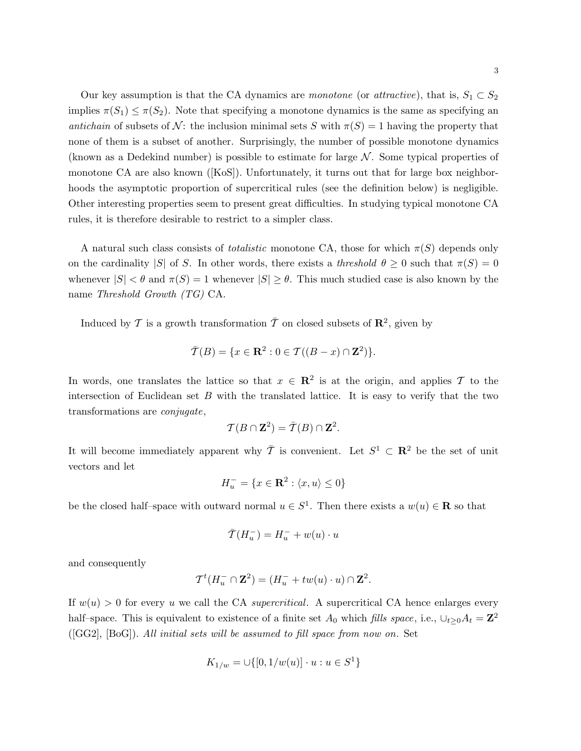Our key assumption is that the CA dynamics are *monotone* (or *attractive*), that is, $S_1 \subset S_2$ implies $\pi(S_1) \leq \pi(S_2)$. Note that specifying a monotone dynamics is the same as specifying an *antichain* of subsets of $\mathcal{N}$: the inclusion minimal sets $S$ with $\pi(S) = 1$ having the property that none of them is a subset of another. Surprisingly, the number of possible monotone dynamics (known as a Dedekind number) is possible to estimate for large $\mathcal{N}$. Some typical properties of monotone CA are also known ([KoS]). Unfortunately, it turns out that for large box neighborhoods the asymptotic proportion of supercritical rules (see the definition below) is negligible. Other interesting properties seem to present great difficulties. In studying typical monotone CA rules, it is therefore desirable to restrict to a simpler class.

A natural such class consists of *totalistic* monotone CA, those for which $\pi(S)$ depends only on the cardinality $|S|$ of $S$. In other words, there exists a *threshold* $\theta \geq 0$ such that $\pi(S) = 0$ whenever $|S| < \theta$ and $\pi(S) = 1$ whenever $|S| \geq \theta$. This much studied case is also known by the name *Threshold Growth (TG)* CA.

Induced by $\mathcal{T}$ is a growth transformation $\bar{\mathcal{T}}$ on closed subsets of $\mathbf{R}^2$, given by

$$\bar{\mathcal{T}}(B) = \{x \in \mathbf{R}^2 : 0 \in \mathcal{T}((B - x) \cap \mathbf{Z}^2)\}.$$

In words, one translates the lattice so that $x \in \mathbf{R}^2$ is at the origin, and applies $\mathcal{T}$ to the intersection of Euclidean set $B$ with the translated lattice. It is easy to verify that the two transformations are *conjugate*,

$$\mathcal{T}(B \cap \mathbf{Z}^2) = \bar{\mathcal{T}}(B) \cap \mathbf{Z}^2.$$

It will become immediately apparent why $\bar{\mathcal{T}}$ is convenient. Let $S^1 \subset \mathbf{R}^2$ be the set of unit vectors and let

$$H_u^- = \{x \in \mathbf{R}^2 : \langle x, u \rangle \leq 0\}$$

be the closed half–space with outward normal $u \in S^1$. Then there exists a $w(u) \in \mathbf{R}$ so that

$$\bar{\mathcal{T}}(H_u^-) = H_u^- + w(u) \cdot u$$

and consequently

$$\mathcal{T}^t(H_u^- \cap \mathbf{Z}^2) = (H_u^- + tw(u) \cdot u) \cap \mathbf{Z}^2.$$

If $w(u) > 0$ for every $u$ we call the CA *supercritical*. A supercritical CA hence enlarges every half–space. This is equivalent to existence of a finite set $A_0$ which *fills space*, i.e., $\cup_{t \geq 0} A_t = \mathbf{Z}^2$ ([GG2], [BoG]). *All initial sets will be assumed to fill space from now on.* Set

$$K_{1/w} = \cup\{[0, 1/w(u)] \cdot u : u \in S^1\}$$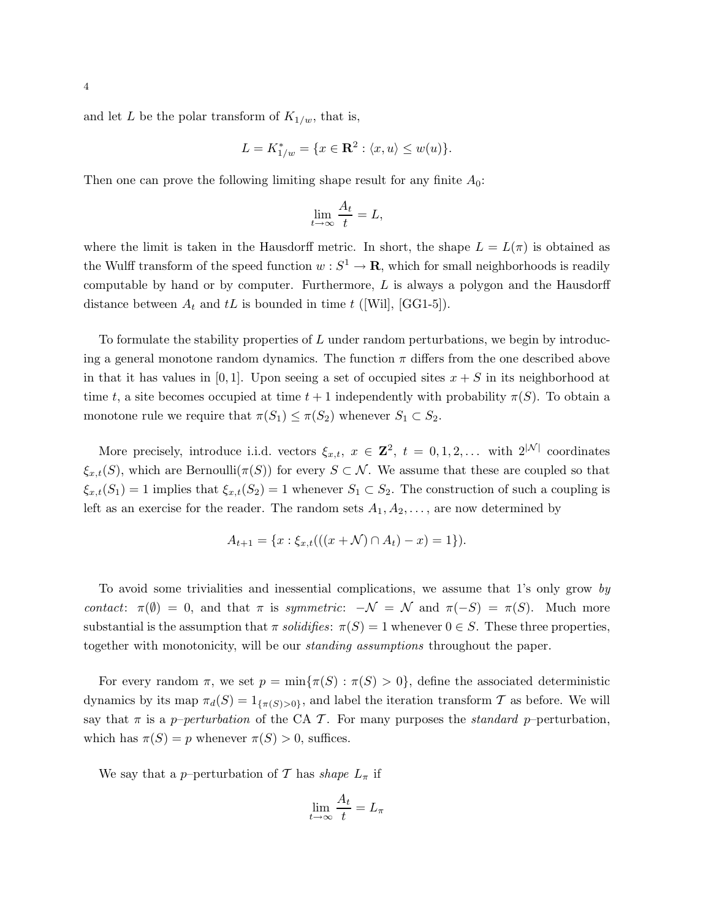and let $L$ be the polar transform of $K_{1/w}$, that is,

$$L = K_{1/w}^* = \{x \in \mathbf{R}^2 : \langle x, u \rangle \leq w(u)\}.$$

Then one can prove the following limiting shape result for any finite $A_0$:

$$\lim_{t \to \infty} \frac{A_t}{t} = L,$$

where the limit is taken in the Hausdorff metric. In short, the shape $L = L(\pi)$ is obtained as the Wulff transform of the speed function $w : S^1 \to \mathbf{R}$, which for small neighborhoods is readily computable by hand or by computer. Furthermore, $L$ is always a polygon and the Hausdorff distance between $A_t$ and $tL$ is bounded in time $t$ ([Wil], [GG1-5]).

To formulate the stability properties of $L$ under random perturbations, we begin by introducing a general monotone random dynamics. The function $\pi$ differs from the one described above in that it has values in $[0, 1]$. Upon seeing a set of occupied sites $x + S$ in its neighborhood at time $t$, a site becomes occupied at time $t + 1$ independently with probability $\pi(S)$. To obtain a monotone rule we require that $\pi(S_1) \leq \pi(S_2)$ whenever $S_1 \subset S_2$.

More precisely, introduce i.i.d. vectors $\xi_{x,t}$, $x \in \mathbf{Z}^2$, $t = 0, 1, 2, \dots$ with $2^{|\mathcal{N}|}$ coordinates $\xi_{x,t}(S)$, which are Bernoulli($\pi(S)$) for every $S \subset \mathcal{N}$. We assume that these are coupled so that $\xi_{x,t}(S_1) = 1$ implies that $\xi_{x,t}(S_2) = 1$ whenever $S_1 \subset S_2$. The construction of such a coupling is left as an exercise for the reader. The random sets $A_1, A_2, \dots$, are now determined by

$$A_{t+1} = \{x : \xi_{x,t}(((x + \mathcal{N}) \cap A_t) - x) = 1\}).$$

To avoid some trivialities and inessential complications, we assume that 1's only grow *by contact*: $\pi(\emptyset) = 0$, and that $\pi$ is *symmetric*: $-\mathcal{N} = \mathcal{N}$ and $\pi(-S) = \pi(S)$. Much more substantial is the assumption that $\pi$ *solidifies*: $\pi(S) = 1$ whenever $0 \in S$. These three properties, together with monotonicity, will be our *standing assumptions* throughout the paper.

For every random $\pi$, we set $p = \min\{\pi(S) : \pi(S) > 0\}$, define the associated deterministic dynamics by its map $\pi_d(S) = 1_{\{\pi(S)>0\}}$, and label the iteration transform $\mathcal{T}$ as before. We will say that $\pi$ is a *p–perturbation* of the CA $\mathcal{T}$. For many purposes the *standard* $p$–perturbation, which has $\pi(S) = p$ whenever $\pi(S) > 0$, suffices.

We say that a $p$–perturbation of $\mathcal{T}$ has *shape* $L_\pi$ if

$$\lim_{t \to \infty} \frac{A_t}{t} = L_\pi$$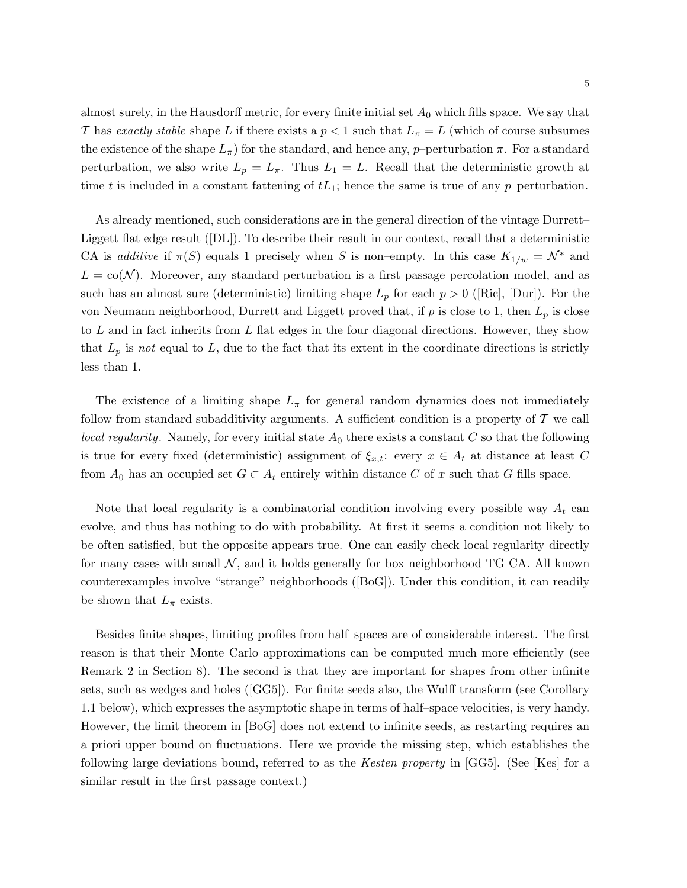almost surely, in the Hausdorff metric, for every finite initial set $A_0$ which fills space. We say that $\mathcal{T}$ has *exactly stable* shape $L$ if there exists a $p < 1$ such that $L_\pi = L$ (which of course subsumes the existence of the shape $L_\pi$) for the standard, and hence any, $p$–perturbation $\pi$. For a standard perturbation, we also write $L_p = L_\pi$. Thus $L_1 = L$. Recall that the deterministic growth at time $t$ is included in a constant fattening of $tL_1$; hence the same is true of any $p$–perturbation.

As already mentioned, such considerations are in the general direction of the vintage Durrett–Liggett flat edge result ([DL]). To describe their result in our context, recall that a deterministic CA is *additive* if $\pi(S)$ equals 1 precisely when $S$ is non–empty. In this case $K_{1/w} = \mathcal{N}^*$ and $L = \text{co}(\mathcal{N})$. Moreover, any standard perturbation is a first passage percolation model, and as such has an almost sure (deterministic) limiting shape $L_p$ for each $p > 0$ ([Ric], [Dur]). For the von Neumann neighborhood, Durrett and Liggett proved that, if $p$ is close to 1, then $L_p$ is close to $L$ and in fact inherits from $L$ flat edges in the four diagonal directions. However, they show that $L_p$ is *not* equal to $L$, due to the fact that its extent in the coordinate directions is strictly less than 1.

The existence of a limiting shape $L_\pi$ for general random dynamics does not immediately follow from standard subadditivity arguments. A sufficient condition is a property of $\mathcal{T}$ we call *local regularity*. Namely, for every initial state $A_0$ there exists a constant $C$ so that the following is true for every fixed (deterministic) assignment of $\xi_{x,t}$: every $x \in A_t$ at distance at least $C$ from $A_0$ has an occupied set $G \subset A_t$ entirely within distance $C$ of $x$ such that $G$ fills space.

Note that local regularity is a combinatorial condition involving every possible way $A_t$ can evolve, and thus has nothing to do with probability. At first it seems a condition not likely to be often satisfied, but the opposite appears true. One can easily check local regularity directly for many cases with small $\mathcal{N}$, and it holds generally for box neighborhood TG CA. All known counterexamples involve "strange" neighborhoods ([BoG]). Under this condition, it can readily be shown that $L_\pi$ exists.

Besides finite shapes, limiting profiles from half–spaces are of considerable interest. The first reason is that their Monte Carlo approximations can be computed much more efficiently (see Remark 2 in Section 8). The second is that they are important for shapes from other infinite sets, such as wedges and holes ([GG5]). For finite seeds also, the Wulff transform (see Corollary 1.1 below), which expresses the asymptotic shape in terms of half–space velocities, is very handy. However, the limit theorem in [BoG] does not extend to infinite seeds, as restarting requires an a priori upper bound on fluctuations. Here we provide the missing step, which establishes the following large deviations bound, referred to as the *Kesten property* in [GG5]. (See [Kes] for a similar result in the first passage context.)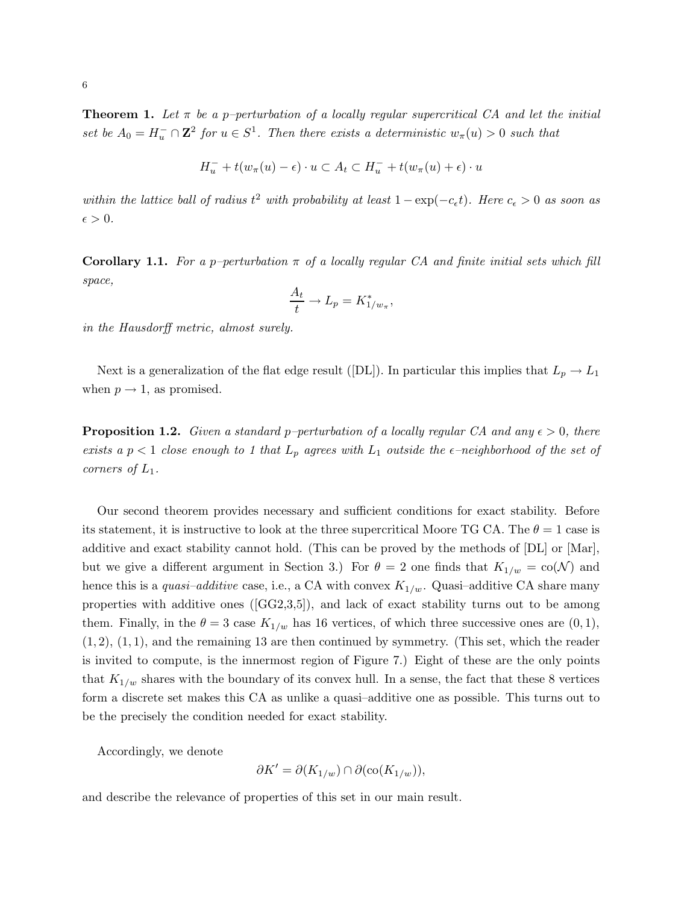**Theorem 1.** *Let $\pi$ be a $p$–perturbation of a locally regular supercritical CA and let the initial set be $A_0 = H_u^- \cap \mathbf{Z}^2$ for $u \in S^1$. Then there exists a deterministic $w_\pi(u) > 0$ such that*

$$H_u^- + t(w_\pi(u) - \epsilon) \cdot u \subset A_t \subset H_u^- + t(w_\pi(u) + \epsilon) \cdot u$$

*within the lattice ball of radius $t^2$ with probability at least $1 - \exp(-c_\epsilon t)$. Here $c_\epsilon > 0$ as soon as $\epsilon > 0$.*

**Corollary 1.1.** *For a $p$–perturbation $\pi$ of a locally regular CA and finite initial sets which fill space,*

$$\frac{A_t}{t} \to L_p = K^*_{1/w_\pi},$$

*in the Hausdorff metric, almost surely.*

Next is a generalization of the flat edge result ([DL]). In particular this implies that $L_p \to L_1$ when $p \to 1$, as promised.

**Proposition 1.2.** *Given a standard $p$–perturbation of a locally regular CA and any $\epsilon > 0$, there exists a $p < 1$ close enough to 1 that $L_p$ agrees with $L_1$ outside the $\epsilon$–neighborhood of the set of corners of $L_1$.*

Our second theorem provides necessary and sufficient conditions for exact stability. Before its statement, it is instructive to look at the three supercritical Moore TG CA. The $\theta = 1$ case is additive and exact stability cannot hold. (This can be proved by the methods of [DL] or [Mar], but we give a different argument in Section 3.) For $\theta = 2$ one finds that $K_{1/w} = \text{co}(\mathcal{N})$ and hence this is a *quasi–additive* case, i.e., a CA with convex $K_{1/w}$. Quasi–additive CA share many properties with additive ones ([GG2,3,5]), and lack of exact stability turns out to be among them. Finally, in the $\theta = 3$ case $K_{1/w}$ has 16 vertices, of which three successive ones are $(0, 1)$, $(1, 2)$, $(1, 1)$, and the remaining 13 are then continued by symmetry. (This set, which the reader is invited to compute, is the innermost region of Figure 7.) Eight of these are the only points that $K_{1/w}$ shares with the boundary of its convex hull. In a sense, the fact that these 8 vertices form a discrete set makes this CA as unlike a quasi–additive one as possible. This turns out to be the precisely the condition needed for exact stability.

Accordingly, we denote

$$\partial K' = \partial(K_{1/w}) \cap \partial(\text{co}(K_{1/w})),$$

and describe the relevance of properties of this set in our main result.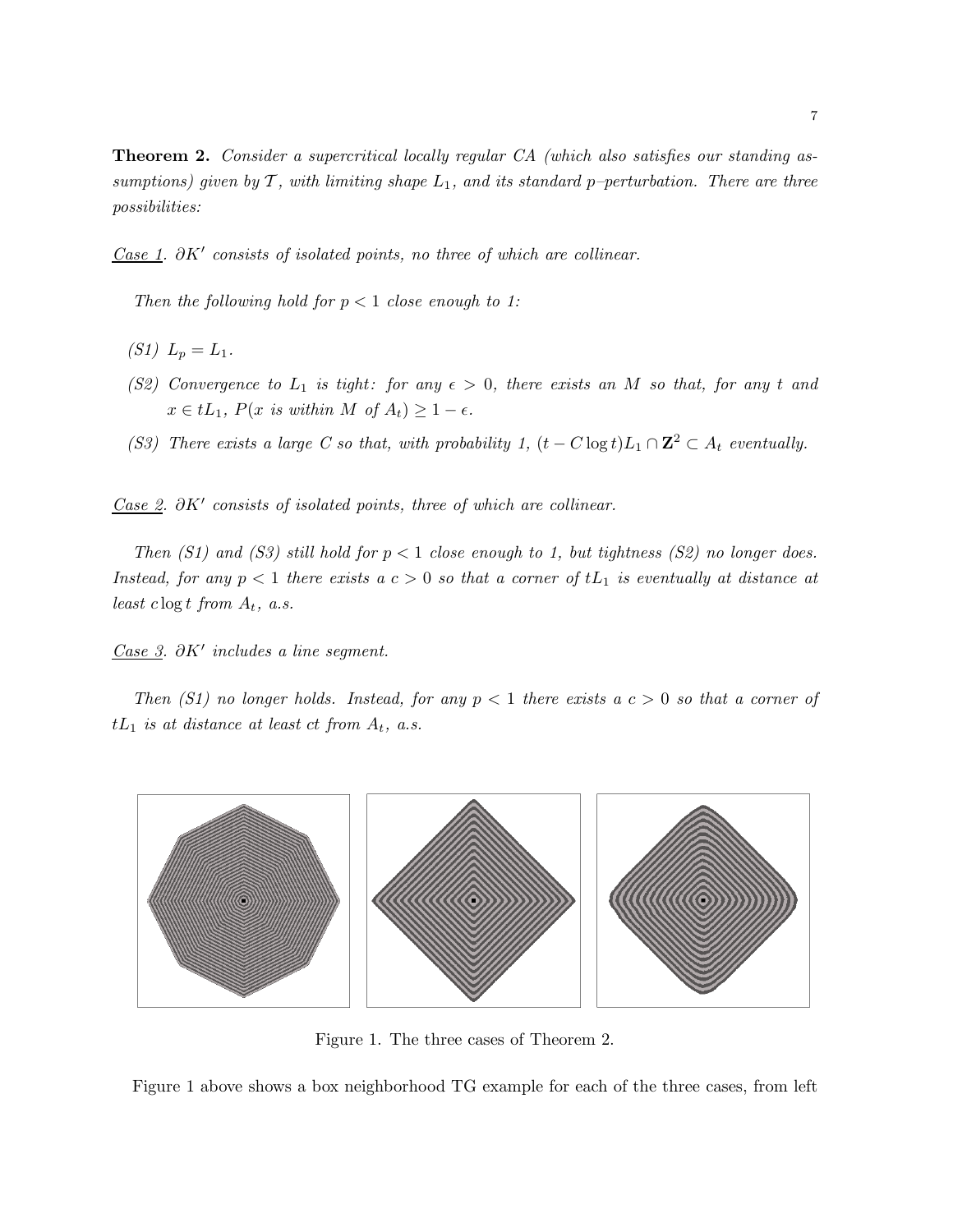**Theorem 2.** *Consider a supercritical locally regular CA (which also satisfies our standing assumptions) given by $\mathcal{T}$, with limiting shape $L_1$, and its standard $p$–perturbation. There are three possibilities:*

<u>*Case 1*</u>. *$\partial K'$ consists of isolated points, no three of which are collinear.*

*Then the following hold for $p < 1$ close enough to 1:*

- *(S1) $L_p = L_1$.*
- *(S2) Convergence to $L_1$ is tight: for any $\epsilon > 0$, there exists an $M$ so that, for any $t$ and $x \in tL_1$, $P(x$ is within $M$ of $A_t) \geq 1 - \epsilon$.*
- *(S3) There exists a large $C$ so that, with probability 1, $(t - C \log t)L_1 \cap \mathbf{Z}^2 \subset A_t$ eventually.*

<u>*Case 2*</u>. *$\partial K'$ consists of isolated points, three of which are collinear.*

*Then (S1) and (S3) still hold for $p < 1$ close enough to 1, but tightness (S2) no longer does. Instead, for any $p < 1$ there exists a $c > 0$ so that a corner of $tL_1$ is eventually at distance at least $c \log t$ from $A_t$, a.s.*

<u>*Case 3*</u>. *$\partial K'$ includes a line segment.*

*Then (S1) no longer holds. Instead, for any $p < 1$ there exists a $c > 0$ so that a corner of $tL_1$ is at distance at least $ct$ from $A_t$, a.s.*

Figure 1. The three cases of Theorem 2.

Figure 1 above shows a box neighborhood TG example for each of the three cases, from left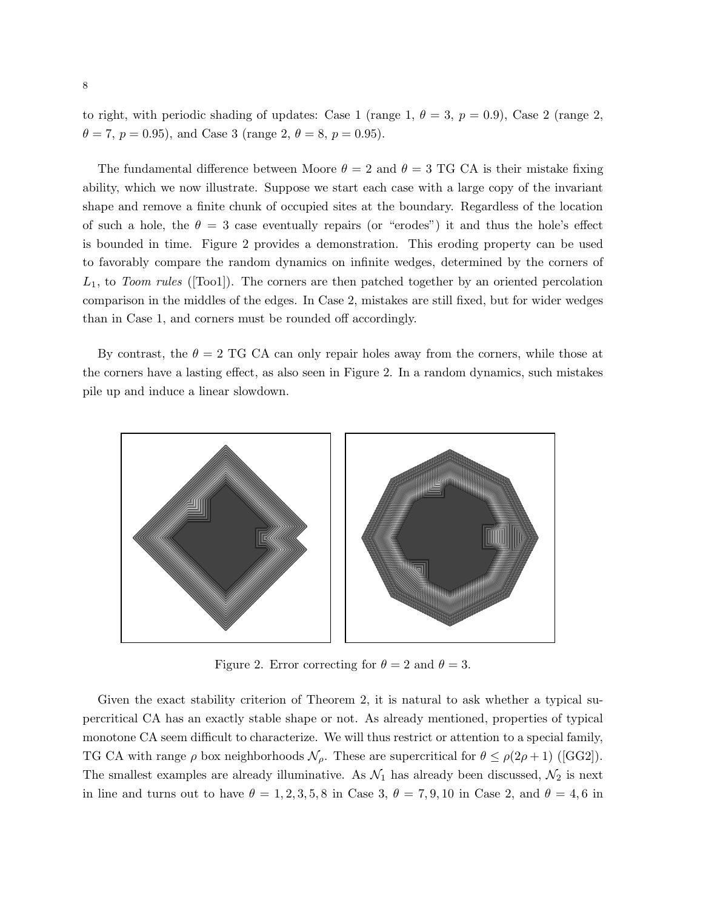to right, with periodic shading of updates: Case 1 (range 1, $\theta = 3$, $p = 0.9$), Case 2 (range 2, $\theta = 7$, $p = 0.95$), and Case 3 (range 2, $\theta = 8$, $p = 0.95$).

The fundamental difference between Moore $\theta = 2$ and $\theta = 3$ TG CA is their mistake fixing ability, which we now illustrate. Suppose we start each case with a large copy of the invariant shape and remove a finite chunk of occupied sites at the boundary. Regardless of the location of such a hole, the $\theta = 3$ case eventually repairs (or "erodes") it and thus the hole's effect is bounded in time. Figure 2 provides a demonstration. This eroding property can be used to favorably compare the random dynamics on infinite wedges, determined by the corners of $L_1$, to *Toom rules* ([Too1]). The corners are then patched together by an oriented percolation comparison in the middles of the edges. In Case 2, mistakes are still fixed, but for wider wedges than in Case 1, and corners must be rounded off accordingly.

By contrast, the $\theta = 2$ TG CA can only repair holes away from the corners, while those at the corners have a lasting effect, as also seen in Figure 2. In a random dynamics, such mistakes pile up and induce a linear slowdown.

Figure 2. Error correcting for $\theta = 2$ and $\theta = 3$.

Given the exact stability criterion of Theorem 2, it is natural to ask whether a typical supercritical CA has an exactly stable shape or not. As already mentioned, properties of typical monotone CA seem difficult to characterize. We will thus restrict or attention to a special family, TG CA with range $\rho$ box neighborhoods $\mathcal{N}_\rho$. These are supercritical for $\theta \le \rho(2\rho + 1)$ ([GG2]). The smallest examples are already illuminative. As $\mathcal{N}_1$ has already been discussed, $\mathcal{N}_2$ is next in line and turns out to have $\theta = 1, 2, 3, 5, 8$ in Case 3, $\theta = 7, 9, 10$ in Case 2, and $\theta = 4, 6$ in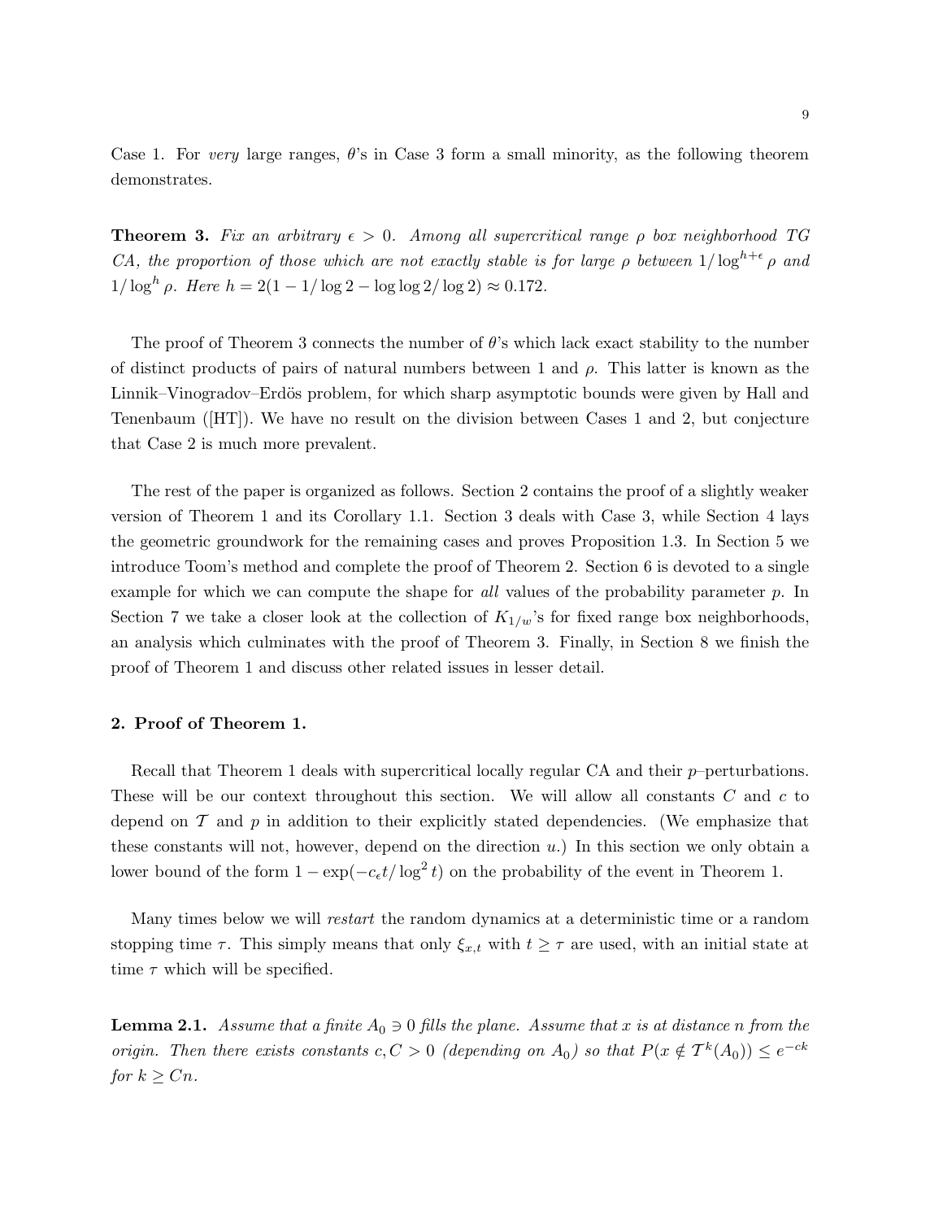Case 1. For *very* large ranges, $\theta$'s in Case 3 form a small minority, as the following theorem demonstrates.

**Theorem 3.** *Fix an arbitrary $\epsilon > 0$. Among all supercritical range $\rho$ box neighborhood TG CA, the proportion of those which are not exactly stable is for large $\rho$ between $1/\log^{h+\epsilon}\rho$ and $1/\log^{h}\rho$. Here $h = 2(1 - 1/\log 2 - \log\log 2/\log 2) \approx 0.172$.*

The proof of Theorem 3 connects the number of $\theta$'s which lack exact stability to the number of distinct products of pairs of natural numbers between 1 and $\rho$. This latter is known as the Linnik–Vinogradov–Erdös problem, for which sharp asymptotic bounds were given by Hall and Tenenbaum ([HT]). We have no result on the division between Cases 1 and 2, but conjecture that Case 2 is much more prevalent.

The rest of the paper is organized as follows. Section 2 contains the proof of a slightly weaker version of Theorem 1 and its Corollary 1.1. Section 3 deals with Case 3, while Section 4 lays the geometric groundwork for the remaining cases and proves Proposition 1.3. In Section 5 we introduce Toom's method and complete the proof of Theorem 2. Section 6 is devoted to a single example for which we can compute the shape for *all* values of the probability parameter $p$. In Section 7 we take a closer look at the collection of $K_{1/w}$'s for fixed range box neighborhoods, an analysis which culminates with the proof of Theorem 3. Finally, in Section 8 we finish the proof of Theorem 1 and discuss other related issues in lesser detail.

## 2. Proof of Theorem 1.

Recall that Theorem 1 deals with supercritical locally regular CA and their $p$–perturbations. These will be our context throughout this section. We will allow all constants $C$ and $c$ to depend on $\mathcal{T}$ and $p$ in addition to their explicitly stated dependencies. (We emphasize that these constants will not, however, depend on the direction $u$.) In this section we only obtain a lower bound of the form $1 - \exp(-c_\epsilon t/\log^2 t)$ on the probability of the event in Theorem 1.

Many times below we will *restart* the random dynamics at a deterministic time or a random stopping time $\tau$. This simply means that only $\xi_{x,t}$ with $t \geq \tau$ are used, with an initial state at time $\tau$ which will be specified.

**Lemma 2.1.** *Assume that a finite $A_0 \ni 0$ fills the plane. Assume that $x$ is at distance $n$ from the origin. Then there exists constants $c, C > 0$ (depending on $A_0$) so that $P(x \notin \mathcal{T}^k(A_0)) \leq e^{-ck}$ for $k \geq Cn$.*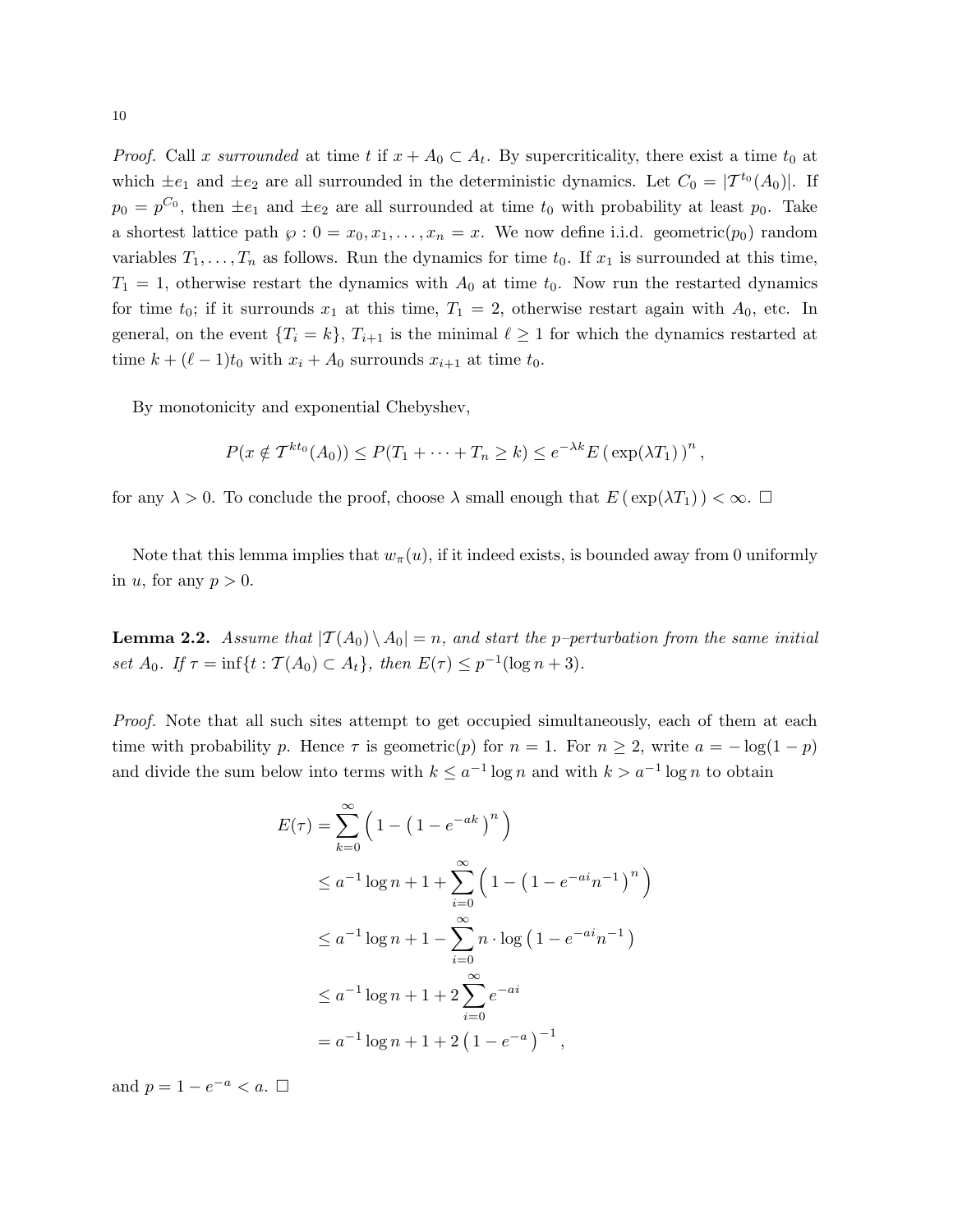*Proof.* Call $x$ *surrounded* at time $t$ if $x + A_0 \subset A_t$. By supercriticality, there exist a time $t_0$ at which $\pm e_1$ and $\pm e_2$ are all surrounded in the deterministic dynamics. Let $C_0 = |\mathcal{T}^{t_0}(A_0)|$. If $p_0 = p^{C_0}$, then $\pm e_1$ and $\pm e_2$ are all surrounded at time $t_0$ with probability at least $p_0$. Take a shortest lattice path $\wp : 0 = x_0, x_1, \ldots, x_n = x$. We now define i.i.d. geometric($p_0$) random variables $T_1, \ldots, T_n$ as follows. Run the dynamics for time $t_0$. If $x_1$ is surrounded at this time, $T_1 = 1$, otherwise restart the dynamics with $A_0$ at time $t_0$. Now run the restarted dynamics for time $t_0$; if it surrounds $x_1$ at this time, $T_1 = 2$, otherwise restart again with $A_0$, etc. In general, on the event $\{T_i = k\}$, $T_{i+1}$ is the minimal $\ell \geq 1$ for which the dynamics restarted at time $k + (\ell - 1)t_0$ with $x_i + A_0$ surrounds $x_{i+1}$ at time $t_0$.

By monotonicity and exponential Chebyshev,

$$P(x \notin \mathcal{T}^{kt_0}(A_0)) \leq P(T_1 + \cdots + T_n \geq k) \leq e^{-\lambda k} E\left(\exp(\lambda T_1)\right)^n,$$

for any $\lambda > 0$. To conclude the proof, choose $\lambda$ small enough that $E\left(\exp(\lambda T_1)\right) < \infty$. □

Note that this lemma implies that $w_\pi(u)$, if it indeed exists, is bounded away from 0 uniformly in $u$, for any $p > 0$.

**Lemma 2.2.** *Assume that $|\mathcal{T}(A_0) \setminus A_0| = n$, and start the $p$–perturbation from the same initial set $A_0$. If $\tau = \inf\{t : \mathcal{T}(A_0) \subset A_t\}$, then $E(\tau) \leq p^{-1}(\log n + 3)$.*

*Proof.* Note that all such sites attempt to get occupied simultaneously, each of them at each time with probability $p$. Hence $\tau$ is geometric($p$) for $n = 1$. For $n \geq 2$, write $a = -\log(1-p)$ and divide the sum below into terms with $k \leq a^{-1}\log n$ and with $k > a^{-1}\log n$ to obtain

$$
\begin{aligned}
E(\tau) &= \sum_{k=0}^{\infty} \left(1 - \left(1 - e^{-ak}\right)^n\right) \\
&\leq a^{-1}\log n + 1 + \sum_{i=0}^{\infty} \left(1 - \left(1 - e^{-ai}n^{-1}\right)^n\right) \\
&\leq a^{-1}\log n + 1 - \sum_{i=0}^{\infty} n \cdot \log\left(1 - e^{-ai}n^{-1}\right) \\
&\leq a^{-1}\log n + 1 + 2\sum_{i=0}^{\infty} e^{-ai} \\
&= a^{-1}\log n + 1 + 2\left(1 - e^{-a}\right)^{-1},
\end{aligned}
$$

and $p = 1 - e^{-a} < a$. □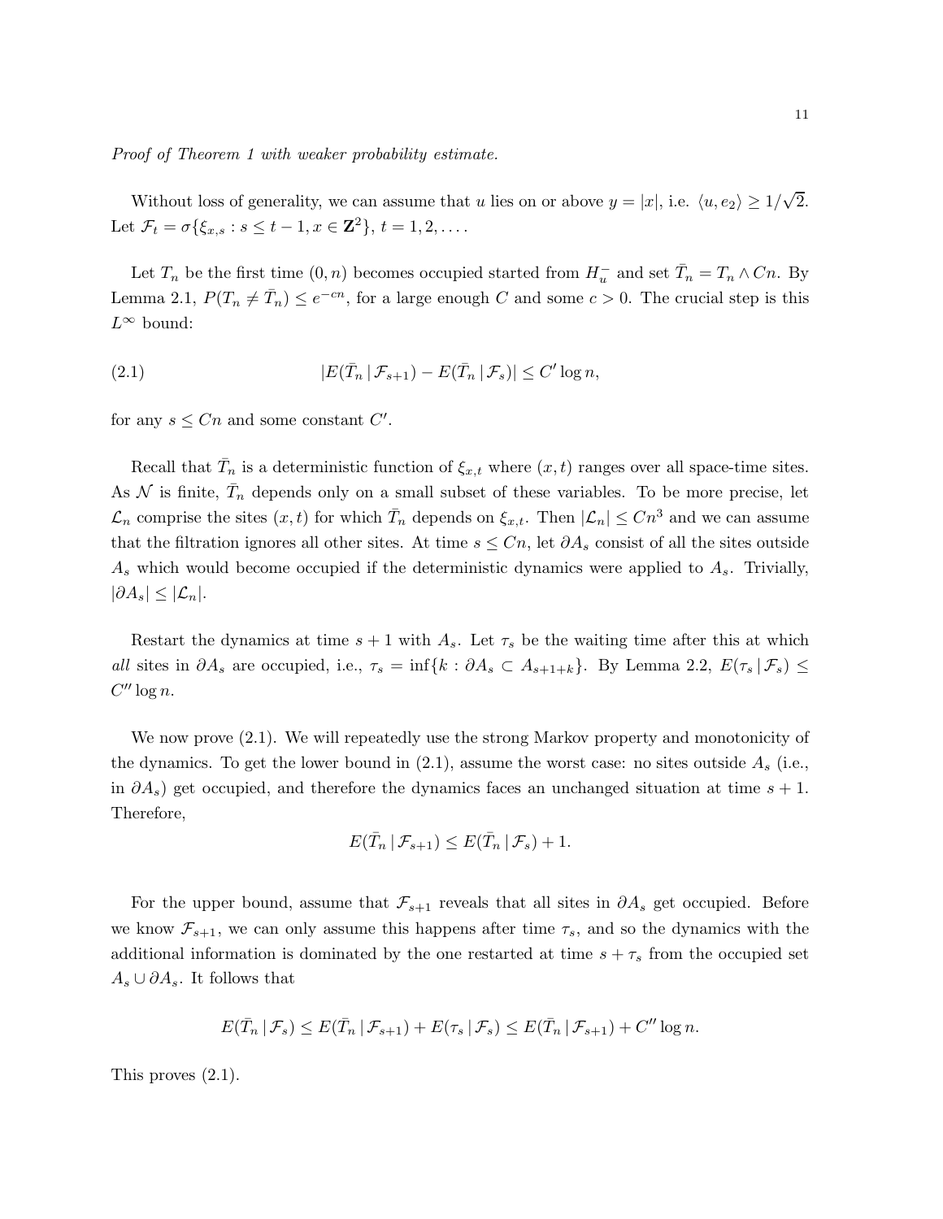*Proof of Theorem 1 with weaker probability estimate.*

Without loss of generality, we can assume that $u$ lies on or above $y = |x|$, i.e. $\langle u, e_2 \rangle \geq 1/\sqrt{2}$. Let $\mathcal{F}_t = \sigma\{\xi_{x,s} : s \leq t-1, x \in \mathbf{Z}^2\}$, $t = 1, 2, \ldots$.

Let $T_n$ be the first time $(0, n)$ becomes occupied started from $H_u^-$ and set $\bar{T}_n = T_n \wedge Cn$. By Lemma 2.1, $P(T_n \neq \bar{T}_n) \leq e^{-cn}$, for a large enough $C$ and some $c > 0$. The crucial step is this $L^\infty$ bound:

$$|E(\bar{T}_n \,|\, \mathcal{F}_{s+1}) - E(\bar{T}_n \,|\, \mathcal{F}_s)| \leq C' \log n, \tag{2.1}$$

for any $s \leq Cn$ and some constant $C'$.

Recall that $\bar{T}_n$ is a deterministic function of $\xi_{x,t}$ where $(x, t)$ ranges over all space-time sites. As $\mathcal{N}$ is finite, $\bar{T}_n$ depends only on a small subset of these variables. To be more precise, let $\mathcal{L}_n$ comprise the sites $(x, t)$ for which $\bar{T}_n$ depends on $\xi_{x,t}$. Then $|\mathcal{L}_n| \leq Cn^3$ and we can assume that the filtration ignores all other sites. At time $s \leq Cn$, let $\partial A_s$ consist of all the sites outside $A_s$ which would become occupied if the deterministic dynamics were applied to $A_s$. Trivially, $|\partial A_s| \leq |\mathcal{L}_n|$.

Restart the dynamics at time $s+1$ with $A_s$. Let $\tau_s$ be the waiting time after this at which *all* sites in $\partial A_s$ are occupied, i.e., $\tau_s = \inf\{k : \partial A_s \subset A_{s+1+k}\}$. By Lemma 2.2, $E(\tau_s \,|\, \mathcal{F}_s) \leq C'' \log n$.

We now prove (2.1). We will repeatedly use the strong Markov property and monotonicity of the dynamics. To get the lower bound in (2.1), assume the worst case: no sites outside $A_s$ (i.e., in $\partial A_s$) get occupied, and therefore the dynamics faces an unchanged situation at time $s+1$. Therefore,

$$E(\bar{T}_n \,|\, \mathcal{F}_{s+1}) \leq E(\bar{T}_n \,|\, \mathcal{F}_s) + 1.$$

For the upper bound, assume that $\mathcal{F}_{s+1}$ reveals that all sites in $\partial A_s$ get occupied. Before we know $\mathcal{F}_{s+1}$, we can only assume this happens after time $\tau_s$, and so the dynamics with the additional information is dominated by the one restarted at time $s + \tau_s$ from the occupied set $A_s \cup \partial A_s$. It follows that

$$E(\bar{T}_n \,|\, \mathcal{F}_s) \leq E(\bar{T}_n \,|\, \mathcal{F}_{s+1}) + E(\tau_s \,|\, \mathcal{F}_s) \leq E(\bar{T}_n \,|\, \mathcal{F}_{s+1}) + C'' \log n.$$

This proves (2.1).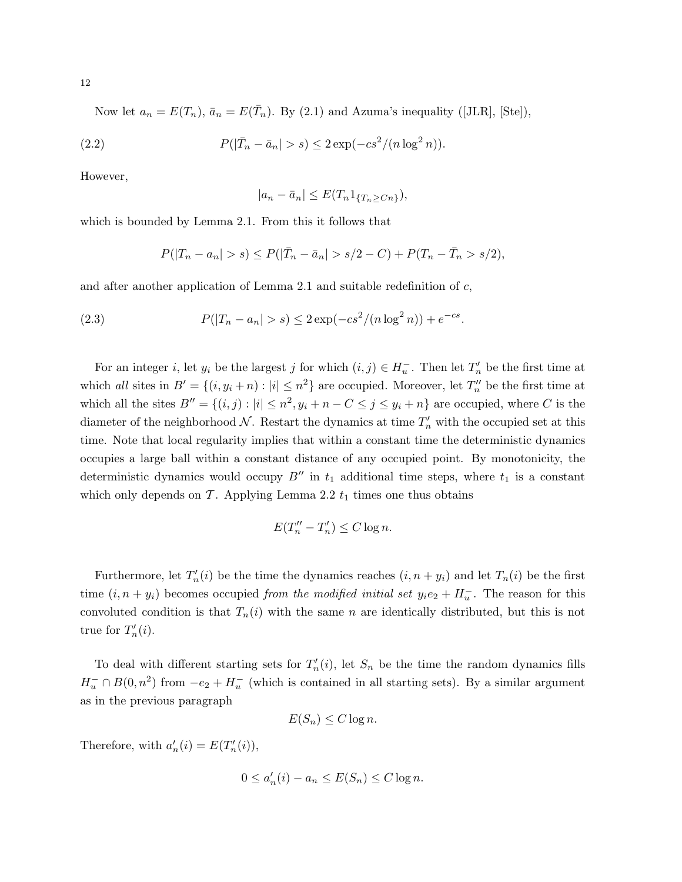Now let $a_n = E(T_n)$, $\bar{a}_n = E(\bar{T}_n)$. By (2.1) and Azuma's inequality ([JLR], [Ste]),

$$P(|\bar{T}_n - \bar{a}_n| > s) \le 2\exp(-cs^2/(n\log^2 n)). \tag{2.2}$$

However,

$$|a_n - \bar{a}_n| \le E(T_n 1_{\{T_n \ge Cn\}}),$$

which is bounded by Lemma 2.1. From this it follows that

$$P(|T_n - a_n| > s) \le P(|\bar{T}_n - \bar{a}_n| > s/2 - C) + P(T_n - \bar{T}_n > s/2),$$

and after another application of Lemma 2.1 and suitable redefinition of $c$,

$$P(|T_n - a_n| > s) \le 2\exp(-cs^2/(n\log^2 n)) + e^{-cs}. \tag{2.3}$$

For an integer $i$, let $y_i$ be the largest $j$ for which $(i,j) \in H_u^-$. Then let $T_n'$ be the first time at which *all* sites in $B' = \{(i, y_i + n) : |i| \le n^2\}$ are occupied. Moreover, let $T_n''$ be the first time at which all the sites $B'' = \{(i,j) : |i| \le n^2, y_i + n - C \le j \le y_i + n\}$ are occupied, where $C$ is the diameter of the neighborhood $\mathcal{N}$. Restart the dynamics at time $T_n'$ with the occupied set at this time. Note that local regularity implies that within a constant time the deterministic dynamics occupies a large ball within a constant distance of any occupied point. By monotonicity, the deterministic dynamics would occupy $B''$ in $t_1$ additional time steps, where $t_1$ is a constant which only depends on $\mathcal{T}$. Applying Lemma 2.2 $t_1$ times one thus obtains

$$E(T_n'' - T_n') \le C\log n.$$

Furthermore, let $T_n'(i)$ be the time the dynamics reaches $(i, n + y_i)$ and let $T_n(i)$ be the first time $(i, n + y_i)$ becomes occupied *from the modified initial set* $y_i e_2 + H_u^-$. The reason for this convoluted condition is that $T_n(i)$ with the same $n$ are identically distributed, but this is not true for $T_n'(i)$.

To deal with different starting sets for $T_n'(i)$, let $S_n$ be the time the random dynamics fills $H_u^- \cap B(0, n^2)$ from $-e_2 + H_u^-$ (which is contained in all starting sets). By a similar argument as in the previous paragraph

$$E(S_n) \le C\log n.$$

Therefore, with $a_n'(i) = E(T_n'(i))$,

$$0 \le a_n'(i) - a_n \le E(S_n) \le C\log n.$$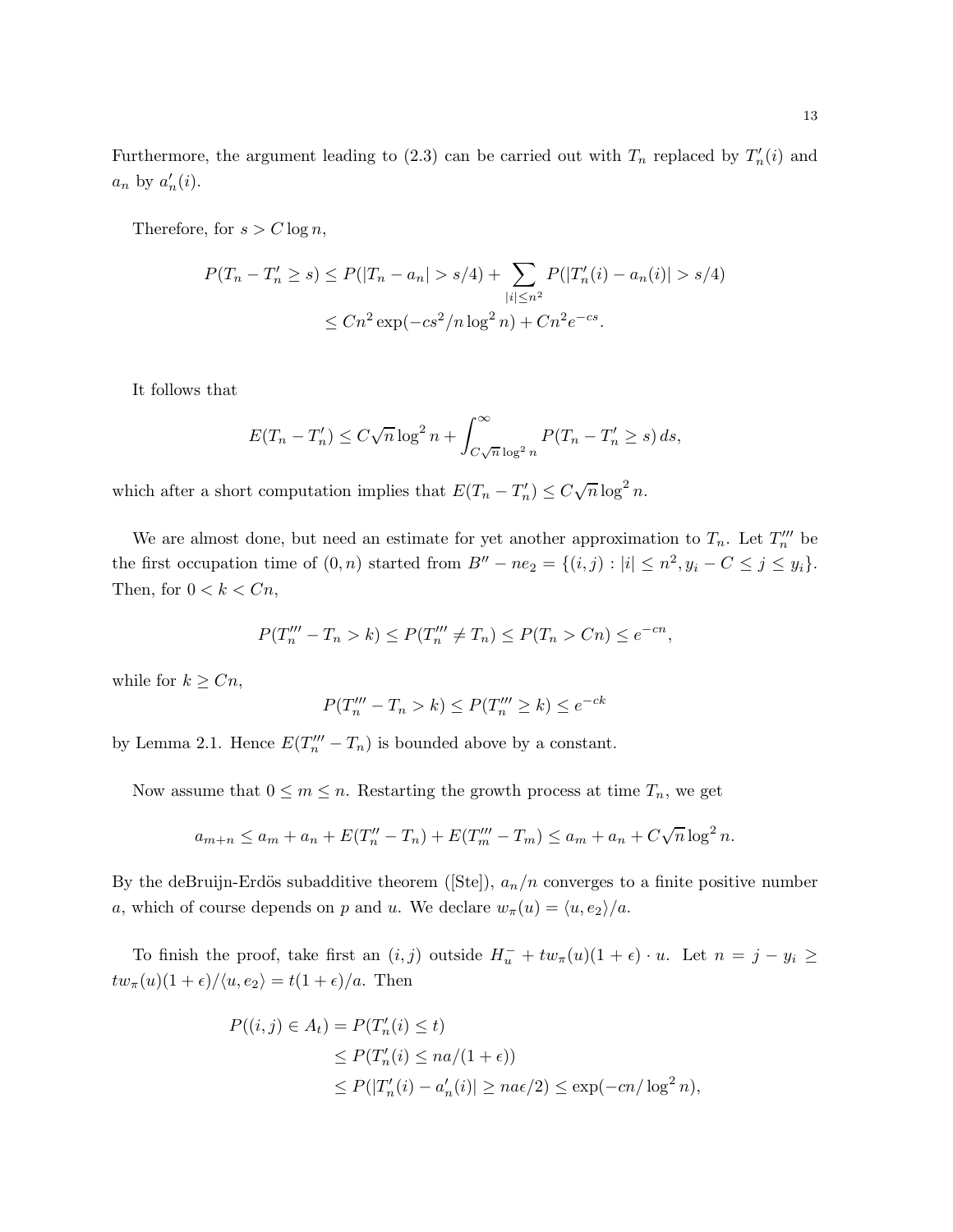Furthermore, the argument leading to (2.3) can be carried out with $T_n$ replaced by $T_n'(i)$ and $a_n$ by $a_n'(i)$.

Therefore, for $s > C \log n$,

$$
\begin{aligned}
P(T_n - T_n' \geq s) &\leq P(|T_n - a_n| > s/4) + \sum_{|i| \leq n^2} P(|T_n'(i) - a_n(i)| > s/4) \\
&\leq Cn^2 \exp(-cs^2/n \log^2 n) + Cn^2 e^{-cs}.
\end{aligned}
$$

It follows that

$$
E(T_n - T_n') \leq C\sqrt{n} \log^2 n + \int_{C\sqrt{n}\log^2 n}^{\infty} P(T_n - T_n' \geq s)\, ds,
$$

which after a short computation implies that $E(T_n - T_n') \leq C\sqrt{n} \log^2 n$.

We are almost done, but need an estimate for yet another approximation to $T_n$. Let $T_n'''$ be the first occupation time of $(0, n)$ started from $B'' - ne_2 = \{(i,j) : |i| \leq n^2, y_i - C \leq j \leq y_i\}$. Then, for $0 < k < Cn$,

$$
P(T_n''' - T_n > k) \leq P(T_n''' \neq T_n) \leq P(T_n > Cn) \leq e^{-cn},
$$

while for $k \geq Cn$,

$$
P(T_n''' - T_n > k) \leq P(T_n''' \geq k) \leq e^{-ck}
$$

by Lemma 2.1. Hence $E(T_n''' - T_n)$ is bounded above by a constant.

Now assume that $0 \leq m \leq n$. Restarting the growth process at time $T_n$, we get

$$
a_{m+n} \leq a_m + a_n + E(T_n'' - T_n) + E(T_m''' - T_m) \leq a_m + a_n + C\sqrt{n} \log^2 n.
$$

By the deBruijn-Erdös subadditive theorem ([Ste]), $a_n/n$ converges to a finite positive number $a$, which of course depends on $p$ and $u$. We declare $w_\pi(u) = \langle u, e_2 \rangle / a$.

To finish the proof, take first an $(i,j)$ outside $H_u^- + tw_\pi(u)(1+\epsilon) \cdot u$. Let $n = j - y_i \geq tw_\pi(u)(1+\epsilon)/\langle u, e_2 \rangle = t(1+\epsilon)/a$. Then

$$
\begin{aligned}
P((i,j) \in A_t) &= P(T_n'(i) \leq t) \\
&\leq P(T_n'(i) \leq na/(1+\epsilon)) \\
&\leq P(|T_n'(i) - a_n'(i)| \geq na\epsilon/2) \leq \exp(-cn/\log^2 n),
\end{aligned}
$$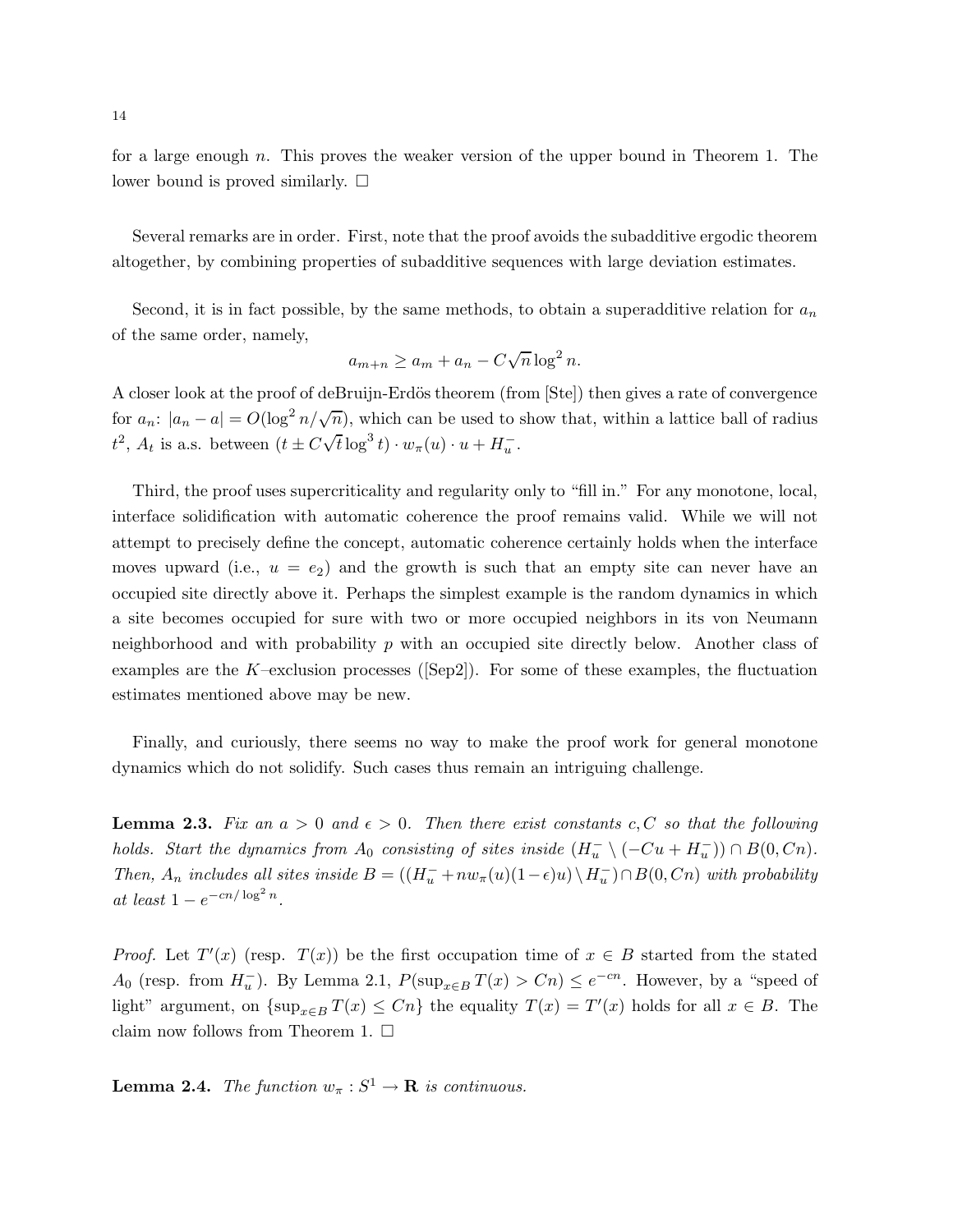for a large enough $n$. This proves the weaker version of the upper bound in Theorem 1. The lower bound is proved similarly. $\square$

Several remarks are in order. First, note that the proof avoids the subadditive ergodic theorem altogether, by combining properties of subadditive sequences with large deviation estimates.

Second, it is in fact possible, by the same methods, to obtain a superadditive relation for $a_n$ of the same order, namely,

$$a_{m+n} \geq a_m + a_n - C\sqrt{n}\log^2 n.$$

A closer look at the proof of deBruijn-Erdös theorem (from [Ste]) then gives a rate of convergence for $a_n$: $|a_n - a| = O(\log^2 n/\sqrt{n})$, which can be used to show that, within a lattice ball of radius $t^2$, $A_t$ is a.s. between $(t \pm C\sqrt{t}\log^3 t) \cdot w_\pi(u) \cdot u + H_u^-$.

Third, the proof uses supercriticality and regularity only to "fill in." For any monotone, local, interface solidification with automatic coherence the proof remains valid. While we will not attempt to precisely define the concept, automatic coherence certainly holds when the interface moves upward (i.e., $u = e_2$) and the growth is such that an empty site can never have an occupied site directly above it. Perhaps the simplest example is the random dynamics in which a site becomes occupied for sure with two or more occupied neighbors in its von Neumann neighborhood and with probability $p$ with an occupied site directly below. Another class of examples are the $K$–exclusion processes ([Sep2]). For some of these examples, the fluctuation estimates mentioned above may be new.

Finally, and curiously, there seems no way to make the proof work for general monotone dynamics which do not solidify. Such cases thus remain an intriguing challenge.

**Lemma 2.3.** *Fix an $a > 0$ and $\epsilon > 0$. Then there exist constants $c, C$ so that the following holds. Start the dynamics from $A_0$ consisting of sites inside $(H_u^- \setminus (-Cu + H_u^-)) \cap B(0, Cn)$. Then, $A_n$ includes all sites inside $B = ((H_u^- + nw_\pi(u)(1-\epsilon)u) \setminus H_u^-) \cap B(0, Cn)$ with probability at least $1 - e^{-cn/\log^2 n}$.*

*Proof.* Let $T'(x)$ (resp. $T(x)$) be the first occupation time of $x \in B$ started from the stated $A_0$ (resp. from $H_u^-$). By Lemma 2.1, $P(\sup_{x\in B} T(x) > Cn) \leq e^{-cn}$. However, by a "speed of light" argument, on $\{\sup_{x\in B} T(x) \leq Cn\}$ the equality $T(x) = T'(x)$ holds for all $x \in B$. The claim now follows from Theorem 1. $\square$

**Lemma 2.4.** *The function $w_\pi : S^1 \to \mathbf{R}$ is continuous.*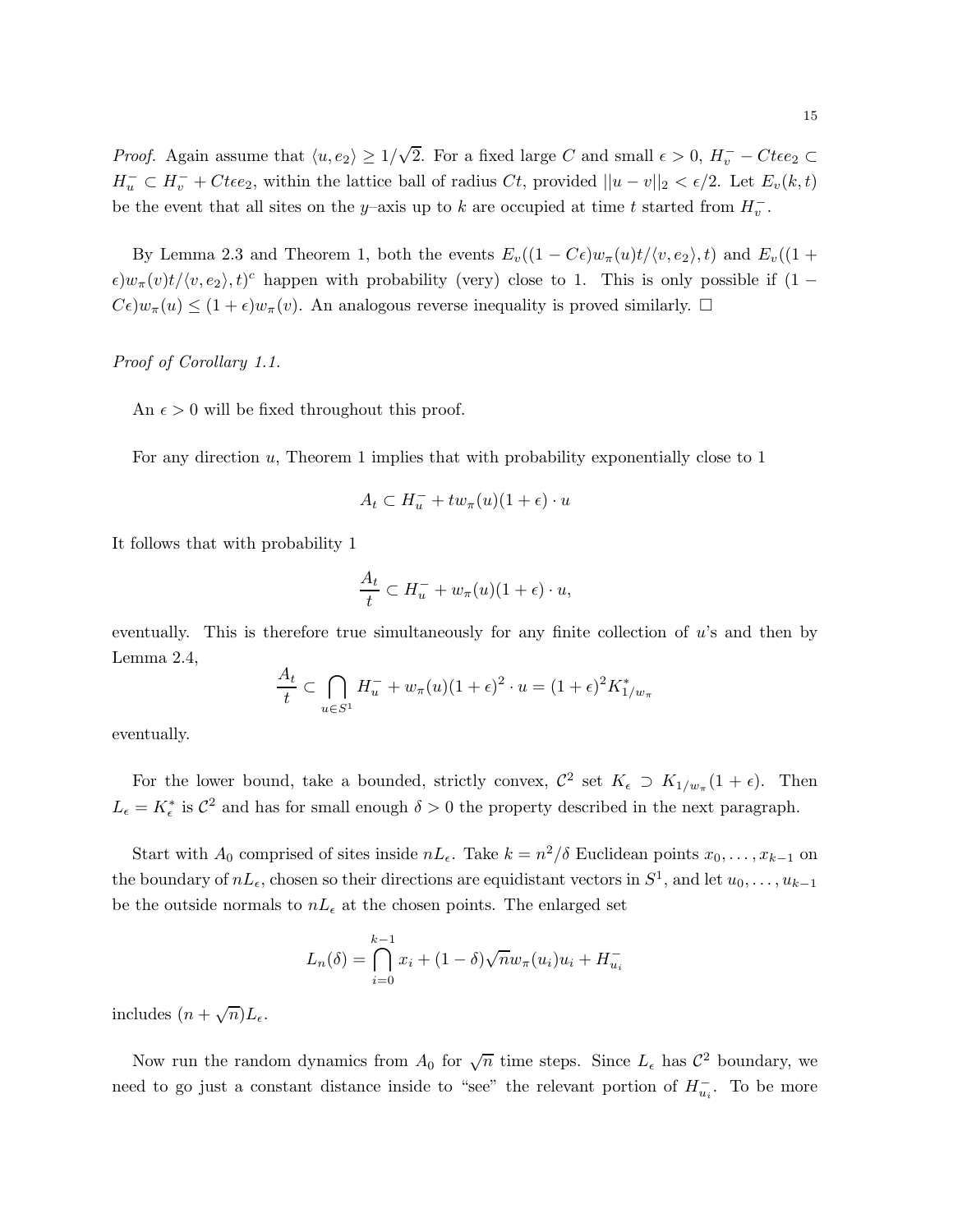*Proof.* Again assume that $\langle u, e_2 \rangle \geq 1/\sqrt{2}$. For a fixed large $C$ and small $\epsilon > 0$, $H_v^- - Ct\epsilon e_2 \subset H_u^- \subset H_v^- + Ct\epsilon e_2$, within the lattice ball of radius $Ct$, provided $||u - v||_2 < \epsilon/2$. Let $E_v(k,t)$ be the event that all sites on the $y$–axis up to $k$ are occupied at time $t$ started from $H_v^-$.

By Lemma 2.3 and Theorem 1, both the events $E_v((1 - C\epsilon)w_\pi(u)t/\langle v, e_2\rangle, t)$ and $E_v((1 + \epsilon)w_\pi(v)t/\langle v, e_2\rangle, t)^c$ happen with probability (very) close to 1. This is only possible if $(1 - C\epsilon)w_\pi(u) \leq (1+\epsilon)w_\pi(v)$. An analogous reverse inequality is proved similarly. □

*Proof of Corollary 1.1.*

An $\epsilon > 0$ will be fixed throughout this proof.

For any direction $u$, Theorem 1 implies that with probability exponentially close to 1

$$A_t \subset H_u^- + tw_\pi(u)(1+\epsilon)\cdot u$$

It follows that with probability 1

$$\frac{A_t}{t} \subset H_u^- + w_\pi(u)(1+\epsilon)\cdot u,$$

eventually. This is therefore true simultaneously for any finite collection of $u$'s and then by Lemma 2.4,

$$\frac{A_t}{t} \subset \bigcap_{u \in S^1} H_u^- + w_\pi(u)(1+\epsilon)^2 \cdot u = (1+\epsilon)^2 K^*_{1/w_\pi}$$

eventually.

For the lower bound, take a bounded, strictly convex, $\mathcal{C}^2$ set $K_\epsilon \supset K_{1/w_\pi}(1+\epsilon)$. Then $L_\epsilon = K_\epsilon^*$ is $\mathcal{C}^2$ and has for small enough $\delta > 0$ the property described in the next paragraph.

Start with $A_0$ comprised of sites inside $nL_\epsilon$. Take $k = n^2/\delta$ Euclidean points $x_0, \ldots, x_{k-1}$ on the boundary of $nL_\epsilon$, chosen so their directions are equidistant vectors in $S^1$, and let $u_0, \ldots, u_{k-1}$ be the outside normals to $nL_\epsilon$ at the chosen points. The enlarged set

$$L_n(\delta) = \bigcap_{i=0}^{k-1} x_i + (1-\delta)\sqrt{n}w_\pi(u_i)u_i + H_{u_i}^-$$

includes $(n + \sqrt{n})L_\epsilon$.

Now run the random dynamics from $A_0$ for $\sqrt{n}$ time steps. Since $L_\epsilon$ has $\mathcal{C}^2$ boundary, we need to go just a constant distance inside to "see" the relevant portion of $H_{u_i}^-$. To be more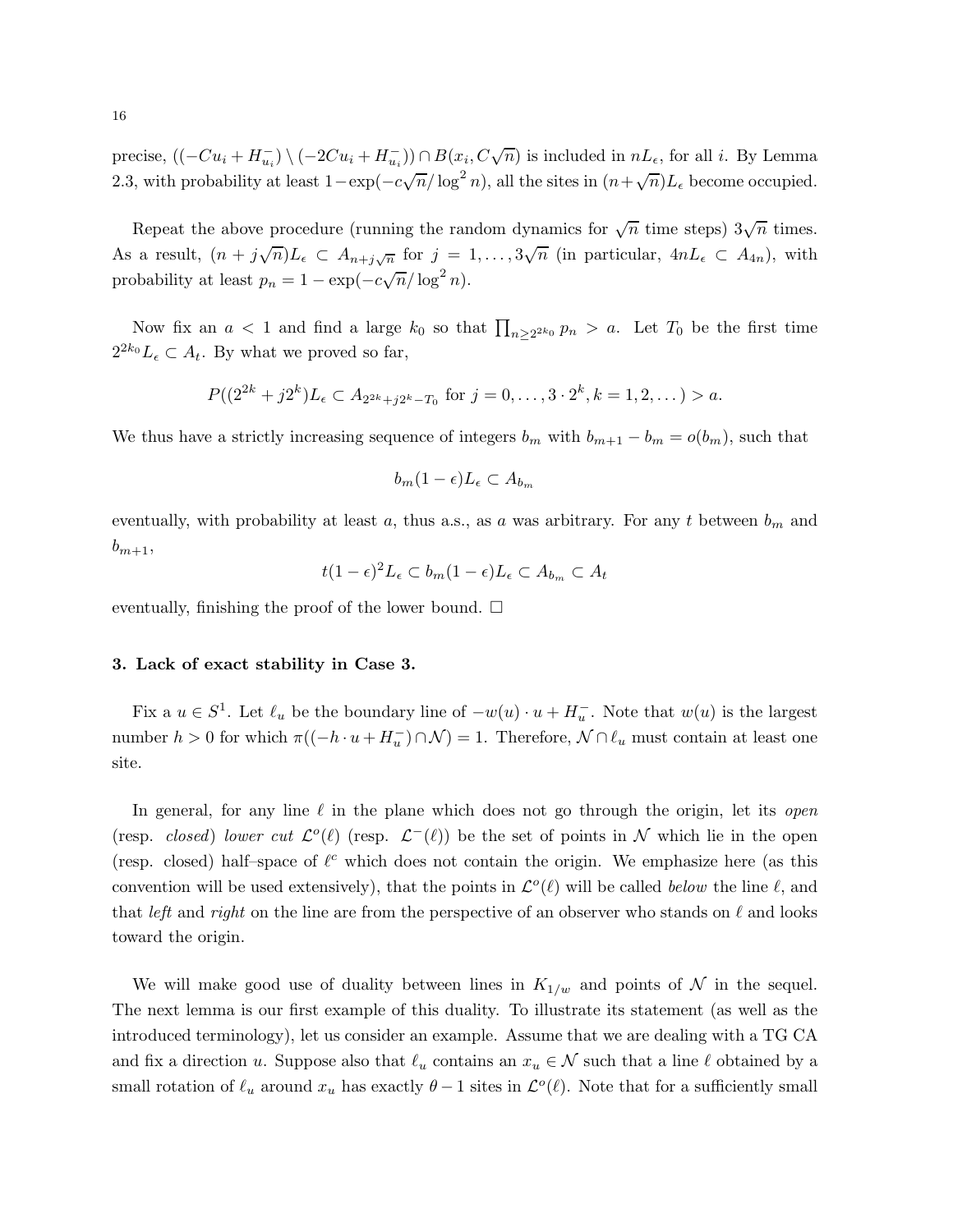precise, $((-Cu_i + H_{u_i}^-) \setminus (-2Cu_i + H_{u_i}^-)) \cap B(x_i, C\sqrt{n})$ is included in $nL_\epsilon$, for all $i$. By Lemma 2.3, with probability at least $1 - \exp(-c\sqrt{n}/\log^2 n)$, all the sites in $(n+\sqrt{n})L_\epsilon$ become occupied.

Repeat the above procedure (running the random dynamics for $\sqrt{n}$ time steps) $3\sqrt{n}$ times. As a result, $(n + j\sqrt{n})L_\epsilon \subset A_{n+j\sqrt{n}}$ for $j = 1, \dots, 3\sqrt{n}$ (in particular, $4nL_\epsilon \subset A_{4n}$), with probability at least $p_n = 1 - \exp(-c\sqrt{n}/\log^2 n)$.

Now fix an $a < 1$ and find a large $k_0$ so that $\prod_{n \geq 2^{2k_0}} p_n > a$. Let $T_0$ be the first time $2^{2k_0}L_\epsilon \subset A_t$. By what we proved so far,

$$P((2^{2k} + j2^k)L_\epsilon \subset A_{2^{2k}+j2^k-T_0} \text{ for } j = 0, \dots, 3 \cdot 2^k, k = 1, 2, \dots) > a.$$

We thus have a strictly increasing sequence of integers $b_m$ with $b_{m+1} - b_m = o(b_m)$, such that

$$b_m(1-\epsilon)L_\epsilon \subset A_{b_m}$$

eventually, with probability at least $a$, thus a.s., as $a$ was arbitrary. For any $t$ between $b_m$ and $b_{m+1}$,

$$t(1-\epsilon)^2 L_\epsilon \subset b_m(1-\epsilon)L_\epsilon \subset A_{b_m} \subset A_t$$

eventually, finishing the proof of the lower bound. □

### 3. Lack of exact stability in Case 3.

Fix a $u \in S^1$. Let $\ell_u$ be the boundary line of $-w(u) \cdot u + H_u^-$. Note that $w(u)$ is the largest number $h > 0$ for which $\pi((-h \cdot u + H_u^-) \cap \mathcal{N}) = 1$. Therefore, $\mathcal{N} \cap \ell_u$ must contain at least one site.

In general, for any line $\ell$ in the plane which does not go through the origin, let its *open* (resp. *closed*) *lower cut* $\mathcal{L}^o(\ell)$ (resp. $\mathcal{L}^-(\ell)$) be the set of points in $\mathcal{N}$ which lie in the open (resp. closed) half–space of $\ell^c$ which does not contain the origin. We emphasize here (as this convention will be used extensively), that the points in $\mathcal{L}^o(\ell)$ will be called *below* the line $\ell$, and that *left* and *right* on the line are from the perspective of an observer who stands on $\ell$ and looks toward the origin.

We will make good use of duality between lines in $K_{1/w}$ and points of $\mathcal{N}$ in the sequel. The next lemma is our first example of this duality. To illustrate its statement (as well as the introduced terminology), let us consider an example. Assume that we are dealing with a TG CA and fix a direction $u$. Suppose also that $\ell_u$ contains an $x_u \in \mathcal{N}$ such that a line $\ell$ obtained by a small rotation of $\ell_u$ around $x_u$ has exactly $\theta - 1$ sites in $\mathcal{L}^o(\ell)$. Note that for a sufficiently small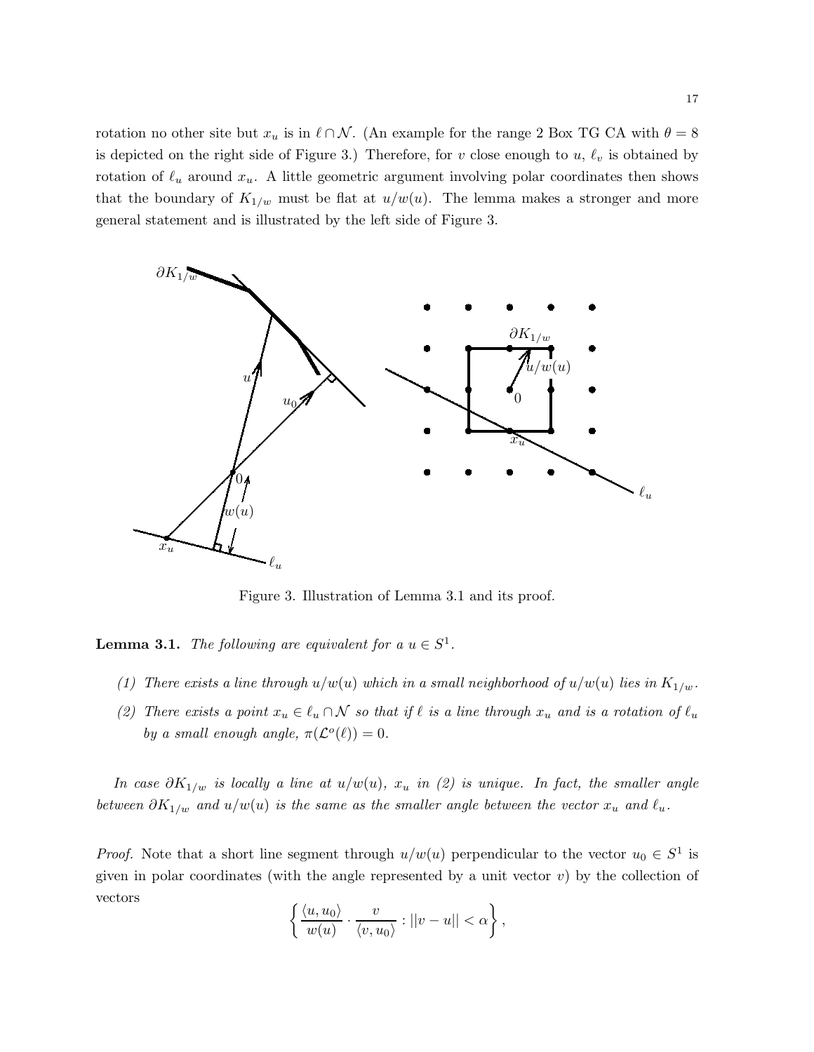rotation no other site but $x_u$ is in $\ell \cap \mathcal{N}$. (An example for the range 2 Box TG CA with $\theta = 8$ is depicted on the right side of Figure 3.) Therefore, for $v$ close enough to $u$, $\ell_v$ is obtained by rotation of $\ell_u$ around $x_u$. A little geometric argument involving polar coordinates then shows that the boundary of $K_{1/w}$ must be flat at $u/w(u)$. The lemma makes a stronger and more general statement and is illustrated by the left side of Figure 3.

Figure 3. Illustration of Lemma 3.1 and its proof.

**Lemma 3.1.** *The following are equivalent for a* $u \in S^1$.

*(1) There exists a line through* $u/w(u)$ *which in a small neighborhood of* $u/w(u)$ *lies in* $K_{1/w}$.

*(2) There exists a point* $x_u \in \ell_u \cap \mathcal{N}$ *so that if* $\ell$ *is a line through* $x_u$ *and is a rotation of* $\ell_u$ *by a small enough angle,* $\pi(\mathcal{L}^o(\ell)) = 0$.

*In case* $\partial K_{1/w}$ *is locally a line at* $u/w(u)$*,* $x_u$ *in (2) is unique. In fact, the smaller angle between* $\partial K_{1/w}$ *and* $u/w(u)$ *is the same as the smaller angle between the vector* $x_u$ *and* $\ell_u$.

*Proof.* Note that a short line segment through $u/w(u)$ perpendicular to the vector $u_0 \in S^1$ is given in polar coordinates (with the angle represented by a unit vector $v$) by the collection of vectors

$$\left\{ \frac{\langle u, u_0 \rangle}{w(u)} \cdot \frac{v}{\langle v, u_0 \rangle} : ||v - u|| < \alpha \right\},$$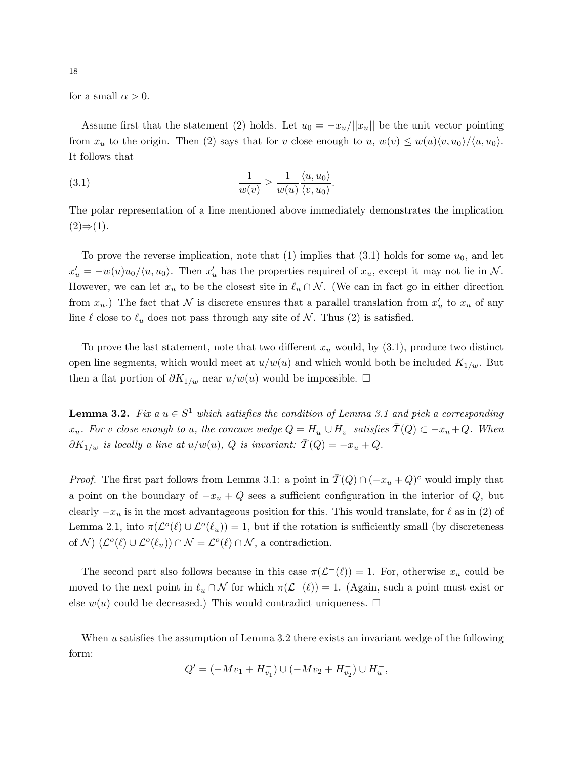for a small $\alpha > 0$.

Assume first that the statement (2) holds. Let $u_0 = -x_u/||x_u||$ be the unit vector pointing from $x_u$ to the origin. Then (2) says that for $v$ close enough to $u$, $w(v) \le w(u)\langle v, u_0\rangle/\langle u, u_0\rangle$. It follows that

$$\frac{1}{w(v)} \ge \frac{1}{w(u)}\frac{\langle u, u_0\rangle}{\langle v, u_0\rangle}. \tag{3.1}$$

The polar representation of a line mentioned above immediately demonstrates the implication (2)⇒(1).

To prove the reverse implication, note that (1) implies that (3.1) holds for some $u_0$, and let $x'_u = -w(u)u_0/\langle u, u_0\rangle$. Then $x'_u$ has the properties required of $x_u$, except it may not lie in $\mathcal{N}$. However, we can let $x_u$ to be the closest site in $\ell_u \cap \mathcal{N}$. (We can in fact go in either direction from $x_u$.) The fact that $\mathcal{N}$ is discrete ensures that a parallel translation from $x'_u$ to $x_u$ of any line $\ell$ close to $\ell_u$ does not pass through any site of $\mathcal{N}$. Thus (2) is satisfied.

To prove the last statement, note that two different $x_u$ would, by (3.1), produce two distinct open line segments, which would meet at $u/w(u)$ and which would both be included $K_{1/w}$. But then a flat portion of $\partial K_{1/w}$ near $u/w(u)$ would be impossible. □

**Lemma 3.2.** *Fix a $u \in S^1$ which satisfies the condition of Lemma 3.1 and pick a corresponding $x_u$. For $v$ close enough to $u$, the concave wedge $Q = H_u^- \cup H_v^-$ satisfies $\bar{\mathcal{T}}(Q) \subset -x_u + Q$. When $\partial K_{1/w}$ is locally a line at $u/w(u)$, $Q$ is invariant: $\bar{\mathcal{T}}(Q) = -x_u + Q$.*

*Proof.* The first part follows from Lemma 3.1: a point in $\bar{\mathcal{T}}(Q) \cap (-x_u + Q)^c$ would imply that a point on the boundary of $-x_u + Q$ sees a sufficient configuration in the interior of $Q$, but clearly $-x_u$ is in the most advantageous position for this. This would translate, for $\ell$ as in (2) of Lemma 2.1, into $\pi(\mathcal{L}^o(\ell) \cup \mathcal{L}^o(\ell_u)) = 1$, but if the rotation is sufficiently small (by discreteness of $\mathcal{N}$) $(\mathcal{L}^o(\ell) \cup \mathcal{L}^o(\ell_u)) \cap \mathcal{N} = \mathcal{L}^o(\ell) \cap \mathcal{N}$, a contradiction.

The second part also follows because in this case $\pi(\mathcal{L}^-(\ell)) = 1$. For, otherwise $x_u$ could be moved to the next point in $\ell_u \cap \mathcal{N}$ for which $\pi(\mathcal{L}^-(\ell)) = 1$. (Again, such a point must exist or else $w(u)$ could be decreased.) This would contradict uniqueness. □

When $u$ satisfies the assumption of Lemma 3.2 there exists an invariant wedge of the following form:

$$Q' = (-Mv_1 + H_{v_1}^-) \cup (-Mv_2 + H_{v_2}^-) \cup H_u^-,$$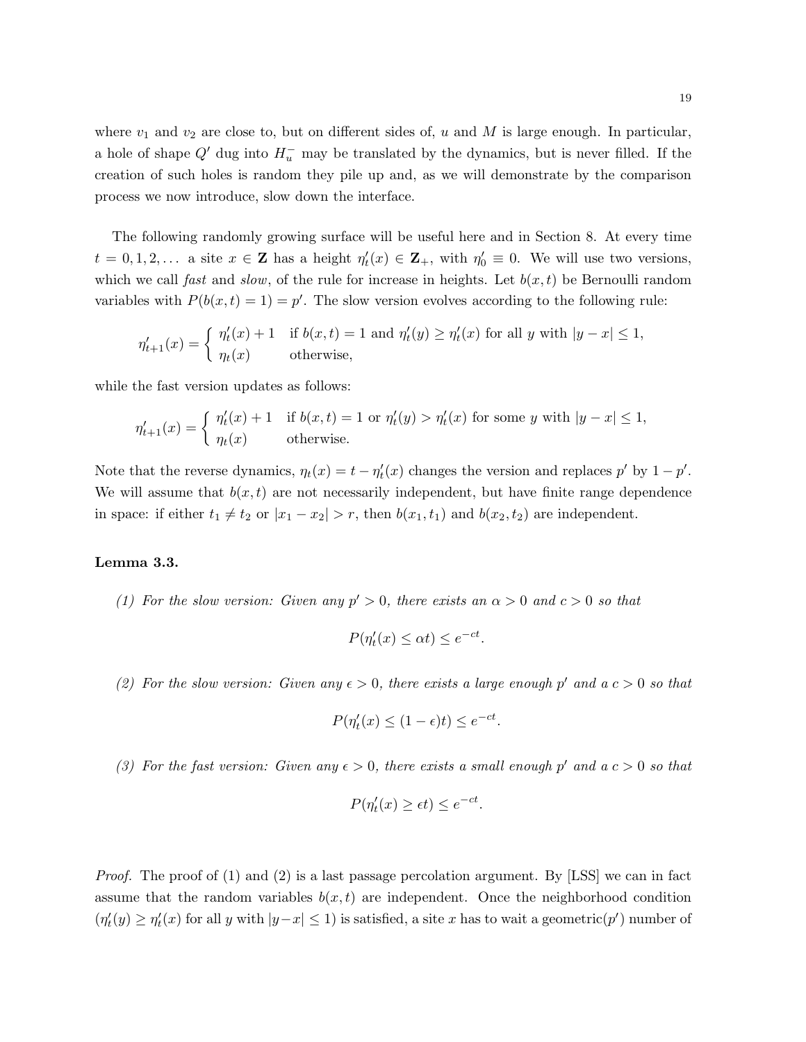where $v_1$ and $v_2$ are close to, but on different sides of, $u$ and $M$ is large enough. In particular, a hole of shape $Q'$ dug into $H_u^-$ may be translated by the dynamics, but is never filled. If the creation of such holes is random they pile up and, as we will demonstrate by the comparison process we now introduce, slow down the interface.

The following randomly growing surface will be useful here and in Section 8. At every time $t = 0, 1, 2, \dots$ a site $x \in \mathbf{Z}$ has a height $\eta'_t(x) \in \mathbf{Z}_+$, with $\eta'_0 \equiv 0$. We will use two versions, which we call *fast* and *slow*, of the rule for increase in heights. Let $b(x,t)$ be Bernoulli random variables with $P(b(x,t) = 1) = p'$. The slow version evolves according to the following rule:

$$\eta'_{t+1}(x) = \begin{cases} \eta'_t(x) + 1 & \text{if } b(x,t) = 1 \text{ and } \eta'_t(y) \geq \eta'_t(x) \text{ for all } y \text{ with } |y - x| \leq 1, \\ \eta_t(x) & \text{otherwise,} \end{cases}$$

while the fast version updates as follows:

$$\eta'_{t+1}(x) = \begin{cases} \eta'_t(x) + 1 & \text{if } b(x,t) = 1 \text{ or } \eta'_t(y) > \eta'_t(x) \text{ for some } y \text{ with } |y - x| \leq 1, \\ \eta_t(x) & \text{otherwise.} \end{cases}$$

Note that the reverse dynamics, $\eta_t(x) = t - \eta'_t(x)$ changes the version and replaces $p'$ by $1 - p'$. We will assume that $b(x,t)$ are not necessarily independent, but have finite range dependence in space: if either $t_1 \neq t_2$ or $|x_1 - x_2| > r$, then $b(x_1, t_1)$ and $b(x_2, t_2)$ are independent.

**Lemma 3.3.**

*(1) For the slow version: Given any $p' > 0$, there exists an $\alpha > 0$ and $c > 0$ so that*

$$P(\eta'_t(x) \leq \alpha t) \leq e^{-ct}.$$

*(2) For the slow version: Given any $\epsilon > 0$, there exists a large enough $p'$ and a $c > 0$ so that*

$$P(\eta'_t(x) \leq (1 - \epsilon)t) \leq e^{-ct}.$$

*(3) For the fast version: Given any $\epsilon > 0$, there exists a small enough $p'$ and a $c > 0$ so that*

$$P(\eta'_t(x) \geq \epsilon t) \leq e^{-ct}.$$

*Proof.* The proof of (1) and (2) is a last passage percolation argument. By [LSS] we can in fact assume that the random variables $b(x,t)$ are independent. Once the neighborhood condition ($\eta'_t(y) \geq \eta'_t(x)$ for all $y$ with $|y - x| \leq 1$) is satisfied, a site $x$ has to wait a geometric($p'$) number of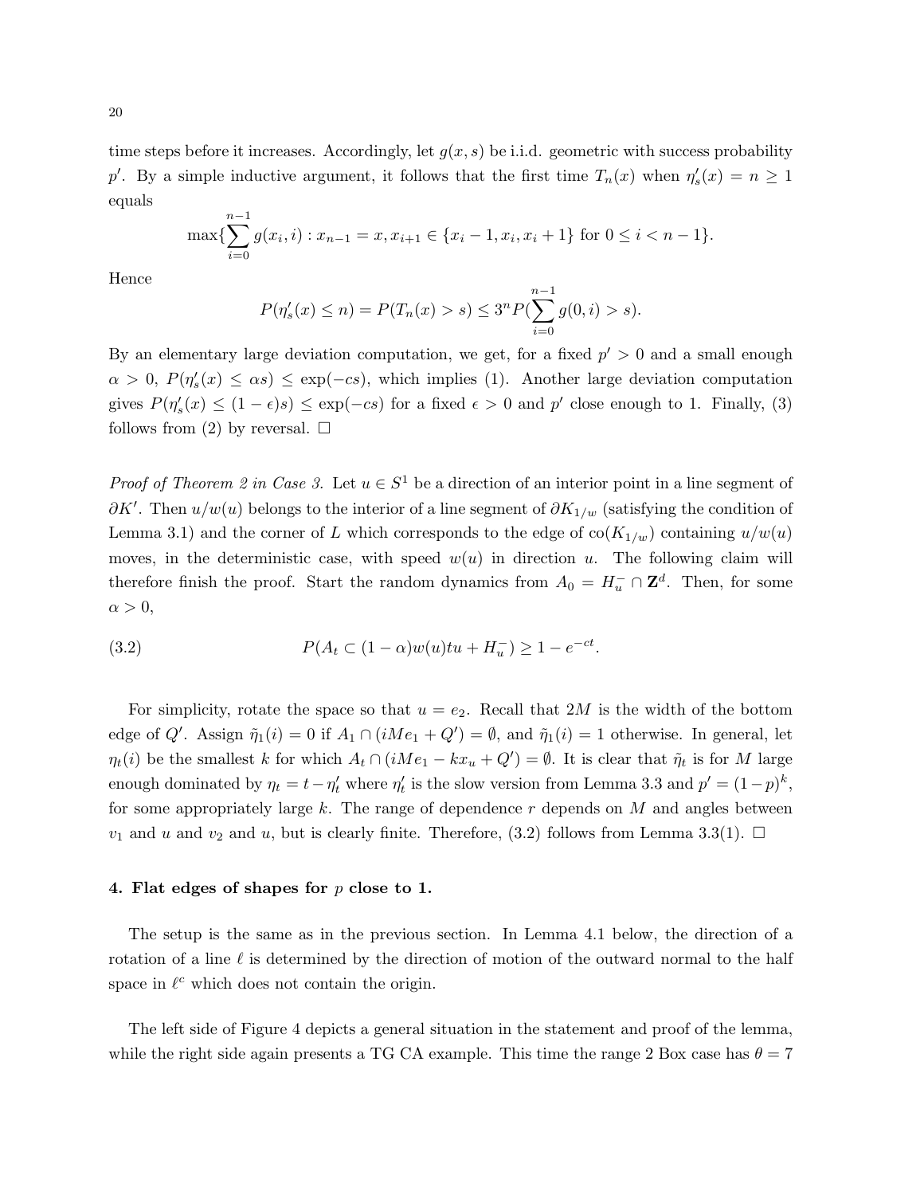time steps before it increases. Accordingly, let $g(x, s)$ be i.i.d. geometric with success probability $p'$. By a simple inductive argument, it follows that the first time $T_n(x)$ when $\eta'_s(x) = n \geq 1$ equals

$$\max\{\sum_{i=0}^{n-1} g(x_i, i) : x_{n-1} = x, x_{i+1} \in \{x_i - 1, x_i, x_i + 1\} \text{ for } 0 \leq i < n-1\}.$$

Hence

$$P(\eta'_s(x) \leq n) = P(T_n(x) > s) \leq 3^n P(\sum_{i=0}^{n-1} g(0, i) > s).$$

By an elementary large deviation computation, we get, for a fixed $p' > 0$ and a small enough $\alpha > 0$, $P(\eta'_s(x) \leq \alpha s) \leq \exp(-cs)$, which implies (1). Another large deviation computation gives $P(\eta'_s(x) \leq (1-\epsilon)s) \leq \exp(-cs)$ for a fixed $\epsilon > 0$ and $p'$ close enough to 1. Finally, (3) follows from (2) by reversal. □

*Proof of Theorem 2 in Case 3.* Let $u \in S^1$ be a direction of an interior point in a line segment of $\partial K'$. Then $u/w(u)$ belongs to the interior of a line segment of $\partial K_{1/w}$ (satisfying the condition of Lemma 3.1) and the corner of $L$ which corresponds to the edge of $\text{co}(K_{1/w})$ containing $u/w(u)$ moves, in the deterministic case, with speed $w(u)$ in direction $u$. The following claim will therefore finish the proof. Start the random dynamics from $A_0 = H_u^- \cap \mathbf{Z}^d$. Then, for some $\alpha > 0$,

$$P(A_t \subset (1-\alpha)w(u)tu + H_u^-) \geq 1 - e^{-ct}. \tag{3.2}$$

For simplicity, rotate the space so that $u = e_2$. Recall that $2M$ is the width of the bottom edge of $Q'$. Assign $\tilde{\eta}_1(i) = 0$ if $A_1 \cap (iMe_1 + Q') = \emptyset$, and $\tilde{\eta}_1(i) = 1$ otherwise. In general, let $\eta_t(i)$ be the smallest $k$ for which $A_t \cap (iMe_1 - kx_u + Q') = \emptyset$. It is clear that $\tilde{\eta}_t$ is for $M$ large enough dominated by $\eta_t = t - \eta'_t$ where $\eta'_t$ is the slow version from Lemma 3.3 and $p' = (1-p)^k$, for some appropriately large $k$. The range of dependence $r$ depends on $M$ and angles between $v_1$ and $u$ and $v_2$ and $u$, but is clearly finite. Therefore, (3.2) follows from Lemma 3.3(1). □

## 4. Flat edges of shapes for $p$ close to 1.

The setup is the same as in the previous section. In Lemma 4.1 below, the direction of a rotation of a line $\ell$ is determined by the direction of motion of the outward normal to the half space in $\ell^c$ which does not contain the origin.

The left side of Figure 4 depicts a general situation in the statement and proof of the lemma, while the right side again presents a TG CA example. This time the range 2 Box case has $\theta = 7$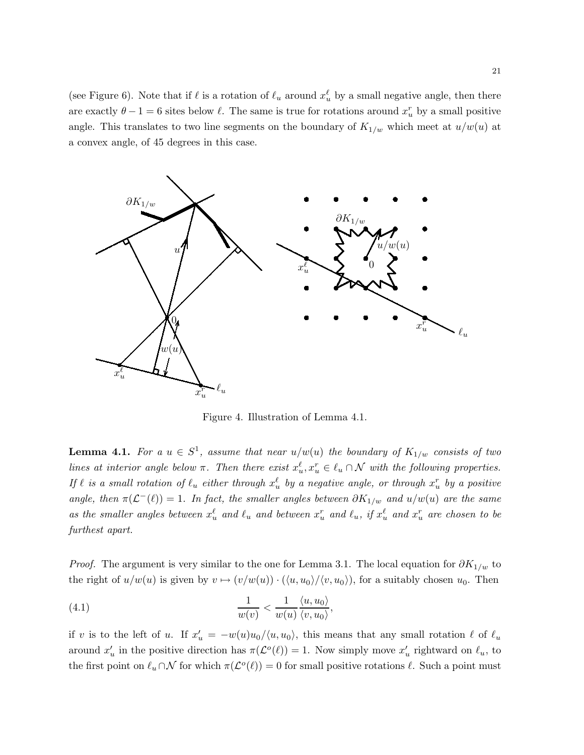(see Figure 6). Note that if $\ell$ is a rotation of $\ell_u$ around $x_u^\ell$ by a small negative angle, then there are exactly $\theta - 1 = 6$ sites below $\ell$. The same is true for rotations around $x_u^r$ by a small positive angle. This translates to two line segments on the boundary of $K_{1/w}$ which meet at $u/w(u)$ at a convex angle, of 45 degrees in this case.

Figure 4. Illustration of Lemma 4.1.

**Lemma 4.1.** *For a $u \in S^1$, assume that near $u/w(u)$ the boundary of $K_{1/w}$ consists of two lines at interior angle below $\pi$. Then there exist $x_u^\ell, x_u^r \in \ell_u \cap \mathcal{N}$ with the following properties. If $\ell$ is a small rotation of $\ell_u$ either through $x_u^\ell$ by a negative angle, or through $x_u^r$ by a positive angle, then $\pi(\mathcal{L}^-(\ell)) = 1$. In fact, the smaller angles between $\partial K_{1/w}$ and $u/w(u)$ are the same as the smaller angles between $x_u^\ell$ and $\ell_u$ and between $x_u^r$ and $\ell_u$, if $x_u^\ell$ and $x_u^r$ are chosen to be furthest apart.*

*Proof.* The argument is very similar to the one for Lemma 3.1. The local equation for $\partial K_{1/w}$ to the right of $u/w(u)$ is given by $v \mapsto (v/w(u)) \cdot (\langle u, u_0\rangle / \langle v, u_0\rangle)$, for a suitably chosen $u_0$. Then

$$\frac{1}{w(v)} < \frac{1}{w(u)} \frac{\langle u, u_0\rangle}{\langle v, u_0\rangle}, \tag{4.1}$$

if $v$ is to the left of $u$. If $x_u' = -w(u)u_0/\langle u, u_0\rangle$, this means that any small rotation $\ell$ of $\ell_u$ around $x_u'$ in the positive direction has $\pi(\mathcal{L}^o(\ell)) = 1$. Now simply move $x_u'$ rightward on $\ell_u$, to the first point on $\ell_u \cap \mathcal{N}$ for which $\pi(\mathcal{L}^o(\ell)) = 0$ for small positive rotations $\ell$. Such a point must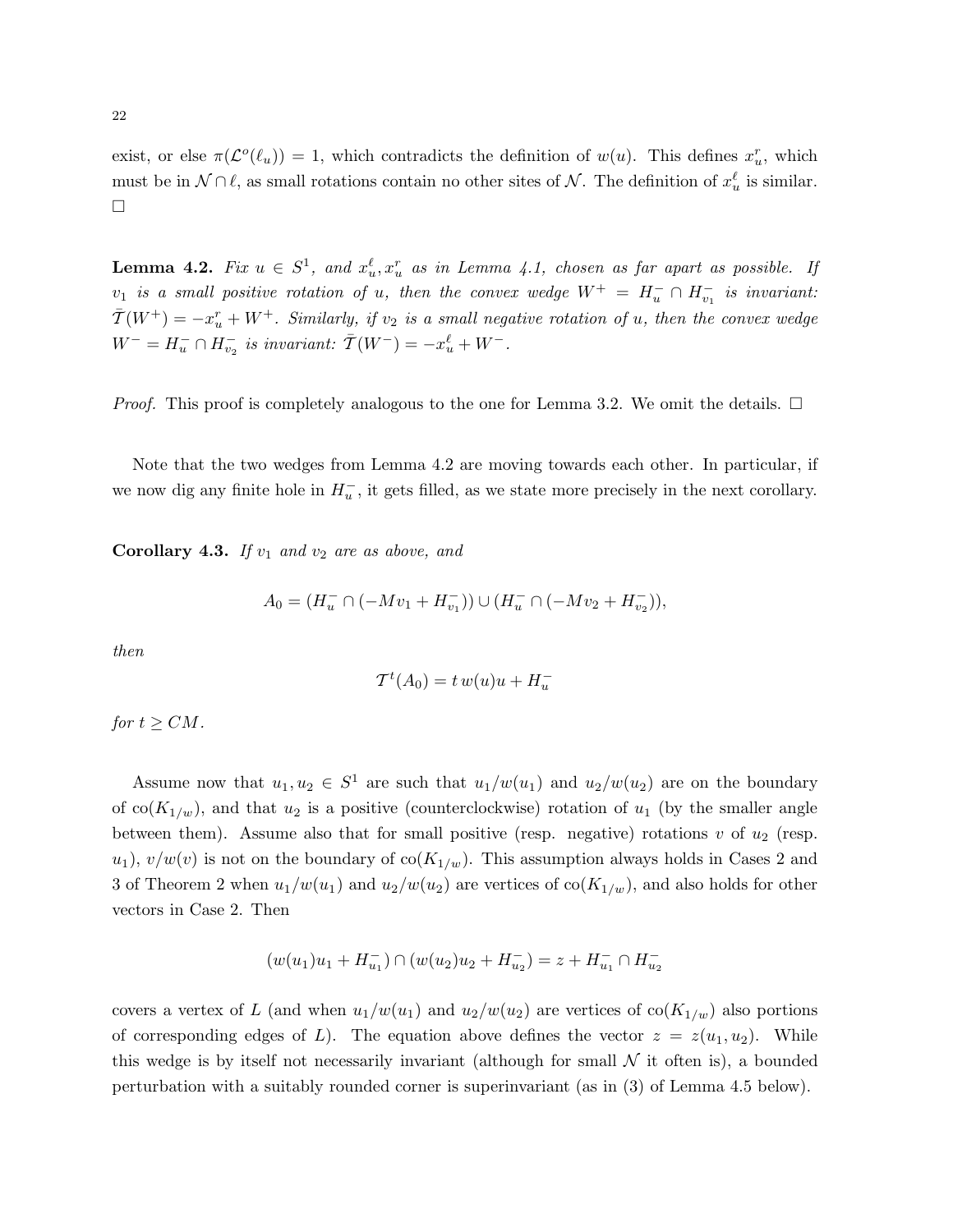exist, or else $\pi(\mathcal{L}^o(\ell_u)) = 1$, which contradicts the definition of $w(u)$. This defines $x_u^r$, which must be in $\mathcal{N} \cap \ell$, as small rotations contain no other sites of $\mathcal{N}$. The definition of $x_u^\ell$ is similar. $\square$

**Lemma 4.2.** *Fix $u \in S^1$, and $x_u^\ell, x_u^r$ as in Lemma 4.1, chosen as far apart as possible. If $v_1$ is a small positive rotation of $u$, then the convex wedge $W^+ = H_u^- \cap H_{v_1}^-$ is invariant: $\bar{\mathcal{T}}(W^+) = -x_u^r + W^+$. Similarly, if $v_2$ is a small negative rotation of $u$, then the convex wedge $W^- = H_u^- \cap H_{v_2}^-$ is invariant: $\bar{\mathcal{T}}(W^-) = -x_u^\ell + W^-$.*

*Proof.* This proof is completely analogous to the one for Lemma 3.2. We omit the details. $\square$

Note that the two wedges from Lemma 4.2 are moving towards each other. In particular, if we now dig any finite hole in $H_u^-$, it gets filled, as we state more precisely in the next corollary.

**Corollary 4.3.** *If $v_1$ and $v_2$ are as above, and*

$$A_0 = (H_u^- \cap (-Mv_1 + H_{v_1}^-)) \cup (H_u^- \cap (-Mv_2 + H_{v_2}^-)),$$

*then*

$$\mathcal{T}^t(A_0) = t\, w(u)u + H_u^-$$

*for $t \geq CM$.*

Assume now that $u_1, u_2 \in S^1$ are such that $u_1/w(u_1)$ and $u_2/w(u_2)$ are on the boundary of $\text{co}(K_{1/w})$, and that $u_2$ is a positive (counterclockwise) rotation of $u_1$ (by the smaller angle between them). Assume also that for small positive (resp. negative) rotations $v$ of $u_2$ (resp. $u_1$), $v/w(v)$ is not on the boundary of $\text{co}(K_{1/w})$. This assumption always holds in Cases 2 and 3 of Theorem 2 when $u_1/w(u_1)$ and $u_2/w(u_2)$ are vertices of $\text{co}(K_{1/w})$, and also holds for other vectors in Case 2. Then

$$(w(u_1)u_1 + H_{u_1}^-) \cap (w(u_2)u_2 + H_{u_2}^-) = z + H_{u_1}^- \cap H_{u_2}^-$$

covers a vertex of $L$ (and when $u_1/w(u_1)$ and $u_2/w(u_2)$ are vertices of $\text{co}(K_{1/w})$ also portions of corresponding edges of $L$). The equation above defines the vector $z = z(u_1, u_2)$. While this wedge is by itself not necessarily invariant (although for small $\mathcal{N}$ it often is), a bounded perturbation with a suitably rounded corner is superinvariant (as in (3) of Lemma 4.5 below).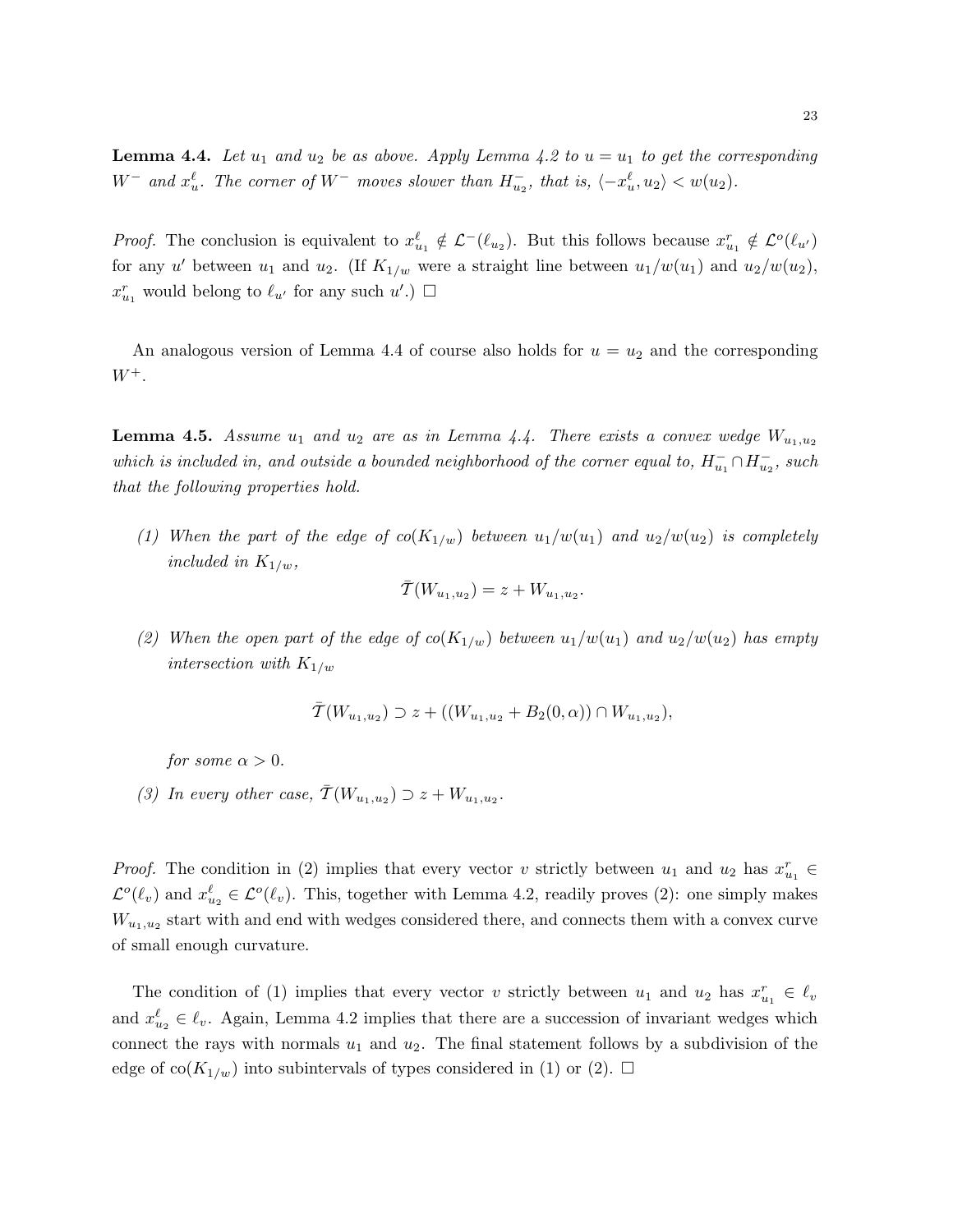**Lemma 4.4.** *Let $u_1$ and $u_2$ be as above. Apply Lemma 4.2 to $u = u_1$ to get the corresponding $W^-$ and $x_u^\ell$. The corner of $W^-$ moves slower than $H_{u_2}^-$, that is, $\langle -x_u^\ell, u_2 \rangle < w(u_2)$.*

*Proof.* The conclusion is equivalent to $x_{u_1}^\ell \notin \mathcal{L}^-(\ell_{u_2})$. But this follows because $x_{u_1}^r \notin \mathcal{L}^o(\ell_{u'})$ for any $u'$ between $u_1$ and $u_2$. (If $K_{1/w}$ were a straight line between $u_1/w(u_1)$ and $u_2/w(u_2)$, $x_{u_1}^r$ would belong to $\ell_{u'}$ for any such $u'$.) □

An analogous version of Lemma 4.4 of course also holds for $u = u_2$ and the corresponding $W^+$.

**Lemma 4.5.** *Assume $u_1$ and $u_2$ are as in Lemma 4.4. There exists a convex wedge $W_{u_1,u_2}$ which is included in, and outside a bounded neighborhood of the corner equal to, $H_{u_1}^- \cap H_{u_2}^-$, such that the following properties hold.*

*(1) When the part of the edge of $co(K_{1/w})$ between $u_1/w(u_1)$ and $u_2/w(u_2)$ is completely included in $K_{1/w}$,*

$$\bar{\mathcal{T}}(W_{u_1,u_2}) = z + W_{u_1,u_2}.$$

*(2) When the open part of the edge of $co(K_{1/w})$ between $u_1/w(u_1)$ and $u_2/w(u_2)$ has empty intersection with $K_{1/w}$*

$$\bar{\mathcal{T}}(W_{u_1,u_2}) \supset z + ((W_{u_1,u_2} + B_2(0,\alpha)) \cap W_{u_1,u_2}),$$

*for some $\alpha > 0$.*

*(3) In every other case, $\bar{\mathcal{T}}(W_{u_1,u_2}) \supset z + W_{u_1,u_2}$.*

*Proof.* The condition in (2) implies that every vector $v$ strictly between $u_1$ and $u_2$ has $x_{u_1}^r \in \mathcal{L}^o(\ell_v)$ and $x_{u_2}^\ell \in \mathcal{L}^o(\ell_v)$. This, together with Lemma 4.2, readily proves (2): one simply makes $W_{u_1,u_2}$ start with and end with wedges considered there, and connects them with a convex curve of small enough curvature.

The condition of (1) implies that every vector $v$ strictly between $u_1$ and $u_2$ has $x_{u_1}^r \in \ell_v$ and $x_{u_2}^\ell \in \ell_v$. Again, Lemma 4.2 implies that there are a succession of invariant wedges which connect the rays with normals $u_1$ and $u_2$. The final statement follows by a subdivision of the edge of $\text{co}(K_{1/w})$ into subintervals of types considered in (1) or (2). □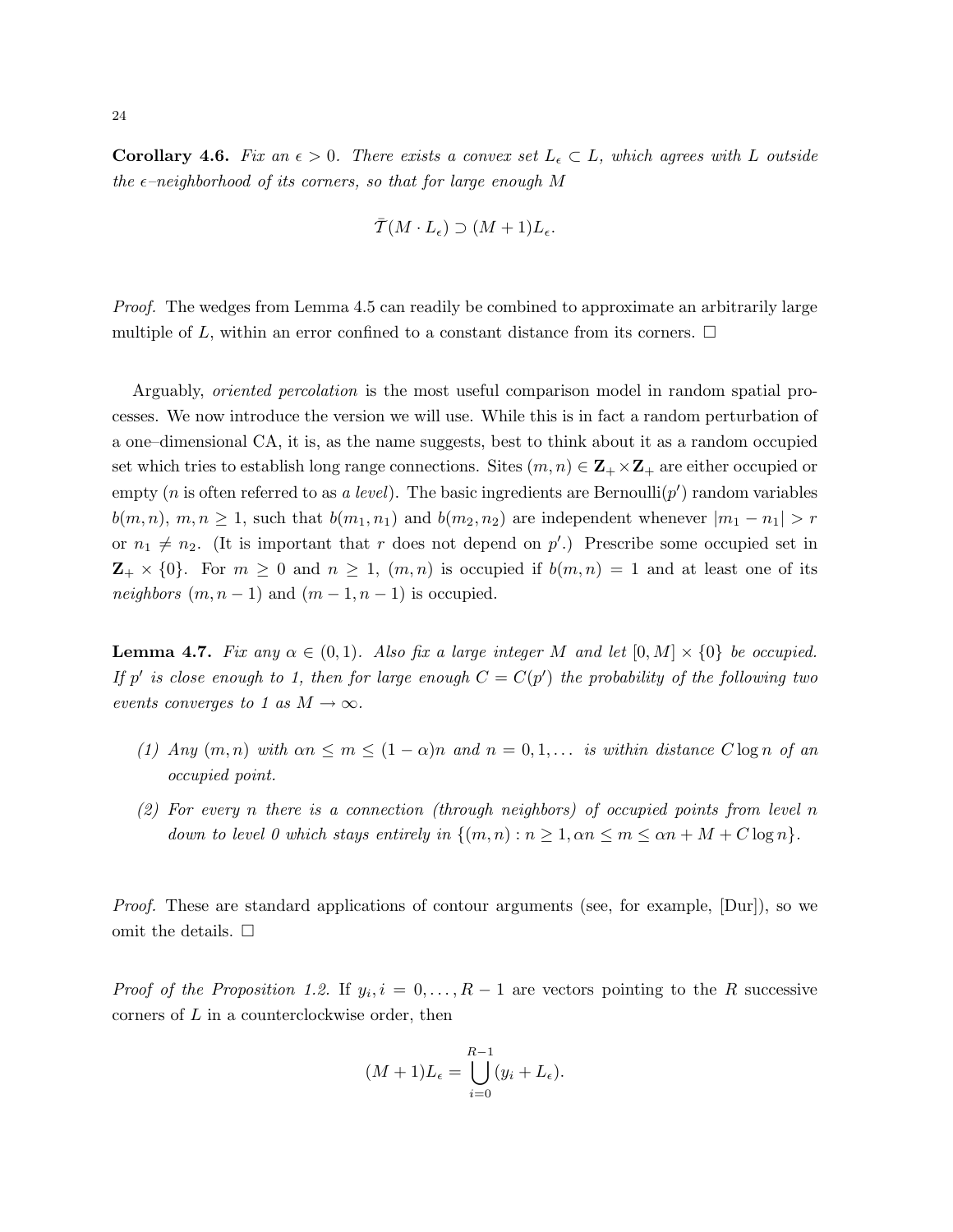**Corollary 4.6.** *Fix an $\epsilon > 0$. There exists a convex set $L_\epsilon \subset L$, which agrees with $L$ outside the $\epsilon$–neighborhood of its corners, so that for large enough $M$*

$$\bar{\mathcal{T}}(M \cdot L_\epsilon) \supset (M+1)L_\epsilon.$$

*Proof.* The wedges from Lemma 4.5 can readily be combined to approximate an arbitrarily large multiple of $L$, within an error confined to a constant distance from its corners. □

Arguably, *oriented percolation* is the most useful comparison model in random spatial processes. We now introduce the version we will use. While this is in fact a random perturbation of a one–dimensional CA, it is, as the name suggests, best to think about it as a random occupied set which tries to establish long range connections. Sites $(m, n) \in \mathbf{Z}_+ \times \mathbf{Z}_+$ are either occupied or empty ($n$ is often referred to as *a level*). The basic ingredients are Bernoulli($p'$) random variables $b(m, n)$, $m, n \geq 1$, such that $b(m_1, n_1)$ and $b(m_2, n_2)$ are independent whenever $|m_1 - n_1| > r$ or $n_1 \neq n_2$. (It is important that $r$ does not depend on $p'$.) Prescribe some occupied set in $\mathbf{Z}_+ \times \{0\}$. For $m \geq 0$ and $n \geq 1$, $(m, n)$ is occupied if $b(m, n) = 1$ and at least one of its *neighbors* $(m, n-1)$ and $(m-1, n-1)$ is occupied.

**Lemma 4.7.** *Fix any $\alpha \in (0, 1)$. Also fix a large integer $M$ and let $[0, M] \times \{0\}$ be occupied. If $p'$ is close enough to 1, then for large enough $C = C(p')$ the probability of the following two events converges to 1 as $M \to \infty$.*

1. *Any $(m, n)$ with $\alpha n \leq m \leq (1-\alpha)n$ and $n = 0, 1, \ldots$ is within distance $C \log n$ of an occupied point.*
2. *For every $n$ there is a connection (through neighbors) of occupied points from level $n$ down to level 0 which stays entirely in $\{(m, n) : n \geq 1, \alpha n \leq m \leq \alpha n + M + C \log n\}$.*

*Proof.* These are standard applications of contour arguments (see, for example, [Dur]), so we omit the details. □

*Proof of the Proposition 1.2.* If $y_i, i = 0, \ldots, R-1$ are vectors pointing to the $R$ successive corners of $L$ in a counterclockwise order, then

$$(M+1)L_\epsilon = \bigcup_{i=0}^{R-1} (y_i + L_\epsilon).$$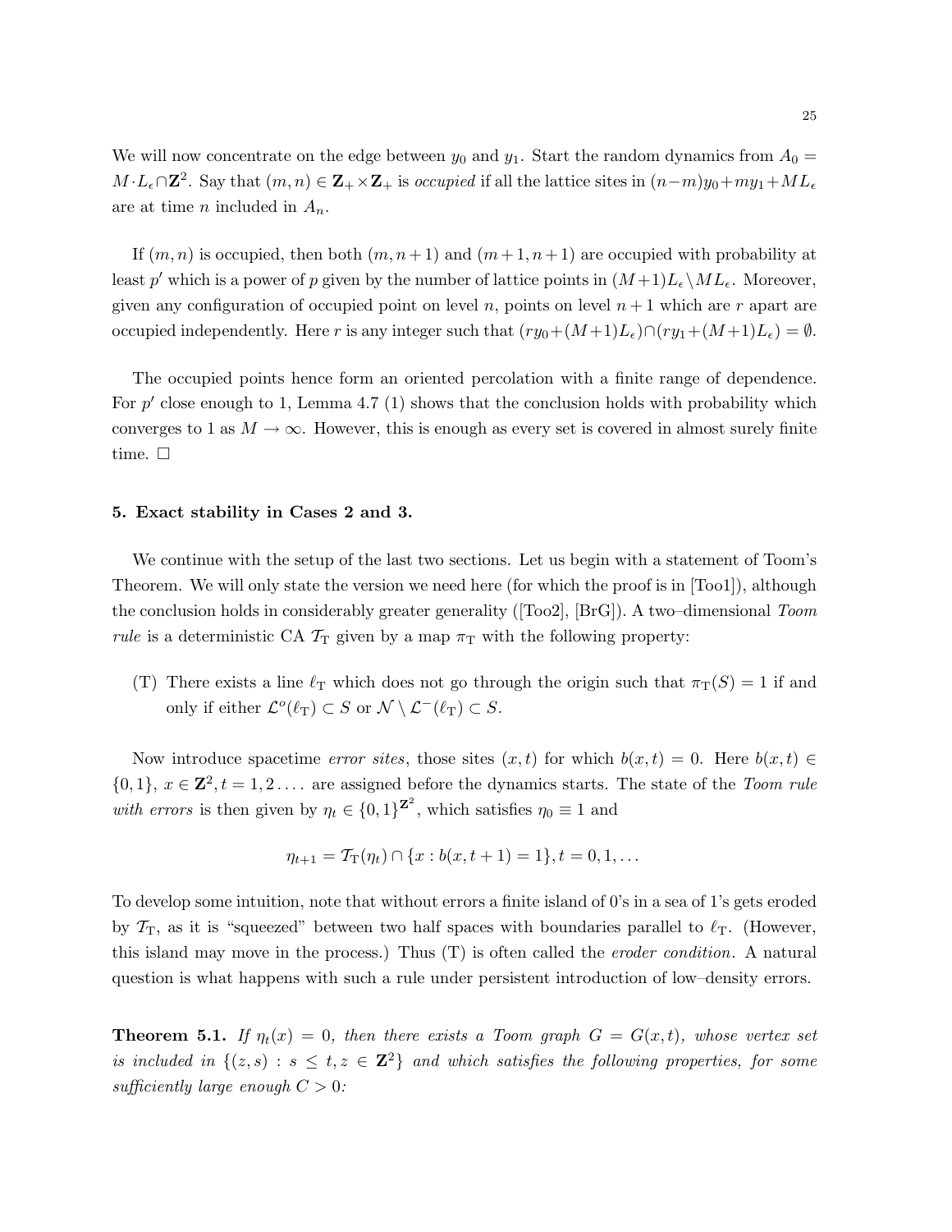We will now concentrate on the edge between $y_0$ and $y_1$. Start the random dynamics from $A_0 = M \cdot L_\epsilon \cap \mathbf{Z}^2$. Say that $(m,n) \in \mathbf{Z}_+ \times \mathbf{Z}_+$ is *occupied* if all the lattice sites in $(n-m)y_0 + my_1 + ML_\epsilon$ are at time $n$ included in $A_n$.

If $(m,n)$ is occupied, then both $(m,n+1)$ and $(m+1,n+1)$ are occupied with probability at least $p'$ which is a power of $p$ given by the number of lattice points in $(M+1)L_\epsilon \setminus ML_\epsilon$. Moreover, given any configuration of occupied point on level $n$, points on level $n+1$ which are $r$ apart are occupied independently. Here $r$ is any integer such that $(ry_0 + (M+1)L_\epsilon) \cap (ry_1 + (M+1)L_\epsilon) = \emptyset$.

The occupied points hence form an oriented percolation with a finite range of dependence. For $p'$ close enough to 1, Lemma 4.7 (1) shows that the conclusion holds with probability which converges to 1 as $M \to \infty$. However, this is enough as every set is covered in almost surely finite time. □

## 5. Exact stability in Cases 2 and 3.

We continue with the setup of the last two sections. Let us begin with a statement of Toom's Theorem. We will only state the version we need here (for which the proof is in [Too1]), although the conclusion holds in considerably greater generality ([Too2], [BrG]). A two–dimensional *Toom rule* is a deterministic CA $\mathcal{T}_\mathrm{T}$ given by a map $\pi_\mathrm{T}$ with the following property:

(T) There exists a line $\ell_\mathrm{T}$ which does not go through the origin such that $\pi_\mathrm{T}(S) = 1$ if and only if either $\mathcal{L}^o(\ell_\mathrm{T}) \subset S$ or $\mathcal{N} \setminus \mathcal{L}^-(\ell_\mathrm{T}) \subset S$.

Now introduce spacetime *error sites*, those sites $(x,t)$ for which $b(x,t) = 0$. Here $b(x,t) \in \{0,1\}$, $x \in \mathbf{Z}^2, t = 1, 2 \dots$ are assigned before the dynamics starts. The state of the *Toom rule with errors* is then given by $\eta_t \in \{0,1\}^{\mathbf{Z}^2}$, which satisfies $\eta_0 \equiv 1$ and

$$\eta_{t+1} = \mathcal{T}_\mathrm{T}(\eta_t) \cap \{x : b(x,t+1) = 1\}, t = 0, 1, \dots$$

To develop some intuition, note that without errors a finite island of 0's in a sea of 1's gets eroded by $\mathcal{T}_\mathrm{T}$, as it is "squeezed" between two half spaces with boundaries parallel to $\ell_\mathrm{T}$. (However, this island may move in the process.) Thus (T) is often called the *eroder condition*. A natural question is what happens with such a rule under persistent introduction of low–density errors.

**Theorem 5.1.** *If $\eta_t(x) = 0$, then there exists a Toom graph $G = G(x,t)$, whose vertex set is included in $\{(z,s) : s \le t, z \in \mathbf{Z}^2\}$ and which satisfies the following properties, for some sufficiently large enough $C > 0$:*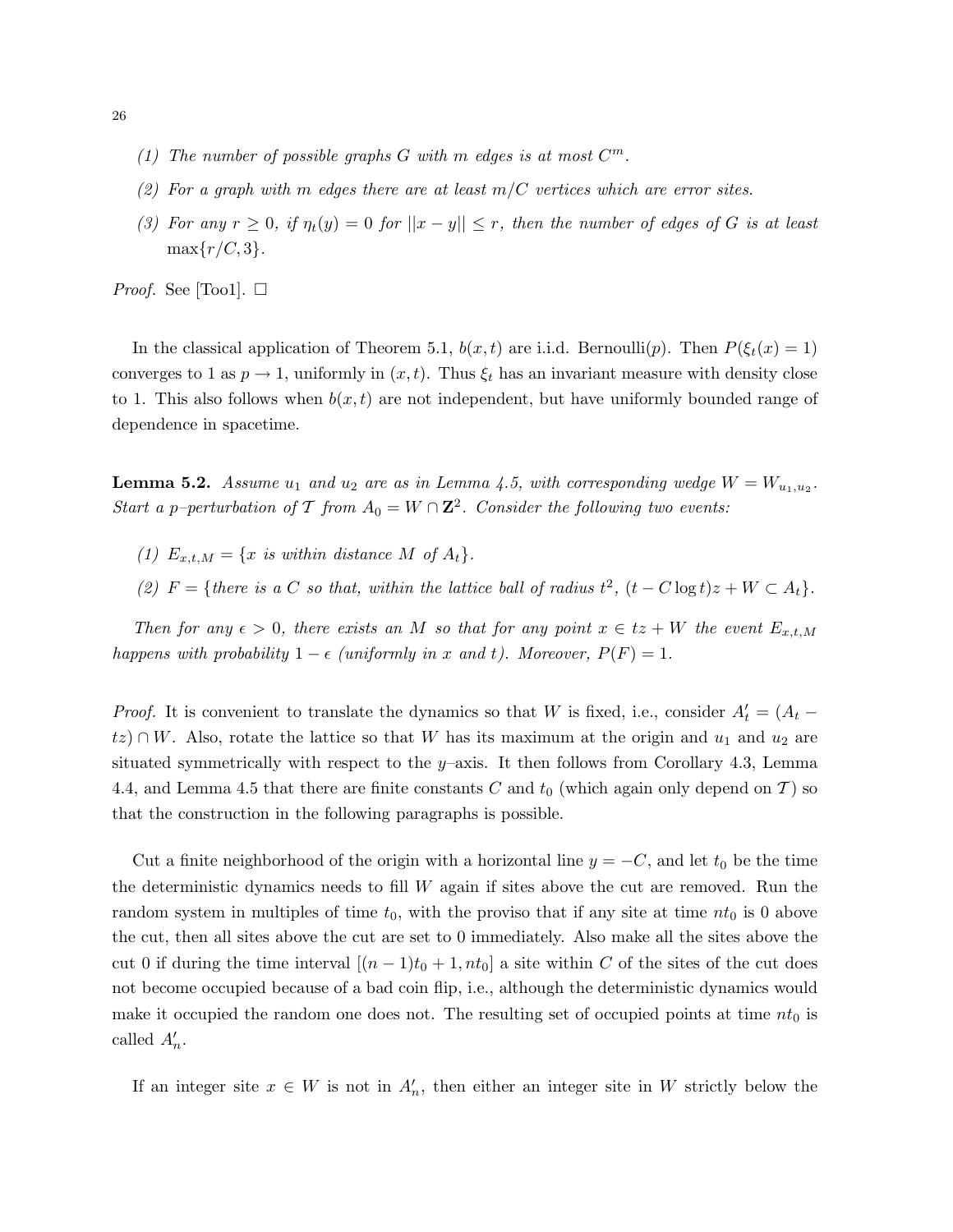(1) *The number of possible graphs $G$ with $m$ edges is at most $C^m$.*

(2) *For a graph with $m$ edges there are at least $m/C$ vertices which are error sites.*

(3) *For any $r \geq 0$, if $\eta_t(y) = 0$ for $||x - y|| \leq r$, then the number of edges of $G$ is at least $\max\{r/C, 3\}$.*

*Proof.* See [Too1]. $\square$

In the classical application of Theorem 5.1, $b(x,t)$ are i.i.d. Bernoulli($p$). Then $P(\xi_t(x) = 1)$ converges to 1 as $p \to 1$, uniformly in $(x,t)$. Thus $\xi_t$ has an invariant measure with density close to 1. This also follows when $b(x,t)$ are not independent, but have uniformly bounded range of dependence in spacetime.

**Lemma 5.2.** *Assume $u_1$ and $u_2$ are as in Lemma 4.5, with corresponding wedge $W = W_{u_1,u_2}$. Start a $p$–perturbation of $\mathcal{T}$ from $A_0 = W \cap \mathbf{Z}^2$. Consider the following two events:*

(1) *$E_{x,t,M} = \{x$ is within distance $M$ of $A_t\}$.*

(2) *$F = \{$there is a $C$ so that, within the lattice ball of radius $t^2$, $(t - C\log t)z + W \subset A_t\}$.*

*Then for any $\epsilon > 0$, there exists an $M$ so that for any point $x \in tz + W$ the event $E_{x,t,M}$ happens with probability $1 - \epsilon$ (uniformly in $x$ and $t$). Moreover, $P(F) = 1$.*

*Proof.* It is convenient to translate the dynamics so that $W$ is fixed, i.e., consider $A'_t = (A_t - tz) \cap W$. Also, rotate the lattice so that $W$ has its maximum at the origin and $u_1$ and $u_2$ are situated symmetrically with respect to the $y$–axis. It then follows from Corollary 4.3, Lemma 4.4, and Lemma 4.5 that there are finite constants $C$ and $t_0$ (which again only depend on $\mathcal{T}$) so that the construction in the following paragraphs is possible.

Cut a finite neighborhood of the origin with a horizontal line $y = -C$, and let $t_0$ be the time the deterministic dynamics needs to fill $W$ again if sites above the cut are removed. Run the random system in multiples of time $t_0$, with the proviso that if any site at time $nt_0$ is 0 above the cut, then all sites above the cut are set to 0 immediately. Also make all the sites above the cut 0 if during the time interval $[(n-1)t_0 + 1, nt_0]$ a site within $C$ of the sites of the cut does not become occupied because of a bad coin flip, i.e., although the deterministic dynamics would make it occupied the random one does not. The resulting set of occupied points at time $nt_0$ is called $A'_n$.

If an integer site $x \in W$ is not in $A'_n$, then either an integer site in $W$ strictly below the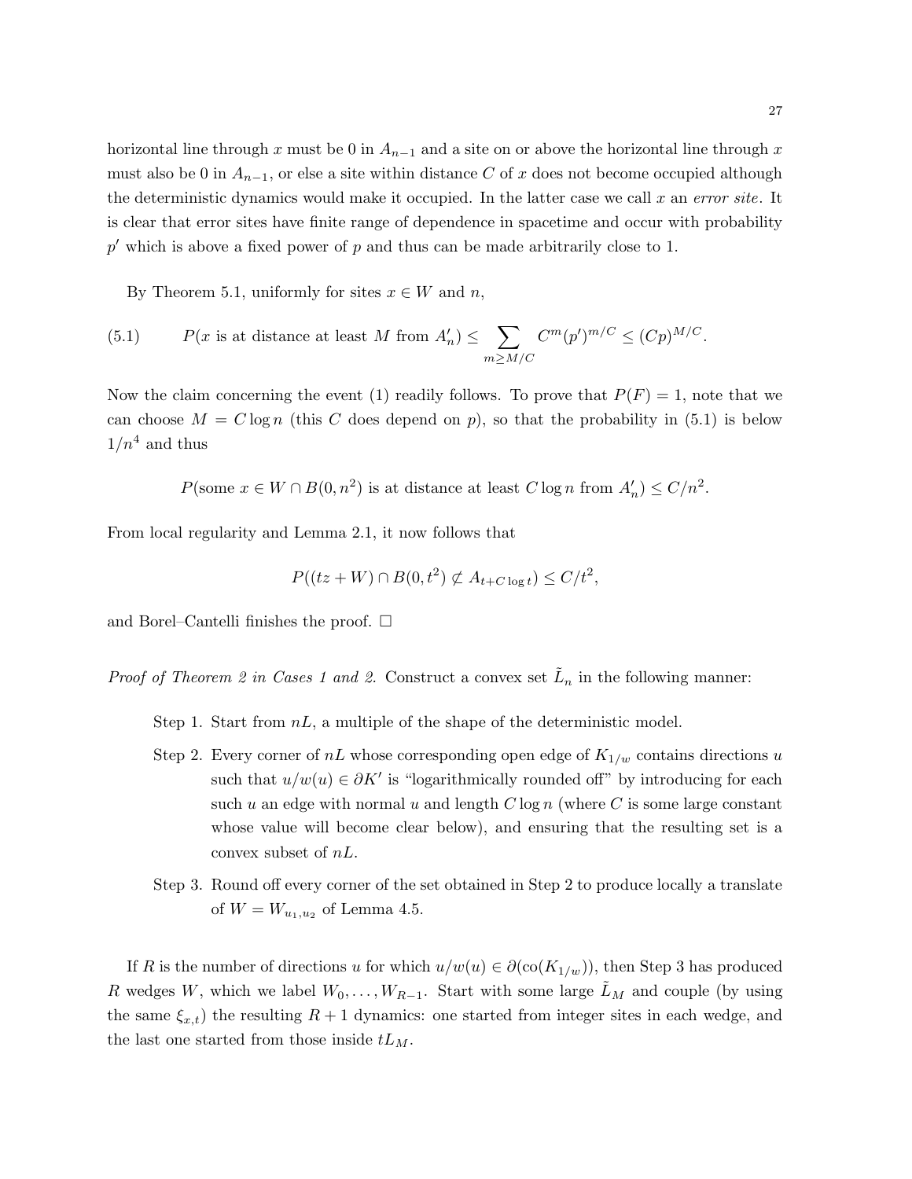horizontal line through $x$ must be 0 in $A_{n-1}$ and a site on or above the horizontal line through $x$ must also be 0 in $A_{n-1}$, or else a site within distance $C$ of $x$ does not become occupied although the deterministic dynamics would make it occupied. In the latter case we call $x$ an *error site*. It is clear that error sites have finite range of dependence in spacetime and occur with probability $p'$ which is above a fixed power of $p$ and thus can be made arbitrarily close to 1.

By Theorem 5.1, uniformly for sites $x \in W$ and $n$,

$$P(x \text{ is at distance at least } M \text{ from } A'_n) \leq \sum_{m \geq M/C} C^m (p')^{m/C} \leq (Cp)^{M/C}. \tag{5.1}$$

Now the claim concerning the event (1) readily follows. To prove that $P(F) = 1$, note that we can choose $M = C \log n$ (this $C$ does depend on $p$), so that the probability in (5.1) is below $1/n^4$ and thus

$$P(\text{some } x \in W \cap B(0, n^2) \text{ is at distance at least } C \log n \text{ from } A'_n) \leq C/n^2.$$

From local regularity and Lemma 2.1, it now follows that

$$P((tz + W) \cap B(0, t^2) \not\subset A_{t + C \log t}) \leq C/t^2,$$

and Borel–Cantelli finishes the proof. □

*Proof of Theorem 2 in Cases 1 and 2.* Construct a convex set $\tilde{L}_n$ in the following manner:

Step 1. Start from $nL$, a multiple of the shape of the deterministic model.

Step 2. Every corner of $nL$ whose corresponding open edge of $K_{1/w}$ contains directions $u$ such that $u/w(u) \in \partial K'$ is "logarithmically rounded off" by introducing for each such $u$ an edge with normal $u$ and length $C \log n$ (where $C$ is some large constant whose value will become clear below), and ensuring that the resulting set is a convex subset of $nL$.

Step 3. Round off every corner of the set obtained in Step 2 to produce locally a translate of $W = W_{u_1,u_2}$ of Lemma 4.5.

If $R$ is the number of directions $u$ for which $u/w(u) \in \partial(\text{co}(K_{1/w}))$, then Step 3 has produced $R$ wedges $W$, which we label $W_0, \ldots, W_{R-1}$. Start with some large $\tilde{L}_M$ and couple (by using the same $\xi_{x,t}$) the resulting $R + 1$ dynamics: one started from integer sites in each wedge, and the last one started from those inside $tL_M$.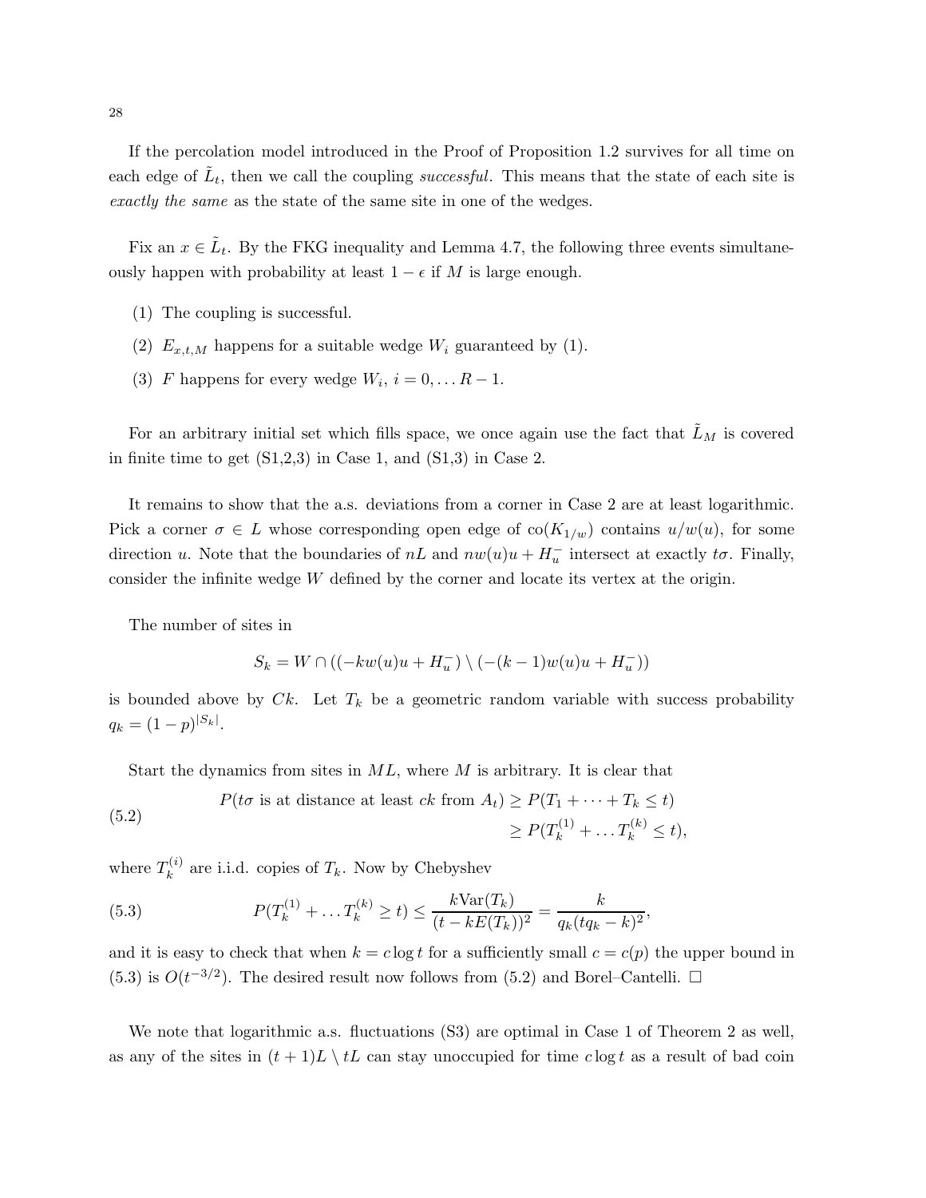If the percolation model introduced in the Proof of Proposition 1.2 survives for all time on each edge of $\tilde{L}_t$, then we call the coupling *successful*. This means that the state of each site is *exactly the same* as the state of the same site in one of the wedges.

Fix an $x \in \tilde{L}_t$. By the FKG inequality and Lemma 4.7, the following three events simultaneously happen with probability at least $1 - \epsilon$ if $M$ is large enough.

(1) The coupling is successful.

(2) $E_{x,t,M}$ happens for a suitable wedge $W_i$ guaranteed by (1).

(3) $F$ happens for every wedge $W_i$, $i = 0, \dots R - 1$.

For an arbitrary initial set which fills space, we once again use the fact that $\tilde{L}_M$ is covered in finite time to get (S1,2,3) in Case 1, and (S1,3) in Case 2.

It remains to show that the a.s. deviations from a corner in Case 2 are at least logarithmic. Pick a corner $\sigma \in L$ whose corresponding open edge of $\text{co}(K_{1/w})$ contains $u/w(u)$, for some direction $u$. Note that the boundaries of $nL$ and $nw(u)u + H_u^-$ intersect at exactly $t\sigma$. Finally, consider the infinite wedge $W$ defined by the corner and locate its vertex at the origin.

The number of sites in

$$S_k = W \cap ((-kw(u)u + H_u^-) \setminus (-(k-1)w(u)u + H_u^-))$$

is bounded above by $Ck$. Let $T_k$ be a geometric random variable with success probability $q_k = (1-p)^{|S_k|}$.

Start the dynamics from sites in $ML$, where $M$ is arbitrary. It is clear that

$$\begin{aligned} P(t\sigma \text{ is at distance at least } ck \text{ from } A_t) &\geq P(T_1 + \cdots + T_k \leq t) \\ &\geq P(T_k^{(1)} + \dots T_k^{(k)} \leq t), \end{aligned} \tag{5.2}$$

where $T_k^{(i)}$ are i.i.d. copies of $T_k$. Now by Chebyshev

$$P(T_k^{(1)} + \dots T_k^{(k)} \geq t) \leq \frac{k\text{Var}(T_k)}{(t - kE(T_k))^2} = \frac{k}{q_k(tq_k - k)^2}, \tag{5.3}$$

and it is easy to check that when $k = c \log t$ for a sufficiently small $c = c(p)$ the upper bound in (5.3) is $O(t^{-3/2})$. The desired result now follows from (5.2) and Borel–Cantelli. $\square$

We note that logarithmic a.s. fluctuations (S3) are optimal in Case 1 of Theorem 2 as well, as any of the sites in $(t+1)L \setminus tL$ can stay unoccupied for time $c \log t$ as a result of bad coin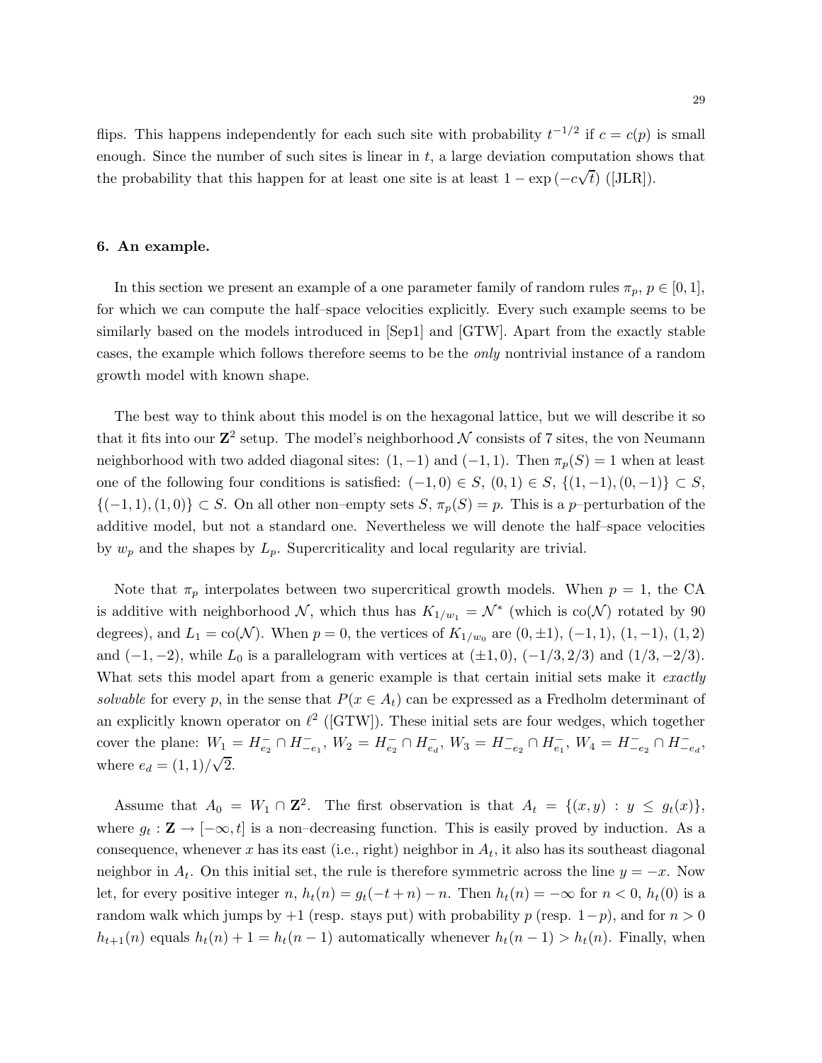flips. This happens independently for each such site with probability $t^{-1/2}$ if $c = c(p)$ is small enough. Since the number of such sites is linear in $t$, a large deviation computation shows that the probability that this happen for at least one site is at least $1 - \exp(-c\sqrt{t})$ ([JLR]).

### 6. An example.

In this section we present an example of a one parameter family of random rules $\pi_p$, $p \in [0,1]$, for which we can compute the half–space velocities explicitly. Every such example seems to be similarly based on the models introduced in [Sep1] and [GTW]. Apart from the exactly stable cases, the example which follows therefore seems to be the *only* nontrivial instance of a random growth model with known shape.

The best way to think about this model is on the hexagonal lattice, but we will describe it so that it fits into our $\mathbf{Z}^2$ setup. The model's neighborhood $\mathcal{N}$ consists of 7 sites, the von Neumann neighborhood with two added diagonal sites: $(1,-1)$ and $(-1,1)$. Then $\pi_p(S) = 1$ when at least one of the following four conditions is satisfied: $(-1,0) \in S$, $(0,1) \in S$, $\{(1,-1),(0,-1)\} \subset S$, $\{(-1,1),(1,0)\} \subset S$. On all other non–empty sets $S$, $\pi_p(S) = p$. This is a $p$–perturbation of the additive model, but not a standard one. Nevertheless we will denote the half–space velocities by $w_p$ and the shapes by $L_p$. Supercriticality and local regularity are trivial.

Note that $\pi_p$ interpolates between two supercritical growth models. When $p = 1$, the CA is additive with neighborhood $\mathcal{N}$, which thus has $K_{1/w_1} = \mathcal{N}^*$ (which is $\text{co}(\mathcal{N})$ rotated by 90 degrees), and $L_1 = \text{co}(\mathcal{N})$. When $p = 0$, the vertices of $K_{1/w_0}$ are $(0, \pm 1)$, $(-1,1)$, $(1,-1)$, $(1,2)$ and $(-1,-2)$, while $L_0$ is a parallelogram with vertices at $(\pm 1, 0)$, $(-1/3, 2/3)$ and $(1/3, -2/3)$. What sets this model apart from a generic example is that certain initial sets make it *exactly solvable* for every $p$, in the sense that $P(x \in A_t)$ can be expressed as a Fredholm determinant of an explicitly known operator on $\ell^2$ ([GTW]). These initial sets are four wedges, which together cover the plane: $W_1 = H^-_{e_2} \cap H^-_{-e_1}$, $W_2 = H^-_{e_2} \cap H^-_{e_d}$, $W_3 = H^-_{-e_2} \cap H^-_{e_1}$, $W_4 = H^-_{-e_2} \cap H^-_{-e_d}$, where $e_d = (1,1)/\sqrt{2}$.

Assume that $A_0 = W_1 \cap \mathbf{Z}^2$. The first observation is that $A_t = \{(x,y) : y \le g_t(x)\}$, where $g_t : \mathbf{Z} \to [-\infty, t]$ is a non–decreasing function. This is easily proved by induction. As a consequence, whenever $x$ has its east (i.e., right) neighbor in $A_t$, it also has its southeast diagonal neighbor in $A_t$. On this initial set, the rule is therefore symmetric across the line $y = -x$. Now let, for every positive integer $n$, $h_t(n) = g_t(-t+n) - n$. Then $h_t(n) = -\infty$ for $n < 0$, $h_t(0)$ is a random walk which jumps by $+1$ (resp. stays put) with probability $p$ (resp. $1-p$), and for $n > 0$ $h_{t+1}(n)$ equals $h_t(n) + 1 = h_t(n-1)$ automatically whenever $h_t(n-1) > h_t(n)$. Finally, when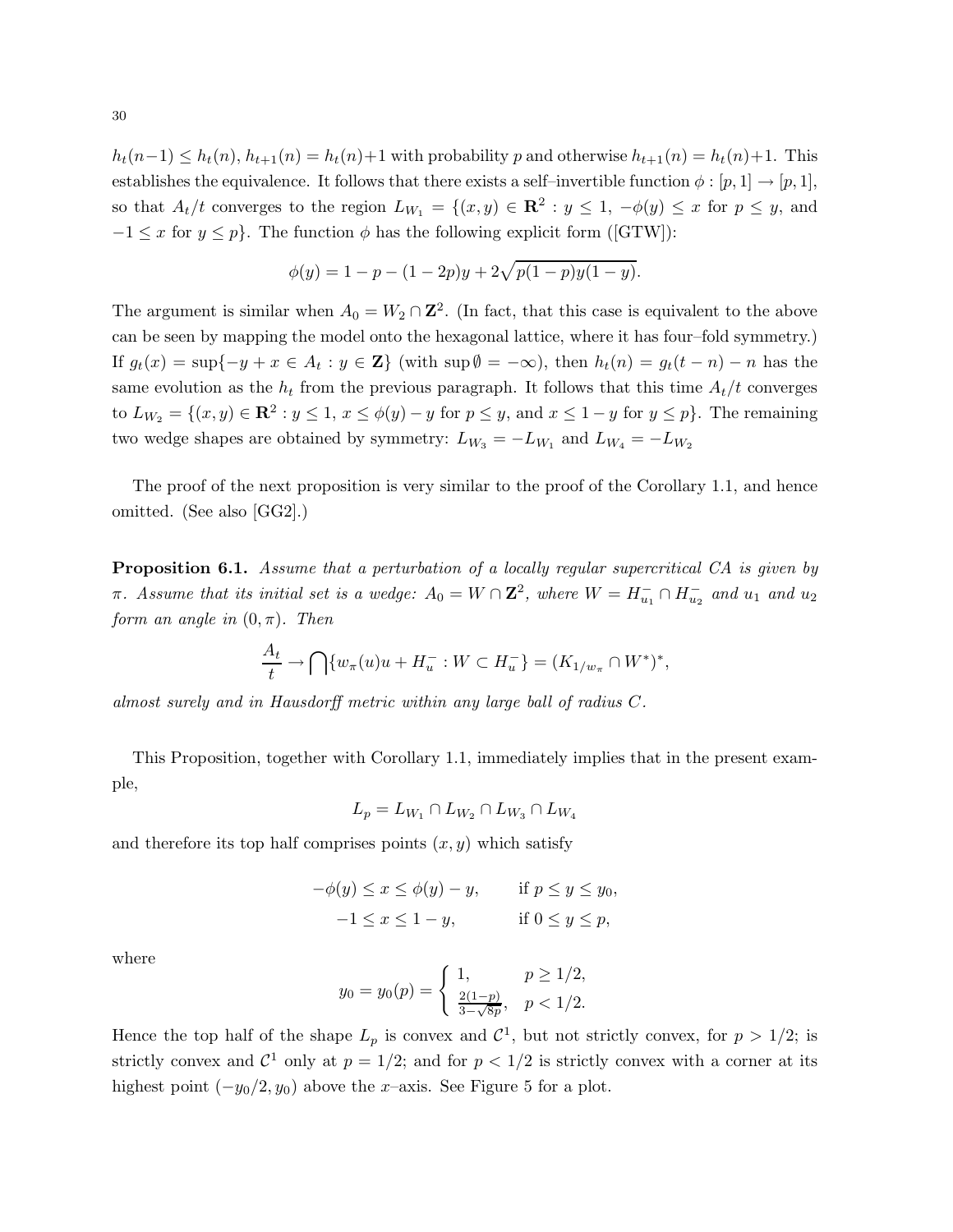$h_t(n-1) \leq h_t(n)$, $h_{t+1}(n) = h_t(n)+1$ with probability $p$ and otherwise $h_{t+1}(n) = h_t(n)+1$. This establishes the equivalence. It follows that there exists a self–invertible function $\phi : [p, 1] \to [p, 1]$, so that $A_t/t$ converges to the region $L_{W_1} = \{(x, y) \in \mathbf{R}^2 : y \leq 1, \ -\phi(y) \leq x$ for $p \leq y$, and $-1 \leq x$ for $y \leq p\}$. The function $\phi$ has the following explicit form ([GTW]):

$$\phi(y) = 1 - p - (1 - 2p)y + 2\sqrt{p(1-p)y(1-y)}.$$

The argument is similar when $A_0 = W_2 \cap \mathbf{Z}^2$. (In fact, that this case is equivalent to the above can be seen by mapping the model onto the hexagonal lattice, where it has four–fold symmetry.) If $g_t(x) = \sup\{-y + x \in A_t : y \in \mathbf{Z}\}$ (with $\sup \emptyset = -\infty$), then $h_t(n) = g_t(t - n) - n$ has the same evolution as the $h_t$ from the previous paragraph. It follows that this time $A_t/t$ converges to $L_{W_2} = \{(x, y) \in \mathbf{R}^2 : y \leq 1, \ x \leq \phi(y) - y$ for $p \leq y$, and $x \leq 1 - y$ for $y \leq p\}$. The remaining two wedge shapes are obtained by symmetry: $L_{W_3} = -L_{W_1}$ and $L_{W_4} = -L_{W_2}$

The proof of the next proposition is very similar to the proof of the Corollary 1.1, and hence omitted. (See also [GG2].)

**Proposition 6.1.** *Assume that a perturbation of a locally regular supercritical CA is given by $\pi$. Assume that its initial set is a wedge: $A_0 = W \cap \mathbf{Z}^2$, where $W = H^-_{u_1} \cap H^-_{u_2}$ and $u_1$ and $u_2$ form an angle in $(0, \pi)$. Then*

$$\frac{A_t}{t} \to \bigcap \{w_\pi(u)u + H^-_u : W \subset H^-_u\} = (K_{1/w_\pi} \cap W^*)^*,$$

*almost surely and in Hausdorff metric within any large ball of radius $C$.*

This Proposition, together with Corollary 1.1, immediately implies that in the present example,

$$L_p = L_{W_1} \cap L_{W_2} \cap L_{W_3} \cap L_{W_4}$$

and therefore its top half comprises points $(x, y)$ which satisfy

$$\begin{aligned} -\phi(y) \leq x \leq \phi(y) - y, & \qquad \text{if } p \leq y \leq y_0, \\ -1 \leq x \leq 1 - y, & \qquad \text{if } 0 \leq y \leq p, \end{aligned}$$

where

$$y_0 = y_0(p) = \begin{cases} 1, & p \geq 1/2, \\ \frac{2(1-p)}{3-\sqrt{8p}}, & p < 1/2. \end{cases}$$

Hence the top half of the shape $L_p$ is convex and $\mathcal{C}^1$, but not strictly convex, for $p > 1/2$; is strictly convex and $\mathcal{C}^1$ only at $p = 1/2$; and for $p < 1/2$ is strictly convex with a corner at its highest point $(-y_0/2, y_0)$ above the $x$–axis. See Figure 5 for a plot.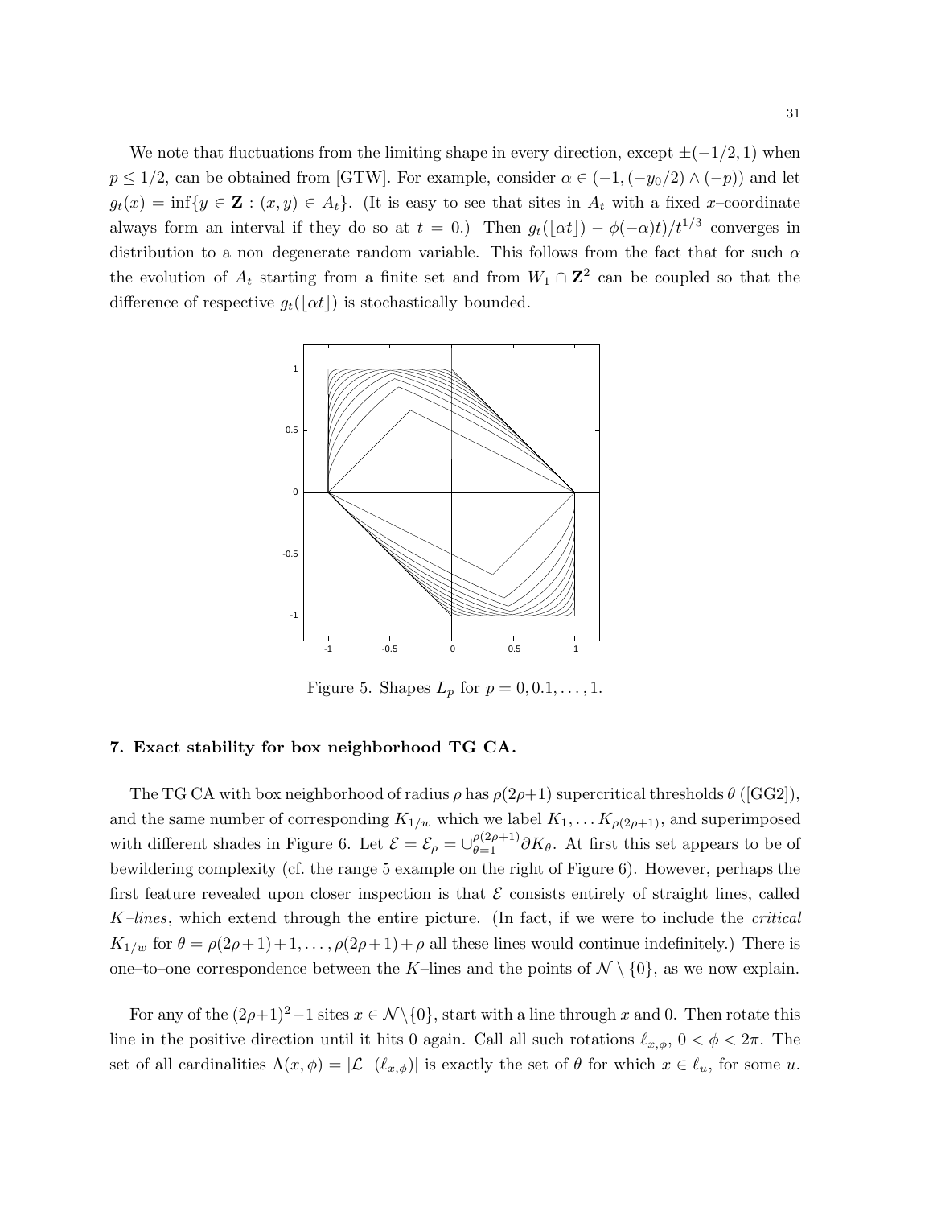We note that fluctuations from the limiting shape in every direction, except $\pm(-1/2, 1)$ when $p \leq 1/2$, can be obtained from [GTW]. For example, consider $\alpha \in (-1, (-y_0/2) \wedge (-p))$ and let $g_t(x) = \inf\{y \in \mathbf{Z} : (x, y) \in A_t\}$. (It is easy to see that sites in $A_t$ with a fixed $x$–coordinate always form an interval if they do so at $t = 0$.) Then $g_t(\lfloor \alpha t \rfloor) - \phi(-\alpha)t)/t^{1/3}$ converges in distribution to a non–degenerate random variable. This follows from the fact that for such $\alpha$ the evolution of $A_t$ starting from a finite set and from $W_1 \cap \mathbf{Z}^2$ can be coupled so that the difference of respective $g_t(\lfloor \alpha t \rfloor)$ is stochastically bounded.

Figure 5. Shapes $L_p$ for $p = 0, 0.1, \ldots, 1$.

**7. Exact stability for box neighborhood TG CA.**

The TG CA with box neighborhood of radius $\rho$ has $\rho(2\rho+1)$ supercritical thresholds $\theta$ ([GG2]), and the same number of corresponding $K_{1/w}$ which we label $K_1, \ldots K_{\rho(2\rho+1)}$, and superimposed with different shades in Figure 6. Let $\mathcal{E} = \mathcal{E}_\rho = \cup_{\theta=1}^{\rho(2\rho+1)} \partial K_\theta$. At first this set appears to be of bewildering complexity (cf. the range 5 example on the right of Figure 6). However, perhaps the first feature revealed upon closer inspection is that $\mathcal{E}$ consists entirely of straight lines, called *K–lines*, which extend through the entire picture. (In fact, if we were to include the *critical* $K_{1/w}$ for $\theta = \rho(2\rho+1)+1, \ldots, \rho(2\rho+1)+\rho$ all these lines would continue indefinitely.) There is one–to–one correspondence between the $K$–lines and the points of $\mathcal{N} \setminus \{0\}$, as we now explain.

For any of the $(2\rho+1)^2-1$ sites $x \in \mathcal{N} \setminus \{0\}$, start with a line through $x$ and 0. Then rotate this line in the positive direction until it hits 0 again. Call all such rotations $\ell_{x,\phi}$, $0 < \phi < 2\pi$. The set of all cardinalities $\Lambda(x, \phi) = |\mathcal{L}^-(\ell_{x,\phi})|$ is exactly the set of $\theta$ for which $x \in \ell_u$, for some $u$.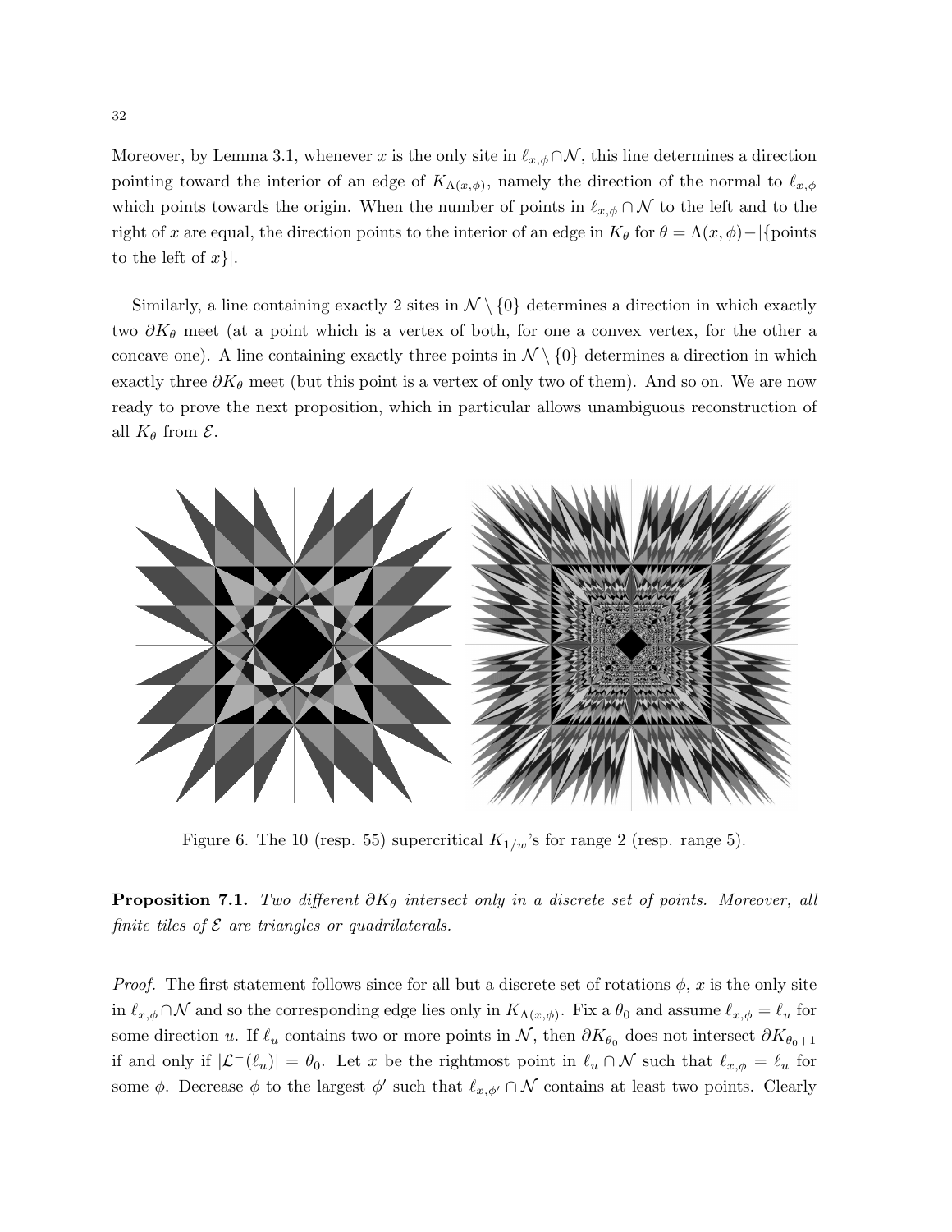Moreover, by Lemma 3.1, whenever $x$ is the only site in $\ell_{x,\phi} \cap \mathcal{N}$, this line determines a direction pointing toward the interior of an edge of $K_{\Lambda(x,\phi)}$, namely the direction of the normal to $\ell_{x,\phi}$ which points towards the origin. When the number of points in $\ell_{x,\phi} \cap \mathcal{N}$ to the left and to the right of $x$ are equal, the direction points to the interior of an edge in $K_\theta$ for $\theta = \Lambda(x, \phi) - |\{$points to the left of $x\}|$.

Similarly, a line containing exactly 2 sites in $\mathcal{N} \setminus \{0\}$ determines a direction in which exactly two $\partial K_\theta$ meet (at a point which is a vertex of both, for one a convex vertex, for the other a concave one). A line containing exactly three points in $\mathcal{N} \setminus \{0\}$ determines a direction in which exactly three $\partial K_\theta$ meet (but this point is a vertex of only two of them). And so on. We are now ready to prove the next proposition, which in particular allows unambiguous reconstruction of all $K_\theta$ from $\mathcal{E}$.

Figure 6. The 10 (resp. 55) supercritical $K_{1/w}$'s for range 2 (resp. range 5).

**Proposition 7.1.** *Two different $\partial K_\theta$ intersect only in a discrete set of points. Moreover, all finite tiles of $\mathcal{E}$ are triangles or quadrilaterals.*

*Proof.* The first statement follows since for all but a discrete set of rotations $\phi$, $x$ is the only site in $\ell_{x,\phi} \cap \mathcal{N}$ and so the corresponding edge lies only in $K_{\Lambda(x,\phi)}$. Fix a $\theta_0$ and assume $\ell_{x,\phi} = \ell_u$ for some direction $u$. If $\ell_u$ contains two or more points in $\mathcal{N}$, then $\partial K_{\theta_0}$ does not intersect $\partial K_{\theta_0+1}$ if and only if $|\mathcal{L}^-(\ell_u)| = \theta_0$. Let $x$ be the rightmost point in $\ell_u \cap \mathcal{N}$ such that $\ell_{x,\phi} = \ell_u$ for some $\phi$. Decrease $\phi$ to the largest $\phi'$ such that $\ell_{x,\phi'} \cap \mathcal{N}$ contains at least two points. Clearly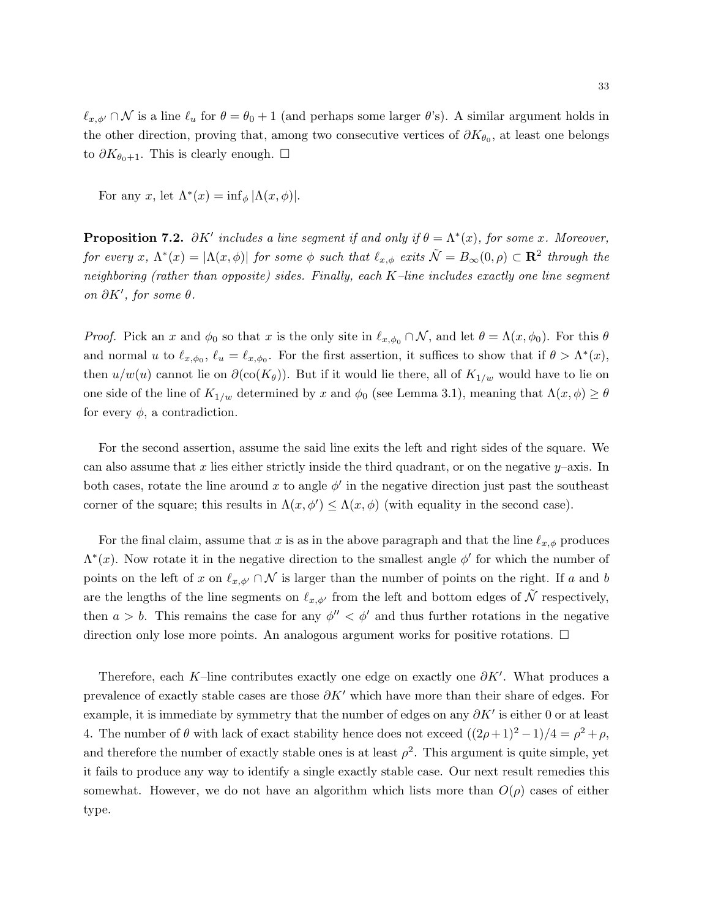$\ell_{x,\phi'} \cap \mathcal{N}$ is a line $\ell_u$ for $\theta = \theta_0 + 1$ (and perhaps some larger $\theta$'s). A similar argument holds in the other direction, proving that, among two consecutive vertices of $\partial K_{\theta_0}$, at least one belongs to $\partial K_{\theta_0+1}$. This is clearly enough. $\square$

For any $x$, let $\Lambda^*(x) = \inf_\phi |\Lambda(x,\phi)|$.

**Proposition 7.2.** *$\partial K'$ includes a line segment if and only if $\theta = \Lambda^*(x)$, for some $x$. Moreover, for every $x$, $\Lambda^*(x) = |\Lambda(x,\phi)|$ for some $\phi$ such that $\ell_{x,\phi}$ exits $\tilde{\mathcal{N}} = B_\infty(0,\rho) \subset \mathbf{R}^2$ through the neighboring (rather than opposite) sides. Finally, each $K$–line includes exactly one line segment on $\partial K'$, for some $\theta$.*

*Proof.* Pick an $x$ and $\phi_0$ so that $x$ is the only site in $\ell_{x,\phi_0} \cap \mathcal{N}$, and let $\theta = \Lambda(x,\phi_0)$. For this $\theta$ and normal $u$ to $\ell_{x,\phi_0}$, $\ell_u = \ell_{x,\phi_0}$. For the first assertion, it suffices to show that if $\theta > \Lambda^*(x)$, then $u/w(u)$ cannot lie on $\partial(\mathrm{co}(K_\theta))$. But if it would lie there, all of $K_{1/w}$ would have to lie on one side of the line of $K_{1/w}$ determined by $x$ and $\phi_0$ (see Lemma 3.1), meaning that $\Lambda(x,\phi) \geq \theta$ for every $\phi$, a contradiction.

For the second assertion, assume the said line exits the left and right sides of the square. We can also assume that $x$ lies either strictly inside the third quadrant, or on the negative $y$–axis. In both cases, rotate the line around $x$ to angle $\phi'$ in the negative direction just past the southeast corner of the square; this results in $\Lambda(x,\phi') \leq \Lambda(x,\phi)$ (with equality in the second case).

For the final claim, assume that $x$ is as in the above paragraph and that the line $\ell_{x,\phi}$ produces $\Lambda^*(x)$. Now rotate it in the negative direction to the smallest angle $\phi'$ for which the number of points on the left of $x$ on $\ell_{x,\phi'} \cap \mathcal{N}$ is larger than the number of points on the right. If $a$ and $b$ are the lengths of the line segments on $\ell_{x,\phi'}$ from the left and bottom edges of $\tilde{\mathcal{N}}$ respectively, then $a > b$. This remains the case for any $\phi'' < \phi'$ and thus further rotations in the negative direction only lose more points. An analogous argument works for positive rotations. $\square$

Therefore, each $K$–line contributes exactly one edge on exactly one $\partial K'$. What produces a prevalence of exactly stable cases are those $\partial K'$ which have more than their share of edges. For example, it is immediate by symmetry that the number of edges on any $\partial K'$ is either 0 or at least 4. The number of $\theta$ with lack of exact stability hence does not exceed $((2\rho+1)^2 - 1)/4 = \rho^2 + \rho$, and therefore the number of exactly stable ones is at least $\rho^2$. This argument is quite simple, yet it fails to produce any way to identify a single exactly stable case. Our next result remedies this somewhat. However, we do not have an algorithm which lists more than $O(\rho)$ cases of either type.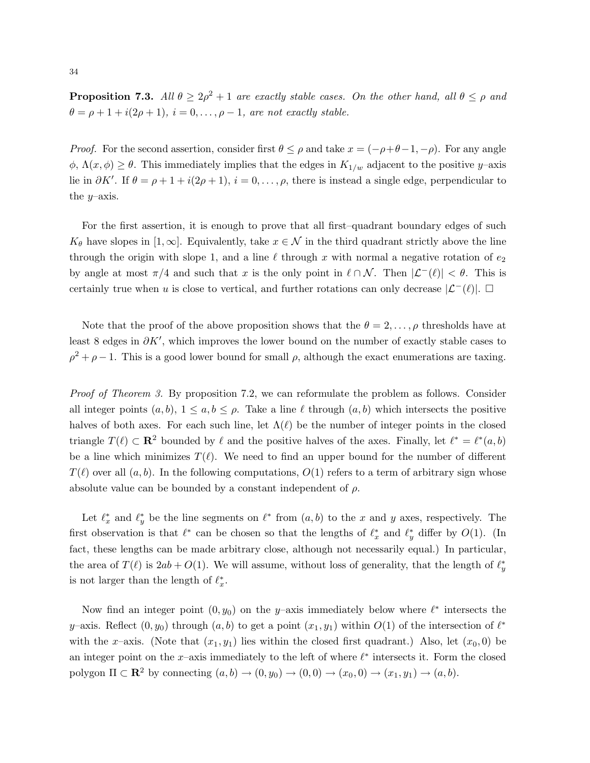**Proposition 7.3.** *All $\theta \geq 2\rho^2+1$ are exactly stable cases. On the other hand, all $\theta \leq \rho$ and $\theta = \rho+1+i(2\rho+1)$, $i=0,\ldots,\rho-1$, are not exactly stable.*

*Proof.* For the second assertion, consider first $\theta \leq \rho$ and take $x = (-\rho+\theta-1, -\rho)$. For any angle $\phi$, $\Lambda(x,\phi) \geq \theta$. This immediately implies that the edges in $K_{1/w}$ adjacent to the positive $y$–axis lie in $\partial K'$. If $\theta = \rho+1+i(2\rho+1)$, $i=0,\ldots,\rho$, there is instead a single edge, perpendicular to the $y$–axis.

For the first assertion, it is enough to prove that all first–quadrant boundary edges of such $K_\theta$ have slopes in $[1,\infty]$. Equivalently, take $x \in \mathcal{N}$ in the third quadrant strictly above the line through the origin with slope 1, and a line $\ell$ through $x$ with normal a negative rotation of $e_2$ by angle at most $\pi/4$ and such that $x$ is the only point in $\ell \cap \mathcal{N}$. Then $|\mathcal{L}^-(\ell)| < \theta$. This is certainly true when $u$ is close to vertical, and further rotations can only decrease $|\mathcal{L}^-(\ell)|$. $\square$

Note that the proof of the above proposition shows that the $\theta = 2,\ldots,\rho$ thresholds have at least 8 edges in $\partial K'$, which improves the lower bound on the number of exactly stable cases to $\rho^2+\rho-1$. This is a good lower bound for small $\rho$, although the exact enumerations are taxing.

*Proof of Theorem 3.* By proposition 7.2, we can reformulate the problem as follows. Consider all integer points $(a,b)$, $1 \leq a,b \leq \rho$. Take a line $\ell$ through $(a,b)$ which intersects the positive halves of both axes. For each such line, let $\Lambda(\ell)$ be the number of integer points in the closed triangle $T(\ell) \subset \mathbf{R}^2$ bounded by $\ell$ and the positive halves of the axes. Finally, let $\ell^* = \ell^*(a,b)$ be a line which minimizes $T(\ell)$. We need to find an upper bound for the number of different $T(\ell)$ over all $(a,b)$. In the following computations, $O(1)$ refers to a term of arbitrary sign whose absolute value can be bounded by a constant independent of $\rho$.

Let $\ell_x^*$ and $\ell_y^*$ be the line segments on $\ell^*$ from $(a,b)$ to the $x$ and $y$ axes, respectively. The first observation is that $\ell^*$ can be chosen so that the lengths of $\ell_x^*$ and $\ell_y^*$ differ by $O(1)$. (In fact, these lengths can be made arbitrary close, although not necessarily equal.) In particular, the area of $T(\ell)$ is $2ab+O(1)$. We will assume, without loss of generality, that the length of $\ell_y^*$ is not larger than the length of $\ell_x^*$.

Now find an integer point $(0,y_0)$ on the $y$–axis immediately below where $\ell^*$ intersects the $y$–axis. Reflect $(0,y_0)$ through $(a,b)$ to get a point $(x_1,y_1)$ within $O(1)$ of the intersection of $\ell^*$ with the $x$–axis. (Note that $(x_1,y_1)$ lies within the closed first quadrant.) Also, let $(x_0,0)$ be an integer point on the $x$–axis immediately to the left of where $\ell^*$ intersects it. Form the closed polygon $\Pi \subset \mathbf{R}^2$ by connecting $(a,b) \to (0,y_0) \to (0,0) \to (x_0,0) \to (x_1,y_1) \to (a,b)$.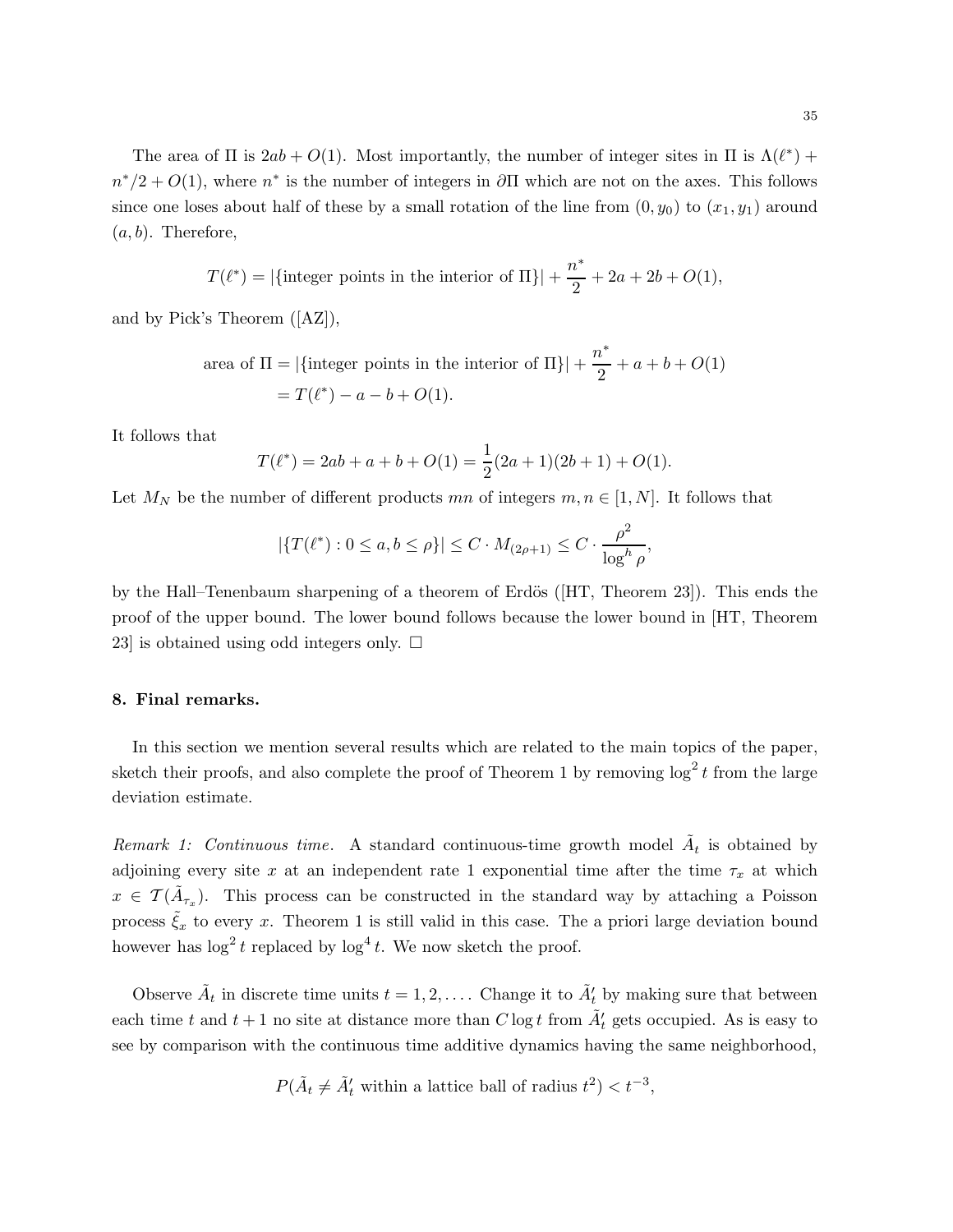The area of $\Pi$ is $2ab + O(1)$. Most importantly, the number of integer sites in $\Pi$ is $\Lambda(\ell^*) + n^*/2 + O(1)$, where $n^*$ is the number of integers in $\partial\Pi$ which are not on the axes. This follows since one loses about half of these by a small rotation of the line from $(0, y_0)$ to $(x_1, y_1)$ around $(a, b)$. Therefore,

$$T(\ell^*) = |\{\text{integer points in the interior of } \Pi\}| + \frac{n^*}{2} + 2a + 2b + O(1),$$

and by Pick's Theorem ([AZ]),

$$\begin{aligned}
\text{area of } \Pi &= |\{\text{integer points in the interior of } \Pi\}| + \frac{n^*}{2} + a + b + O(1) \\
&= T(\ell^*) - a - b + O(1).
\end{aligned}$$

It follows that

$$T(\ell^*) = 2ab + a + b + O(1) = \frac{1}{2}(2a+1)(2b+1) + O(1).$$

Let $M_N$ be the number of different products $mn$ of integers $m, n \in [1, N]$. It follows that

$$|\{T(\ell^*) : 0 \le a, b \le \rho\}| \le C \cdot M_{(2\rho+1)} \le C \cdot \frac{\rho^2}{\log^h \rho},$$

by the Hall–Tenenbaum sharpening of a theorem of Erdös ([HT, Theorem 23]). This ends the proof of the upper bound. The lower bound follows because the lower bound in [HT, Theorem 23] is obtained using odd integers only. $\Box$

## 8. Final remarks.

In this section we mention several results which are related to the main topics of the paper, sketch their proofs, and also complete the proof of Theorem 1 by removing $\log^2 t$ from the large deviation estimate.

*Remark 1: Continuous time.* A standard continuous-time growth model $\tilde{A}_t$ is obtained by adjoining every site $x$ at an independent rate 1 exponential time after the time $\tau_x$ at which $x \in \mathcal{T}(\tilde{A}_{\tau_x})$. This process can be constructed in the standard way by attaching a Poisson process $\tilde{\xi}_x$ to every $x$. Theorem 1 is still valid in this case. The a priori large deviation bound however has $\log^2 t$ replaced by $\log^4 t$. We now sketch the proof.

Observe $\tilde{A}_t$ in discrete time units $t = 1, 2, \ldots$. Change it to $\tilde{A}'_t$ by making sure that between each time $t$ and $t+1$ no site at distance more than $C \log t$ from $\tilde{A}'_t$ gets occupied. As is easy to see by comparison with the continuous time additive dynamics having the same neighborhood,

$$P(\tilde{A}_t \ne \tilde{A}'_t \text{ within a lattice ball of radius } t^2) < t^{-3},$$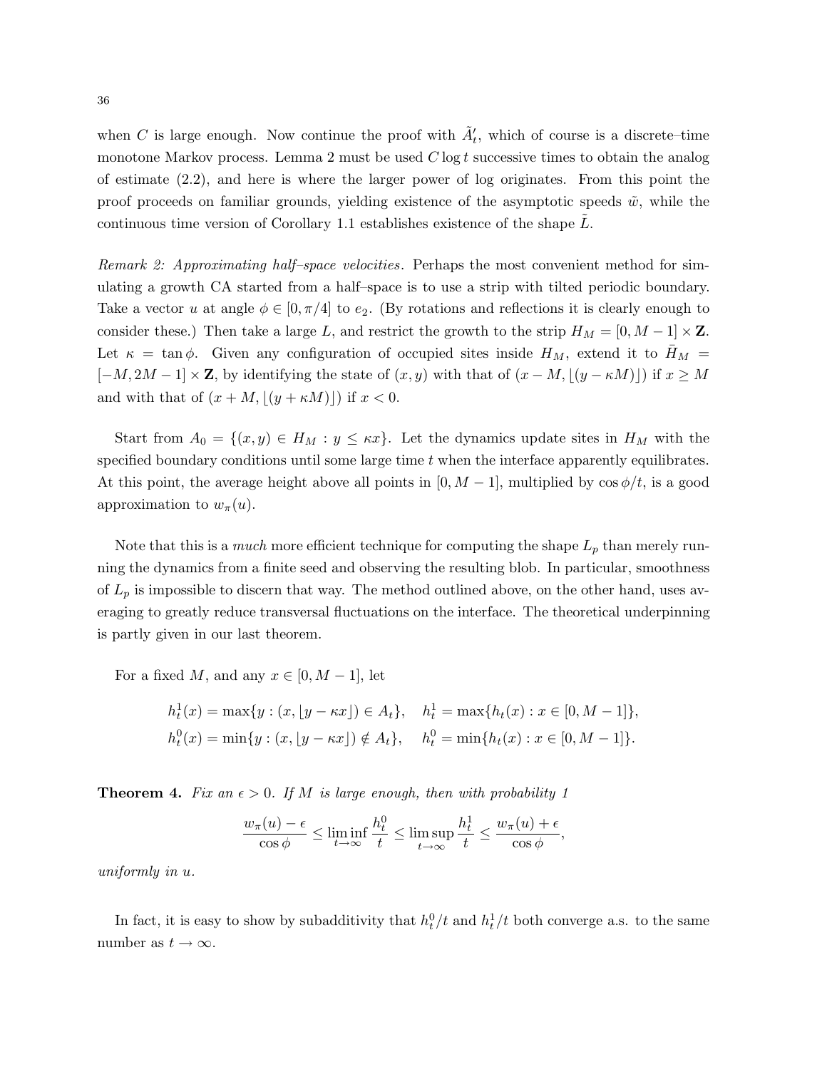when $C$ is large enough. Now continue the proof with $\tilde{A}'_t$, which of course is a discrete–time monotone Markov process. Lemma 2 must be used $C \log t$ successive times to obtain the analog of estimate (2.2), and here is where the larger power of log originates. From this point the proof proceeds on familiar grounds, yielding existence of the asymptotic speeds $\tilde{w}$, while the continuous time version of Corollary 1.1 establishes existence of the shape $\tilde{L}$.

*Remark 2: Approximating half–space velocities*. Perhaps the most convenient method for simulating a growth CA started from a half–space is to use a strip with tilted periodic boundary. Take a vector $u$ at angle $\phi \in [0, \pi/4]$ to $e_2$. (By rotations and reflections it is clearly enough to consider these.) Then take a large $L$, and restrict the growth to the strip $H_M = [0, M-1] \times \mathbf{Z}$. Let $\kappa = \tan \phi$. Given any configuration of occupied sites inside $H_M$, extend it to $\bar{H}_M = [-M, 2M-1] \times \mathbf{Z}$, by identifying the state of $(x, y)$ with that of $(x - M, \lfloor (y - \kappa M) \rfloor)$ if $x \geq M$ and with that of $(x + M, \lfloor (y + \kappa M) \rfloor)$ if $x < 0$.

Start from $A_0 = \{(x, y) \in H_M : y \leq \kappa x\}$. Let the dynamics update sites in $H_M$ with the specified boundary conditions until some large time $t$ when the interface apparently equilibrates. At this point, the average height above all points in $[0, M-1]$, multiplied by $\cos \phi / t$, is a good approximation to $w_\pi(u)$.

Note that this is a *much* more efficient technique for computing the shape $L_p$ than merely running the dynamics from a finite seed and observing the resulting blob. In particular, smoothness of $L_p$ is impossible to discern that way. The method outlined above, on the other hand, uses averaging to greatly reduce transversal fluctuations on the interface. The theoretical underpinning is partly given in our last theorem.

For a fixed $M$, and any $x \in [0, M-1]$, let

$$
\begin{aligned}
h_t^1(x) &= \max\{y : (x, \lfloor y - \kappa x \rfloor) \in A_t\}, \quad h_t^1 = \max\{h_t(x) : x \in [0, M-1]\}, \\
h_t^0(x) &= \min\{y : (x, \lfloor y - \kappa x \rfloor) \notin A_t\}, \quad h_t^0 = \min\{h_t(x) : x \in [0, M-1]\}.
\end{aligned}
$$

**Theorem 4.** *Fix an $\epsilon > 0$. If $M$ is large enough, then with probability 1*

$$
\frac{w_\pi(u) - \epsilon}{\cos \phi} \leq \liminf_{t \to \infty} \frac{h_t^0}{t} \leq \limsup_{t \to \infty} \frac{h_t^1}{t} \leq \frac{w_\pi(u) + \epsilon}{\cos \phi},
$$

*uniformly in $u$.*

In fact, it is easy to show by subadditivity that $h_t^0/t$ and $h_t^1/t$ both converge a.s. to the same number as $t \to \infty$.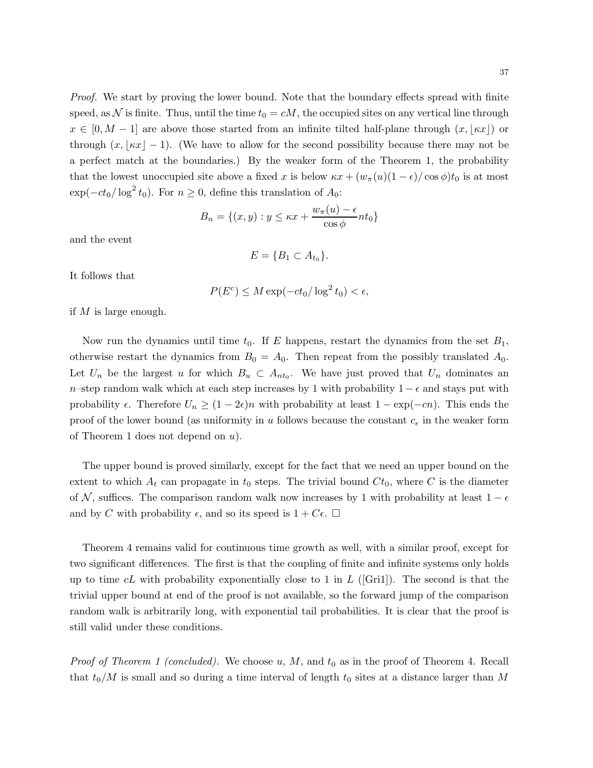*Proof.* We start by proving the lower bound. Note that the boundary effects spread with finite speed, as $\mathcal{N}$ is finite. Thus, until the time $t_0 = cM$, the occupied sites on any vertical line through $x \in [0, M-1]$ are above those started from an infinite tilted half-plane through $(x, \lfloor \kappa x \rfloor)$ or through $(x, \lfloor \kappa x \rfloor - 1)$. (We have to allow for the second possibility because there may not be a perfect match at the boundaries.) By the weaker form of the Theorem 1, the probability that the lowest unoccupied site above a fixed $x$ is below $\kappa x + (w_\pi(u)(1-\epsilon)/\cos\phi)t_0$ is at most $\exp(-ct_0/\log^2 t_0)$. For $n \geq 0$, define this translation of $A_0$:

$$B_n = \{(x, y) : y \leq \kappa x + \frac{w_\pi(u) - \epsilon}{\cos\phi} n t_0\}$$

and the event

$$E = \{B_1 \subset A_{t_0}\}.$$

It follows that

$$P(E^c) \leq M \exp(-ct_0/\log^2 t_0) < \epsilon,$$

if $M$ is large enough.

Now run the dynamics until time $t_0$. If $E$ happens, restart the dynamics from the set $B_1$, otherwise restart the dynamics from $B_0 = A_0$. Then repeat from the possibly translated $A_0$. Let $U_n$ be the largest $u$ for which $B_u \subset A_{nt_0}$. We have just proved that $U_n$ dominates an $n$–step random walk which at each step increases by 1 with probability $1-\epsilon$ and stays put with probability $\epsilon$. Therefore $U_n \geq (1-2\epsilon)n$ with probability at least $1 - \exp(-cn)$. This ends the proof of the lower bound (as uniformity in $u$ follows because the constant $c_\epsilon$ in the weaker form of Theorem 1 does not depend on $u$).

The upper bound is proved similarly, except for the fact that we need an upper bound on the extent to which $A_t$ can propagate in $t_0$ steps. The trivial bound $Ct_0$, where $C$ is the diameter of $\mathcal{N}$, suffices. The comparison random walk now increases by 1 with probability at least $1-\epsilon$ and by $C$ with probability $\epsilon$, and so its speed is $1 + C\epsilon$. □

Theorem 4 remains valid for continuous time growth as well, with a similar proof, except for two significant differences. The first is that the coupling of finite and infinite systems only holds up to time $cL$ with probability exponentially close to 1 in $L$ ([Gri1]). The second is that the trivial upper bound at end of the proof is not available, so the forward jump of the comparison random walk is arbitrarily long, with exponential tail probabilities. It is clear that the proof is still valid under these conditions.

*Proof of Theorem 1 (concluded).* We choose $u$, $M$, and $t_0$ as in the proof of Theorem 4. Recall that $t_0/M$ is small and so during a time interval of length $t_0$ sites at a distance larger than $M$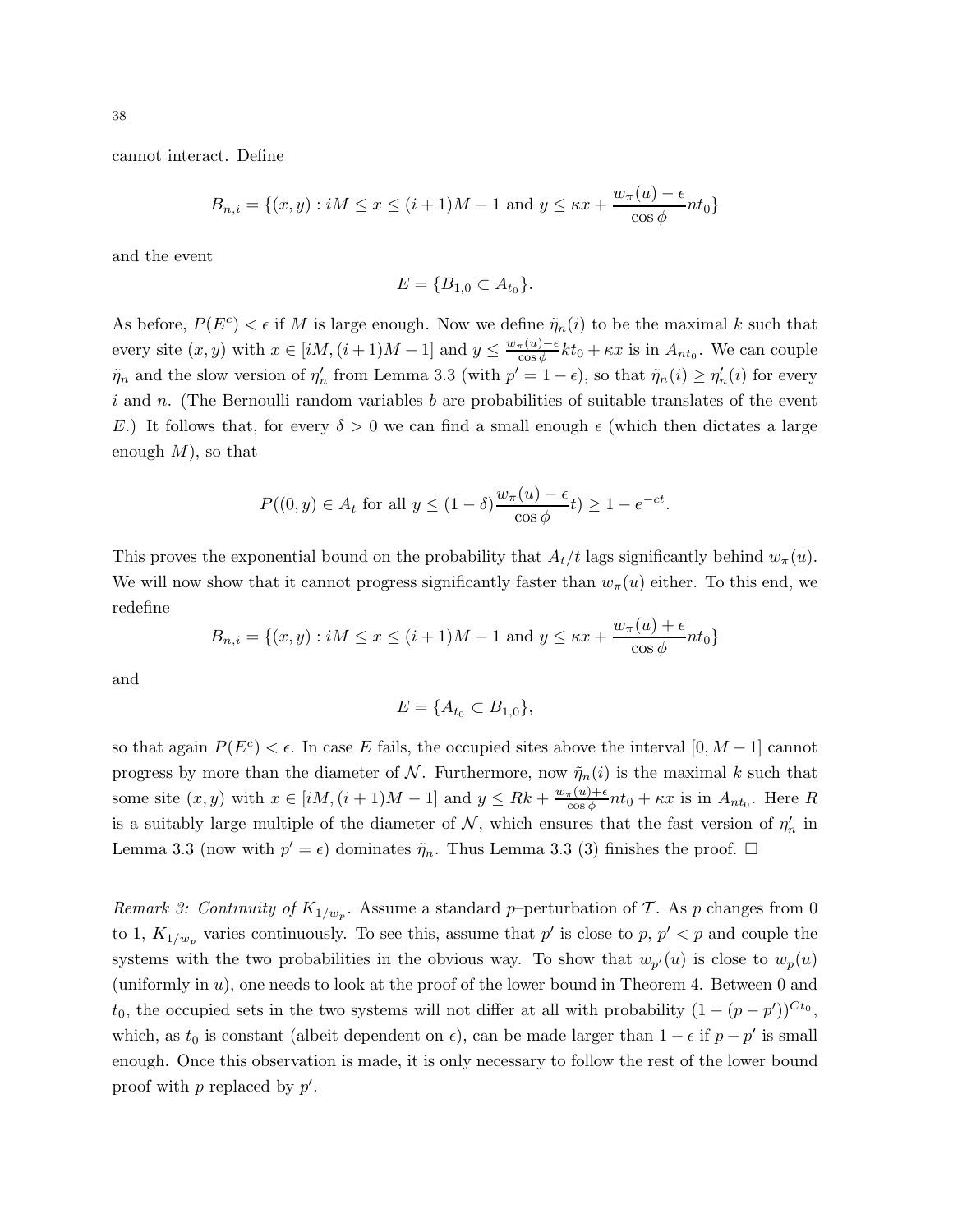cannot interact. Define

$$B_{n,i} = \{(x, y) : iM \le x \le (i+1)M - 1 \text{ and } y \le \kappa x + \frac{w_\pi(u) - \epsilon}{\cos\phi} nt_0\}$$

and the event

$$E = \{B_{1,0} \subset A_{t_0}\}.$$

As before, $P(E^c) < \epsilon$ if $M$ is large enough. Now we define $\tilde{\eta}_n(i)$ to be the maximal $k$ such that every site $(x, y)$ with $x \in [iM, (i+1)M - 1]$ and $y \le \frac{w_\pi(u)-\epsilon}{\cos\phi} kt_0 + \kappa x$ is in $A_{nt_0}$. We can couple $\tilde{\eta}_n$ and the slow version of $\eta'_n$ from Lemma 3.3 (with $p' = 1 - \epsilon$), so that $\tilde{\eta}_n(i) \ge \eta'_n(i)$ for every $i$ and $n$. (The Bernoulli random variables $b$ are probabilities of suitable translates of the event $E$.) It follows that, for every $\delta > 0$ we can find a small enough $\epsilon$ (which then dictates a large enough $M$), so that

$$P((0, y) \in A_t \text{ for all } y \le (1 - \delta)\frac{w_\pi(u) - \epsilon}{\cos\phi} t) \ge 1 - e^{-ct}.$$

This proves the exponential bound on the probability that $A_t/t$ lags significantly behind $w_\pi(u)$. We will now show that it cannot progress significantly faster than $w_\pi(u)$ either. To this end, we redefine

$$B_{n,i} = \{(x, y) : iM \le x \le (i+1)M - 1 \text{ and } y \le \kappa x + \frac{w_\pi(u) + \epsilon}{\cos\phi} nt_0\}$$

and

$$E = \{A_{t_0} \subset B_{1,0}\},$$

so that again $P(E^c) < \epsilon$. In case $E$ fails, the occupied sites above the interval $[0, M-1]$ cannot progress by more than the diameter of $\mathcal{N}$. Furthermore, now $\tilde{\eta}_n(i)$ is the maximal $k$ such that some site $(x, y)$ with $x \in [iM, (i+1)M - 1]$ and $y \le Rk + \frac{w_\pi(u)+\epsilon}{\cos\phi} nt_0 + \kappa x$ is in $A_{nt_0}$. Here $R$ is a suitably large multiple of the diameter of $\mathcal{N}$, which ensures that the fast version of $\eta'_n$ in Lemma 3.3 (now with $p' = \epsilon$) dominates $\tilde{\eta}_n$. Thus Lemma 3.3 (3) finishes the proof. $\square$

*Remark 3: Continuity of $K_{1/w_p}$.* Assume a standard $p$–perturbation of $\mathcal{T}$. As $p$ changes from 0 to 1, $K_{1/w_p}$ varies continuously. To see this, assume that $p'$ is close to $p$, $p' < p$ and couple the systems with the two probabilities in the obvious way. To show that $w_{p'}(u)$ is close to $w_p(u)$ (uniformly in $u$), one needs to look at the proof of the lower bound in Theorem 4. Between 0 and $t_0$, the occupied sets in the two systems will not differ at all with probability $(1-(p-p'))^{Ct_0}$, which, as $t_0$ is constant (albeit dependent on $\epsilon$), can be made larger than $1 - \epsilon$ if $p - p'$ is small enough. Once this observation is made, it is only necessary to follow the rest of the lower bound proof with $p$ replaced by $p'$.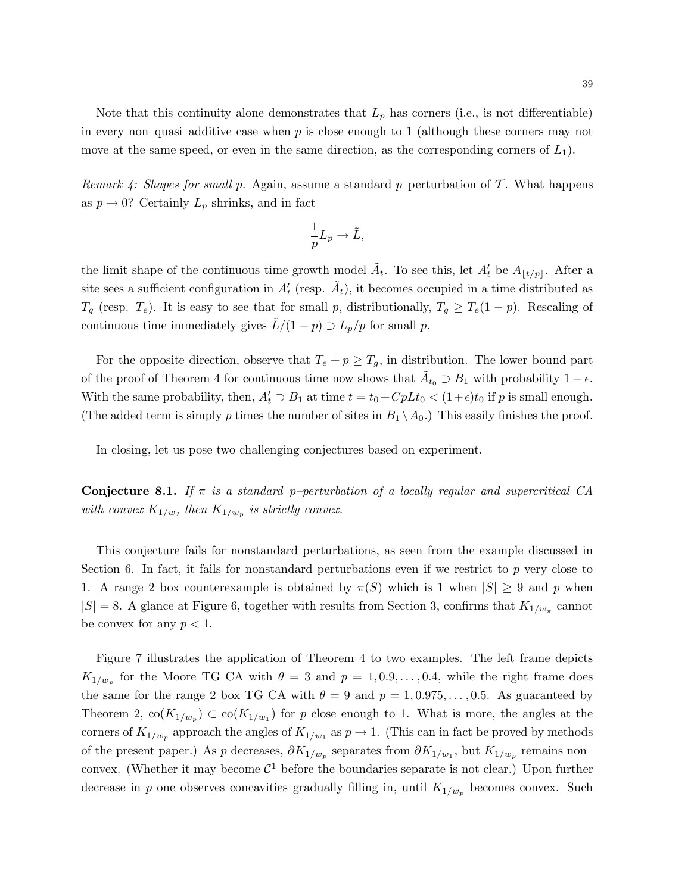Note that this continuity alone demonstrates that $L_p$ has corners (i.e., is not differentiable) in every non–quasi–additive case when $p$ is close enough to 1 (although these corners may not move at the same speed, or even in the same direction, as the corresponding corners of $L_1$).

*Remark 4: Shapes for small p.* Again, assume a standard $p$–perturbation of $\mathcal{T}$. What happens as $p \to 0$? Certainly $L_p$ shrinks, and in fact

$$\frac{1}{p} L_p \to \tilde{L},$$

the limit shape of the continuous time growth model $\tilde{A}_t$. To see this, let $A'_t$ be $A_{\lfloor t/p \rfloor}$. After a site sees a sufficient configuration in $A'_t$ (resp. $\tilde{A}_t$), it becomes occupied in a time distributed as $T_g$ (resp. $T_e$). It is easy to see that for small $p$, distributionally, $T_g \geq T_e(1-p)$. Rescaling of continuous time immediately gives $\tilde{L}/(1-p) \supset L_p/p$ for small $p$.

For the opposite direction, observe that $T_e + p \geq T_g$, in distribution. The lower bound part of the proof of Theorem 4 for continuous time now shows that $\tilde{A}_{t_0} \supset B_1$ with probability $1 - \epsilon$. With the same probability, then, $A'_t \supset B_1$ at time $t = t_0 + CpLt_0 < (1+\epsilon)t_0$ if $p$ is small enough. (The added term is simply $p$ times the number of sites in $B_1 \setminus A_0$.) This easily finishes the proof.

In closing, let us pose two challenging conjectures based on experiment.

**Conjecture 8.1.** *If $\pi$ is a standard $p$–perturbation of a locally regular and supercritical CA with convex $K_{1/w}$, then $K_{1/w_p}$ is strictly convex.*

This conjecture fails for nonstandard perturbations, as seen from the example discussed in Section 6. In fact, it fails for nonstandard perturbations even if we restrict to $p$ very close to 1. A range 2 box counterexample is obtained by $\pi(S)$ which is 1 when $|S| \geq 9$ and $p$ when $|S| = 8$. A glance at Figure 6, together with results from Section 3, confirms that $K_{1/w_\pi}$ cannot be convex for any $p < 1$.

Figure 7 illustrates the application of Theorem 4 to two examples. The left frame depicts $K_{1/w_p}$ for the Moore TG CA with $\theta = 3$ and $p = 1, 0.9, \ldots, 0.4$, while the right frame does the same for the range 2 box TG CA with $\theta = 9$ and $p = 1, 0.975, \ldots, 0.5$. As guaranteed by Theorem 2, $\text{co}(K_{1/w_p}) \subset \text{co}(K_{1/w_1})$ for $p$ close enough to 1. What is more, the angles at the corners of $K_{1/w_p}$ approach the angles of $K_{1/w_1}$ as $p \to 1$. (This can in fact be proved by methods of the present paper.) As $p$ decreases, $\partial K_{1/w_p}$ separates from $\partial K_{1/w_1}$, but $K_{1/w_p}$ remains non–convex. (Whether it may become $\mathcal{C}^1$ before the boundaries separate is not clear.) Upon further decrease in $p$ one observes concavities gradually filling in, until $K_{1/w_p}$ becomes convex. Such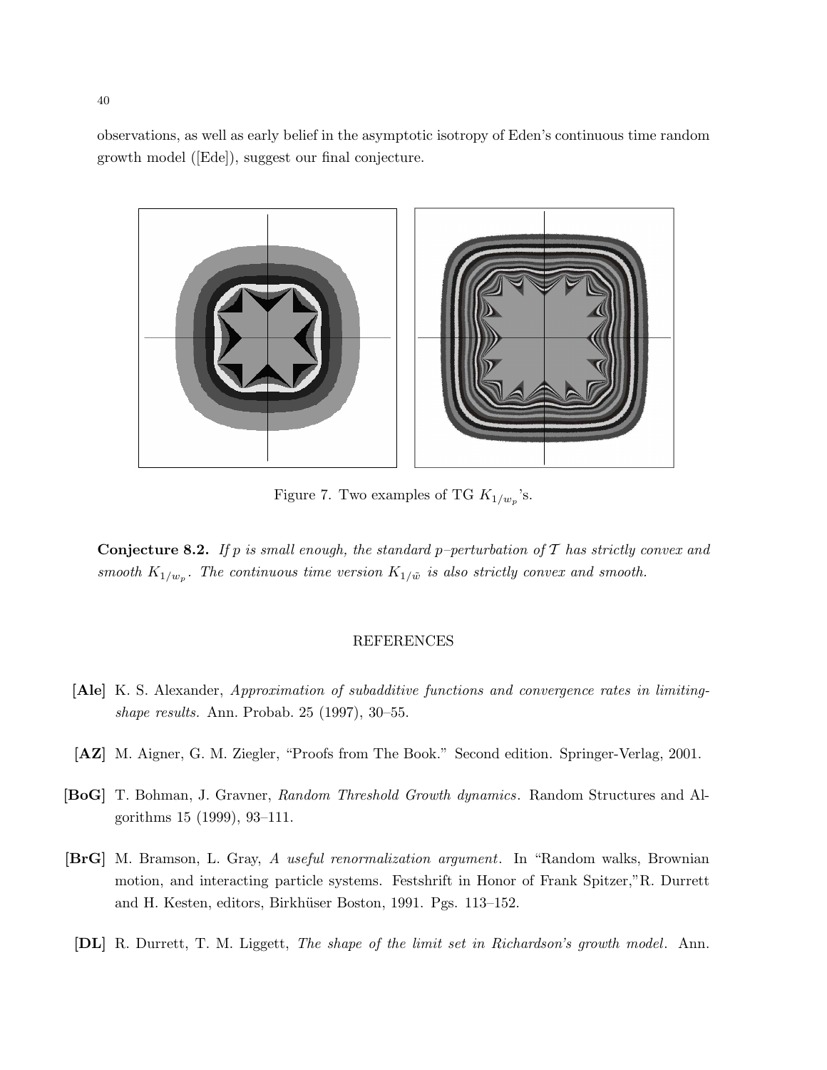observations, as well as early belief in the asymptotic isotropy of Eden's continuous time random growth model ([Ede]), suggest our final conjecture.

Figure 7. Two examples of TG $K_{1/w_p}$'s.

**Conjecture 8.2.** *If $p$ is small enough, the standard $p$–perturbation of $\mathcal{T}$ has strictly convex and smooth $K_{1/w_p}$. The continuous time version $K_{1/\tilde{w}}$ is also strictly convex and smooth.*

## REFERENCES

**[Ale]** K. S. Alexander, *Approximation of subadditive functions and convergence rates in limiting-shape results.* Ann. Probab. 25 (1997), 30–55.

**[AZ]** M. Aigner, G. M. Ziegler, "Proofs from The Book." Second edition. Springer-Verlag, 2001.

**[BoG]** T. Bohman, J. Gravner, *Random Threshold Growth dynamics*. Random Structures and Algorithms 15 (1999), 93–111.

**[BrG]** M. Bramson, L. Gray, *A useful renormalization argument*. In "Random walks, Brownian motion, and interacting particle systems. Festshrift in Honor of Frank Spitzer,"R. Durrett and H. Kesten, editors, Birkhüser Boston, 1991. Pgs. 113–152.

**[DL]** R. Durrett, T. M. Liggett, *The shape of the limit set in Richardson's growth model*. Ann.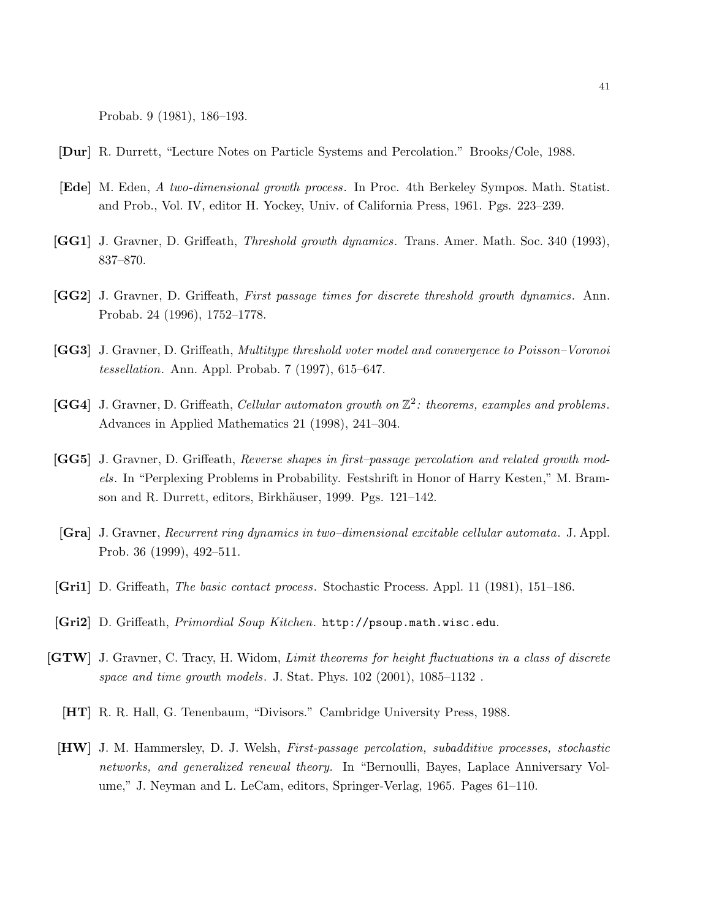Probab. 9 (1981), 186–193.

**[Dur]** R. Durrett, "Lecture Notes on Particle Systems and Percolation." Brooks/Cole, 1988.

**[Ede]** M. Eden, *A two-dimensional growth process*. In Proc. 4th Berkeley Sympos. Math. Statist. and Prob., Vol. IV, editor H. Yockey, Univ. of California Press, 1961. Pgs. 223–239.

**[GG1]** J. Gravner, D. Griffeath, *Threshold growth dynamics*. Trans. Amer. Math. Soc. 340 (1993), 837–870.

**[GG2]** J. Gravner, D. Griffeath, *First passage times for discrete threshold growth dynamics*. Ann. Probab. 24 (1996), 1752–1778.

**[GG3]** J. Gravner, D. Griffeath, *Multitype threshold voter model and convergence to Poisson–Voronoi tessellation*. Ann. Appl. Probab. 7 (1997), 615–647.

**[GG4]** J. Gravner, D. Griffeath, *Cellular automaton growth on $\mathbb{Z}^2$: theorems, examples and problems*. Advances in Applied Mathematics 21 (1998), 241–304.

**[GG5]** J. Gravner, D. Griffeath, *Reverse shapes in first–passage percolation and related growth models*. In "Perplexing Problems in Probability. Festshrift in Honor of Harry Kesten," M. Bramson and R. Durrett, editors, Birkhäuser, 1999. Pgs. 121–142.

**[Gra]** J. Gravner, *Recurrent ring dynamics in two–dimensional excitable cellular automata*. J. Appl. Prob. 36 (1999), 492–511.

**[Gri1]** D. Griffeath, *The basic contact process*. Stochastic Process. Appl. 11 (1981), 151–186.

**[Gri2]** D. Griffeath, *Primordial Soup Kitchen*. `http://psoup.math.wisc.edu`.

**[GTW]** J. Gravner, C. Tracy, H. Widom, *Limit theorems for height fluctuations in a class of discrete space and time growth models*. J. Stat. Phys. 102 (2001), 1085–1132 .

**[HT]** R. R. Hall, G. Tenenbaum, "Divisors." Cambridge University Press, 1988.

**[HW]** J. M. Hammersley, D. J. Welsh, *First-passage percolation, subadditive processes, stochastic networks, and generalized renewal theory.* In "Bernoulli, Bayes, Laplace Anniversary Volume," J. Neyman and L. LeCam, editors, Springer-Verlag, 1965. Pages 61–110.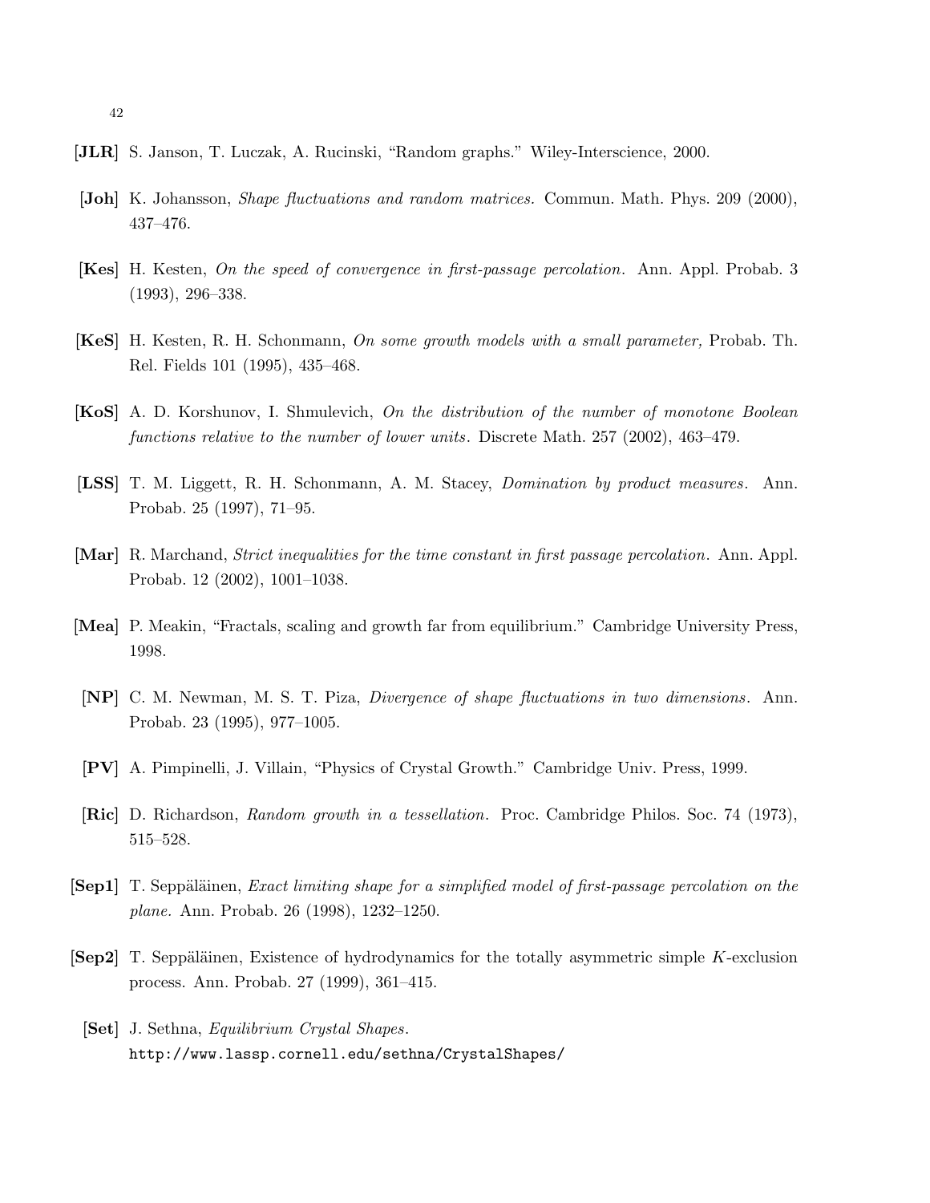**[JLR]** S. Janson, T. Luczak, A. Rucinski, “Random graphs.” Wiley-Interscience, 2000.

**[Joh]** K. Johansson, *Shape fluctuations and random matrices.* Commun. Math. Phys. 209 (2000), 437–476.

**[Kes]** H. Kesten, *On the speed of convergence in first-passage percolation.* Ann. Appl. Probab. 3 (1993), 296–338.

**[KeS]** H. Kesten, R. H. Schonmann, *On some growth models with a small parameter,* Probab. Th. Rel. Fields 101 (1995), 435–468.

**[KoS]** A. D. Korshunov, I. Shmulevich, *On the distribution of the number of monotone Boolean functions relative to the number of lower units.* Discrete Math. 257 (2002), 463–479.

**[LSS]** T. M. Liggett, R. H. Schonmann, A. M. Stacey, *Domination by product measures.* Ann. Probab. 25 (1997), 71–95.

**[Mar]** R. Marchand, *Strict inequalities for the time constant in first passage percolation.* Ann. Appl. Probab. 12 (2002), 1001–1038.

**[Mea]** P. Meakin, “Fractals, scaling and growth far from equilibrium.” Cambridge University Press, 1998.

**[NP]** C. M. Newman, M. S. T. Piza, *Divergence of shape fluctuations in two dimensions.* Ann. Probab. 23 (1995), 977–1005.

**[PV]** A. Pimpinelli, J. Villain, “Physics of Crystal Growth.” Cambridge Univ. Press, 1999.

**[Ric]** D. Richardson, *Random growth in a tessellation.* Proc. Cambridge Philos. Soc. 74 (1973), 515–528.

**[Sep1]** T. Seppäläinen, *Exact limiting shape for a simplified model of first-passage percolation on the plane.* Ann. Probab. 26 (1998), 1232–1250.

**[Sep2]** T. Seppäläinen, Existence of hydrodynamics for the totally asymmetric simple $K$-exclusion process. Ann. Probab. 27 (1999), 361–415.

**[Set]** J. Sethna, *Equilibrium Crystal Shapes.* `http://www.lassp.cornell.edu/sethna/CrystalShapes/`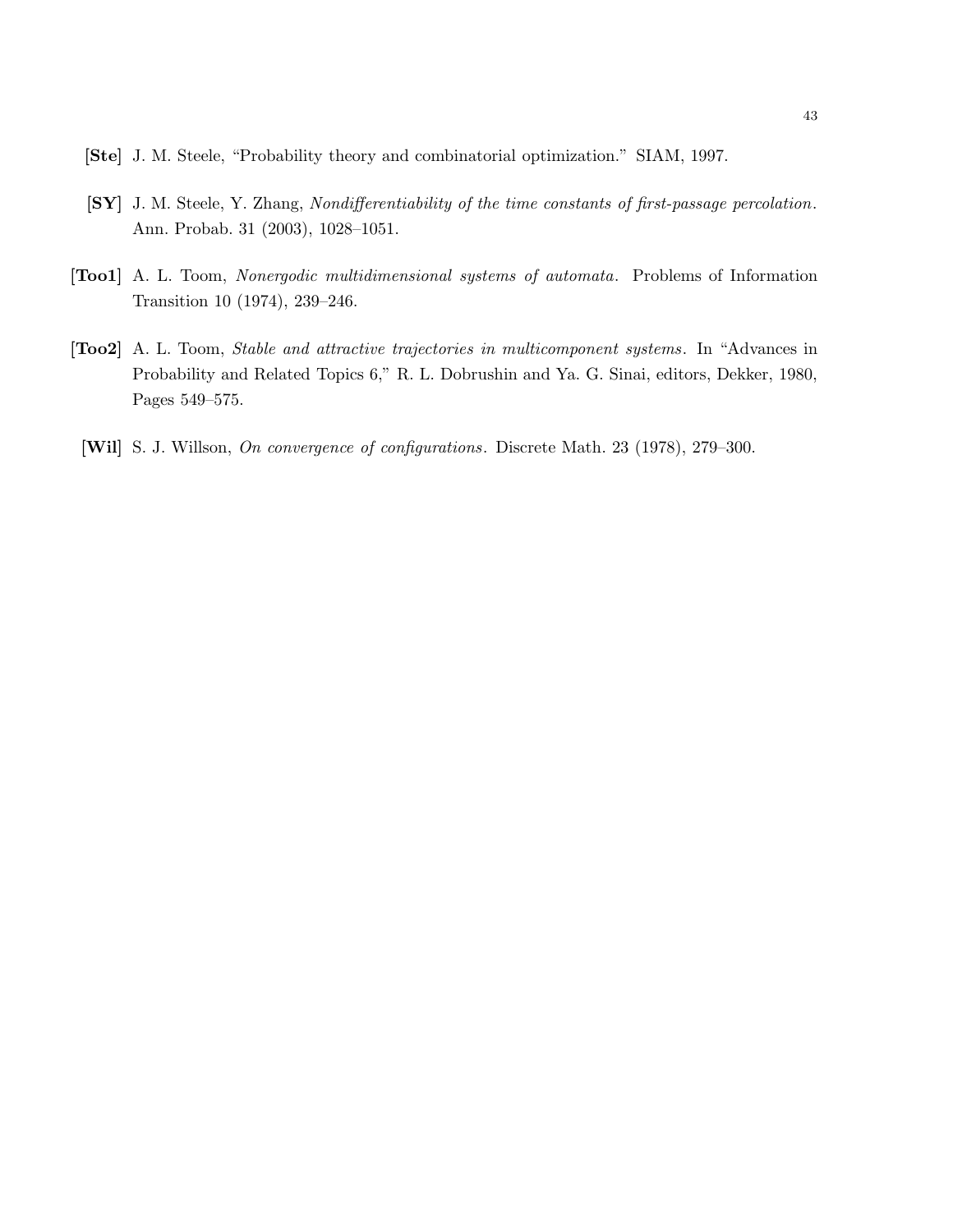**[Ste]** J. M. Steele, "Probability theory and combinatorial optimization." SIAM, 1997.

**[SY]** J. M. Steele, Y. Zhang, *Nondifferentiability of the time constants of first-passage percolation*. Ann. Probab. 31 (2003), 1028–1051.

**[Too1]** A. L. Toom, *Nonergodic multidimensional systems of automata*. Problems of Information Transition 10 (1974), 239–246.

**[Too2]** A. L. Toom, *Stable and attractive trajectories in multicomponent systems*. In "Advances in Probability and Related Topics 6," R. L. Dobrushin and Ya. G. Sinai, editors, Dekker, 1980, Pages 549–575.

**[Wil]** S. J. Willson, *On convergence of configurations*. Discrete Math. 23 (1978), 279–300.